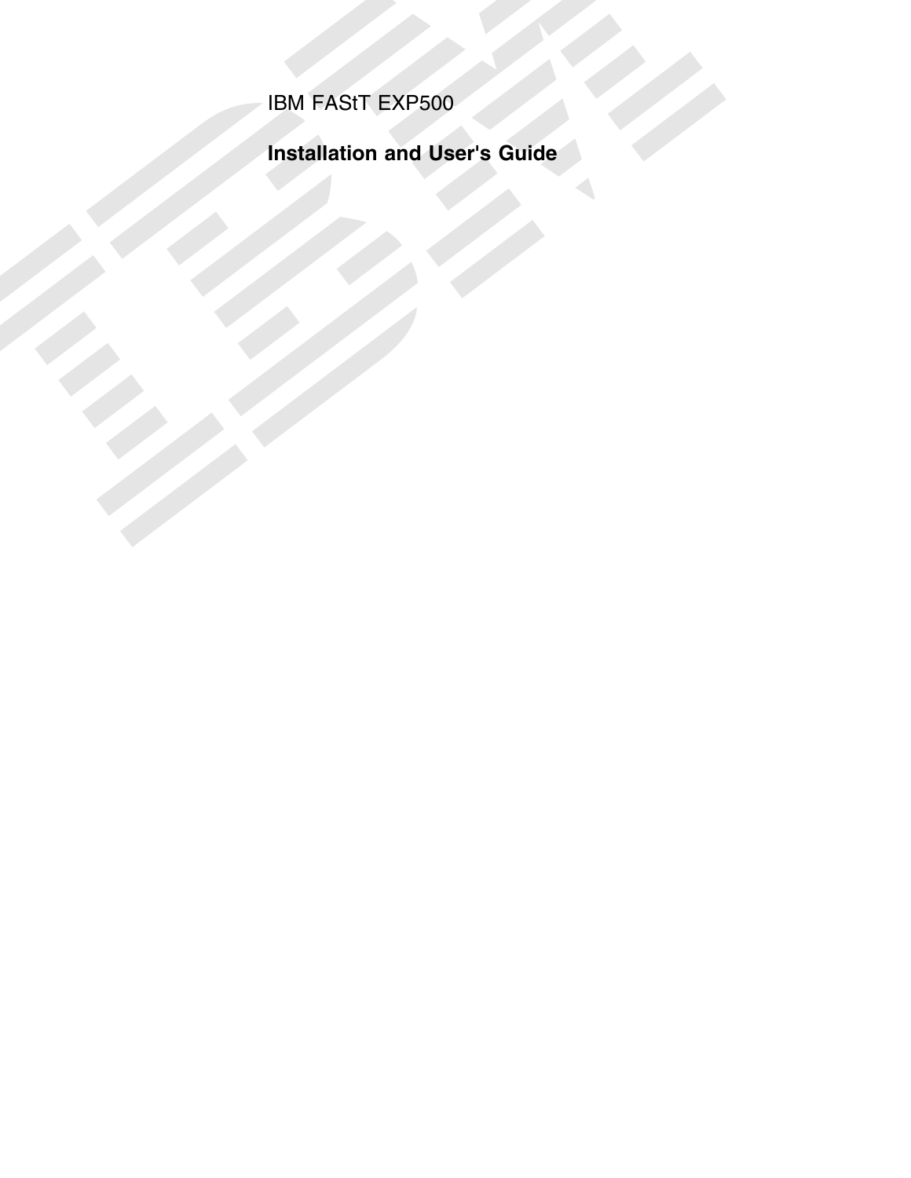IBM FAStT EXP500

# Installation and User's Guide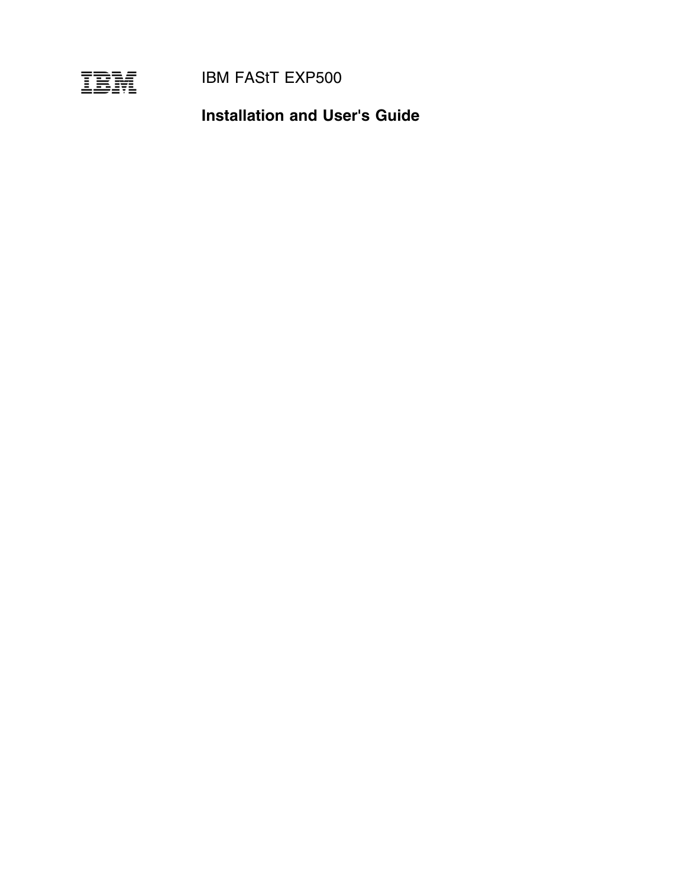IBM

IBM FAStT EXP500

# Installation and User's Guide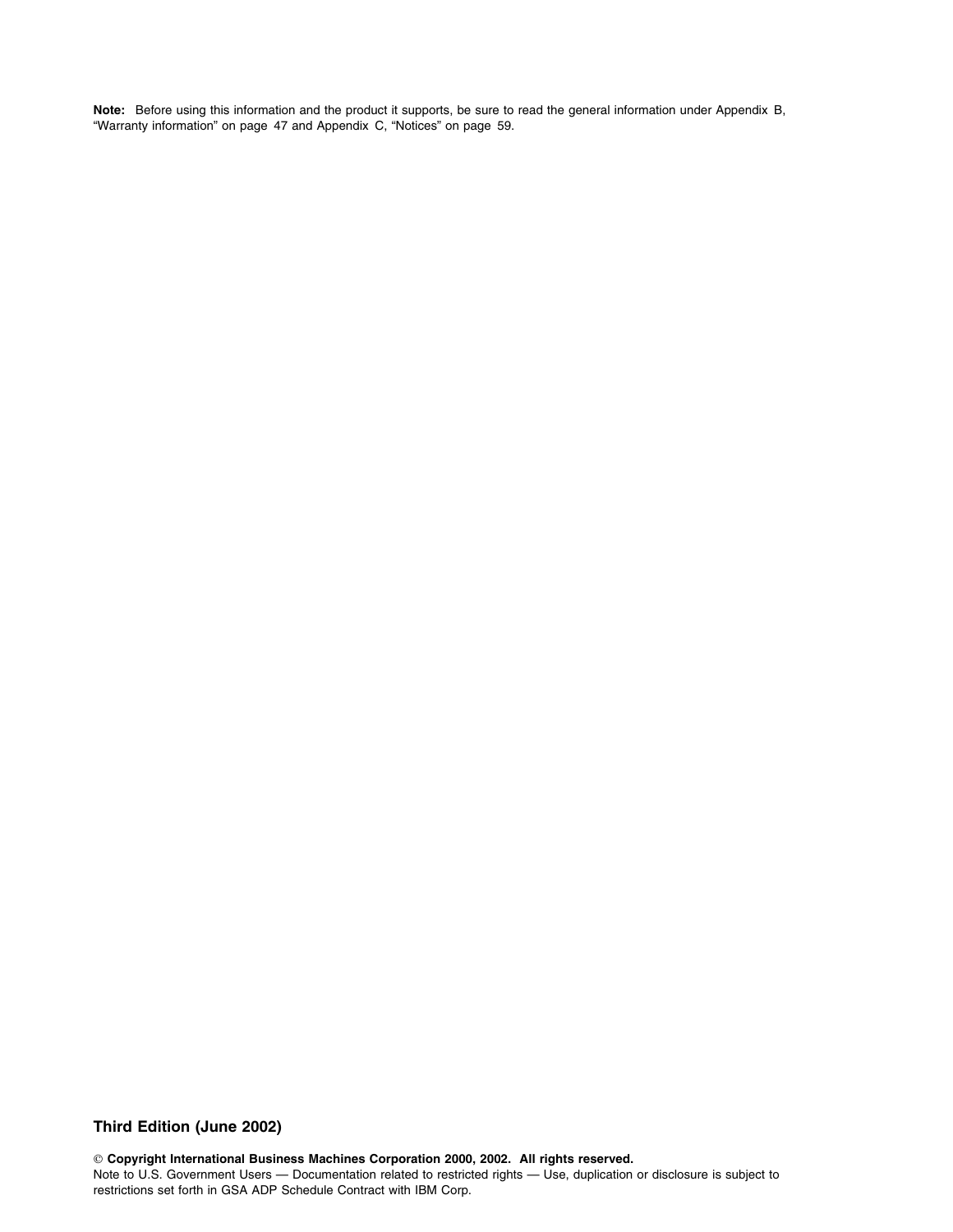**Note:** Before using this information and the product it supports, be sure to read the general information under Appendix B, “Warranty information” on page 47 and Appendix C, “Notices” on page 59.

**Third Edition (June 2002)**

**© Copyright International Business Machines Corporation 2000, 2002. All rights reserved.**
Note to U.S. Government Users — Documentation related to restricted rights — Use, duplication or disclosure is subject to restrictions set forth in GSA ADP Schedule Contract with IBM Corp.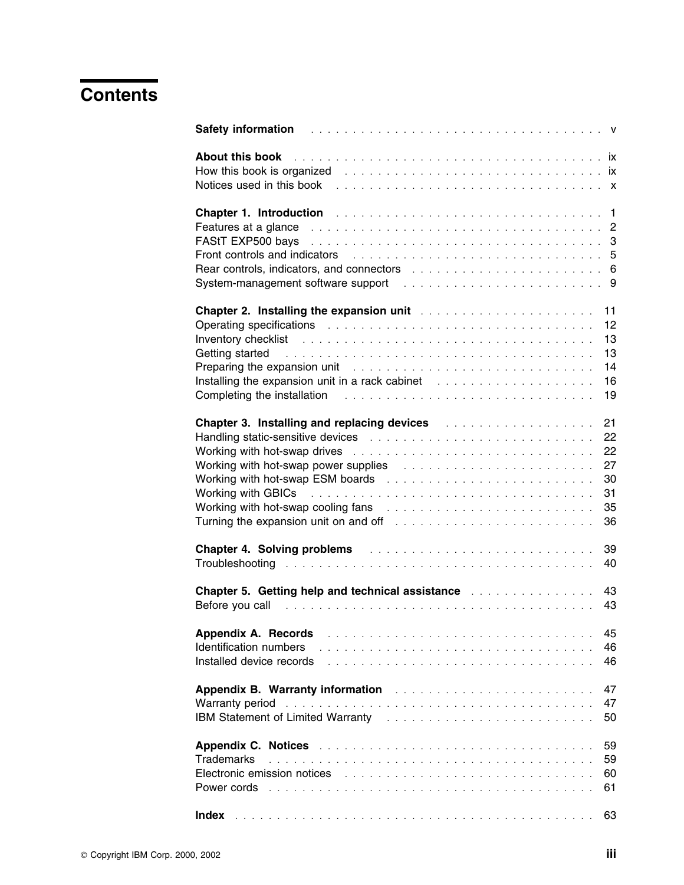# Contents

| | |
|---|---|
| **Safety information** | v |
| | |
| **About this book** | ix |
| How this book is organized | ix |
| Notices used in this book | x |
| | |
| **Chapter 1. Introduction** | 1 |
| Features at a glance | 2 |
| FAStT EXP500 bays | 3 |
| Front controls and indicators | 5 |
| Rear controls, indicators, and connectors | 6 |
| System-management software support | 9 |
| | |
| **Chapter 2. Installing the expansion unit** | 11 |
| Operating specifications | 12 |
| Inventory checklist | 13 |
| Getting started | 13 |
| Preparing the expansion unit | 14 |
| Installing the expansion unit in a rack cabinet | 16 |
| Completing the installation | 19 |
| | |
| **Chapter 3. Installing and replacing devices** | 21 |
| Handling static-sensitive devices | 22 |
| Working with hot-swap drives | 22 |
| Working with hot-swap power supplies | 27 |
| Working with hot-swap ESM boards | 30 |
| Working with GBICs | 31 |
| Working with hot-swap cooling fans | 35 |
| Turning the expansion unit on and off | 36 |
| | |
| **Chapter 4. Solving problems** | 39 |
| Troubleshooting | 40 |
| | |
| **Chapter 5. Getting help and technical assistance** | 43 |
| Before you call | 43 |
| | |
| **Appendix A. Records** | 45 |
| Identification numbers | 46 |
| Installed device records | 46 |
| | |
| **Appendix B. Warranty information** | 47 |
| Warranty period | 47 |
| IBM Statement of Limited Warranty | 50 |
| | |
| **Appendix C. Notices** | 59 |
| Trademarks | 59 |
| Electronic emission notices | 60 |
| Power cords | 61 |
| | |
| **Index** | 63 |

© Copyright IBM Corp. 2000, 2002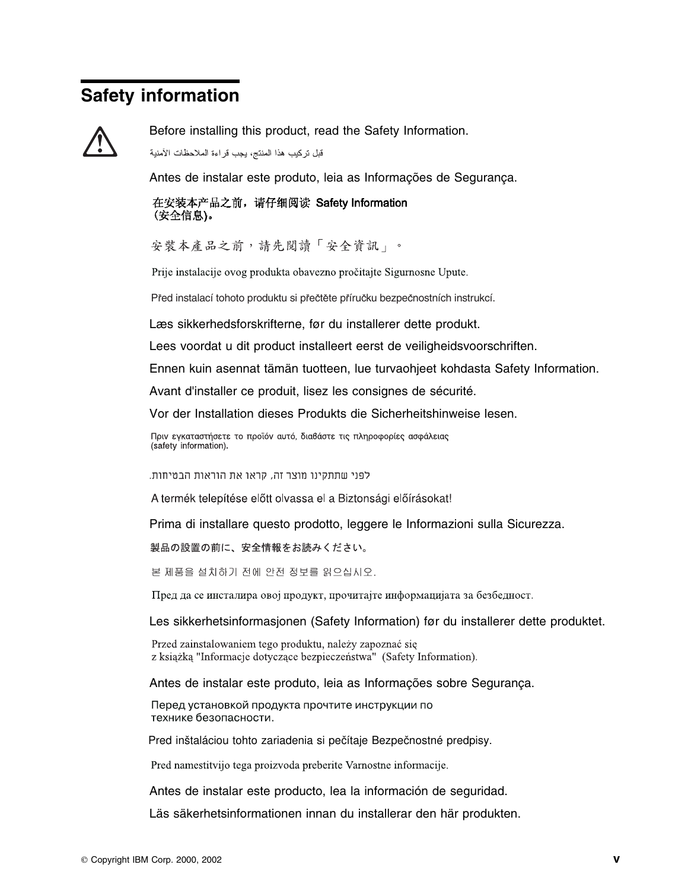# Safety information

Before installing this product, read the Safety Information.

قبل تركيب هذا المنتج، يجب قراءة الملاحظات الأمنية

Antes de instalar este produto, leia as Informações de Segurança.

在安装本产品之前，请仔细阅读 Safety Information (安全信息)。

安裝本產品之前，請先閱讀「安全資訊」。

Prije instalacije ovog produkta obavezno pročitajte Sigurnosne Upute.

Před instalací tohoto produktu si přečtěte příručku bezpečnostních instrukcí.

Læs sikkerhedsforskrifterne, før du installerer dette produkt.

Lees voordat u dit product installeert eerst de veiligheidsvoorschriften.

Ennen kuin asennat tämän tuotteen, lue turvaohjeet kohdasta Safety Information.

Avant d'installer ce produit, lisez les consignes de sécurité.

Vor der Installation dieses Produkts die Sicherheitshinweise lesen.

Πριν εγκαταστήσετε το προϊόν αυτό, διαβάστε τις πληροφορίες ασφάλειας (safety information).

לפני שתתקינו מוצר זה, קראו את הוראות הבטיחות.

A termék telepítése előtt olvassa el a Biztonsági előírásokat!

Prima di installare questo prodotto, leggere le Informazioni sulla Sicurezza.

製品の設置の前に、安全情報をお読みください。

본 제품을 설치하기 전에 안전 정보를 읽으십시오.

Пред да се инсталира овој продукт, прочитајте информацијата за безбедност.

Les sikkerhetsinformasjonen (Safety Information) før du installerer dette produktet.

Przed zainstalowaniem tego produktu, należy zapoznać się z książką "Informacje dotyczące bezpieczeństwa" (Safety Information).

Antes de instalar este produto, leia as Informações sobre Segurança.

Перед установкой продукта прочтите инструкции по технике безопасности.

Pred inštaláciou tohto zariadenia si pečítaje Bezpečnostné predpisy.

Pred namestitvijo tega proizvoda preberite Varnostne informacije.

Antes de instalar este producto, lea la información de seguridad.

Läs säkerhetsinformationen innan du installerar den här produkten.

© Copyright IBM Corp. 2000, 2002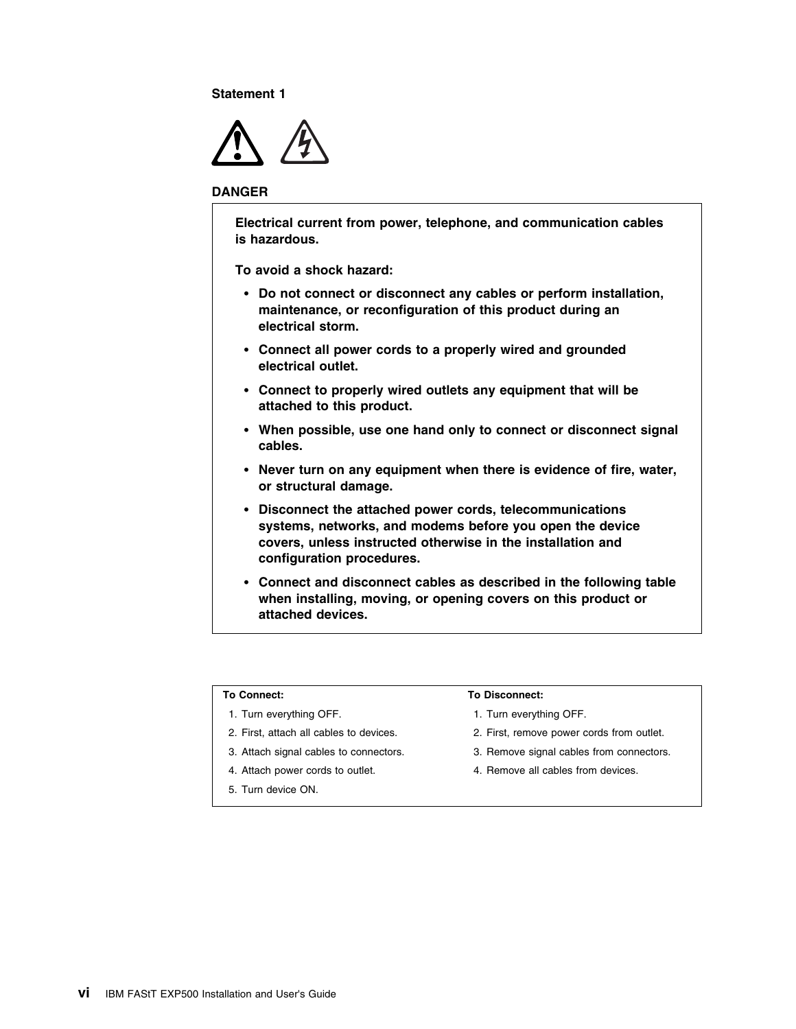**Statement 1**

**DANGER**

**Electrical current from power, telephone, and communication cables is hazardous.**

**To avoid a shock hazard:**

- **Do not connect or disconnect any cables or perform installation, maintenance, or reconfiguration of this product during an electrical storm.**
- **Connect all power cords to a properly wired and grounded electrical outlet.**
- **Connect to properly wired outlets any equipment that will be attached to this product.**
- **When possible, use one hand only to connect or disconnect signal cables.**
- **Never turn on any equipment when there is evidence of fire, water, or structural damage.**
- **Disconnect the attached power cords, telecommunications systems, networks, and modems before you open the device covers, unless instructed otherwise in the installation and configuration procedures.**
- **Connect and disconnect cables as described in the following table when installing, moving, or opening covers on this product or attached devices.**

| **To Connect:** | **To Disconnect:** |
|---|---|
| 1. Turn everything OFF. | 1. Turn everything OFF. |
| 2. First, attach all cables to devices. | 2. First, remove power cords from outlet. |
| 3. Attach signal cables to connectors. | 3. Remove signal cables from connectors. |
| 4. Attach power cords to outlet. | 4. Remove all cables from devices. |
| 5. Turn device ON. | |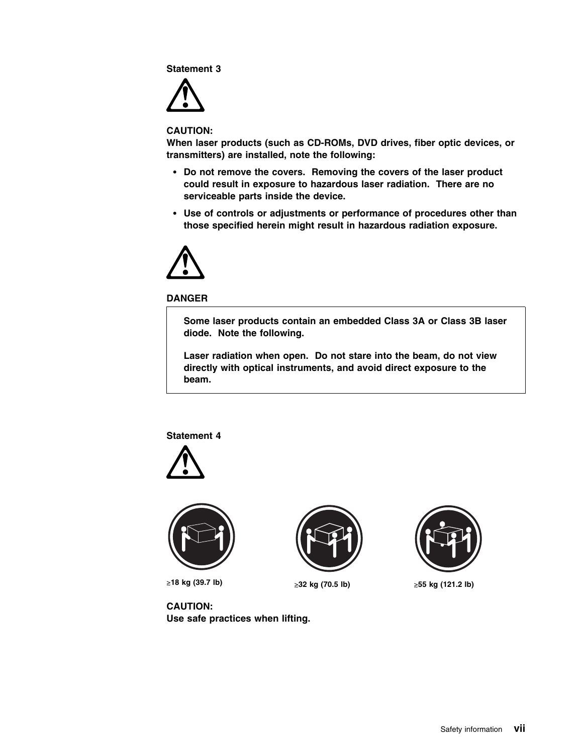**Statement 3**

**CAUTION:**
**When laser products (such as CD-ROMs, DVD drives, fiber optic devices, or transmitters) are installed, note the following:**

- **Do not remove the covers. Removing the covers of the laser product could result in exposure to hazardous laser radiation. There are no serviceable parts inside the device.**
- **Use of controls or adjustments or performance of procedures other than those specified herein might result in hazardous radiation exposure.**

**DANGER**

**Some laser products contain an embedded Class 3A or Class 3B laser diode. Note the following.**

**Laser radiation when open. Do not stare into the beam, do not view directly with optical instruments, and avoid direct exposure to the beam.**

**Statement 4**

**≥18 kg (39.7 lb)** **≥32 kg (70.5 lb)** **≥55 kg (121.2 lb)**

**CAUTION:**
**Use safe practices when lifting.**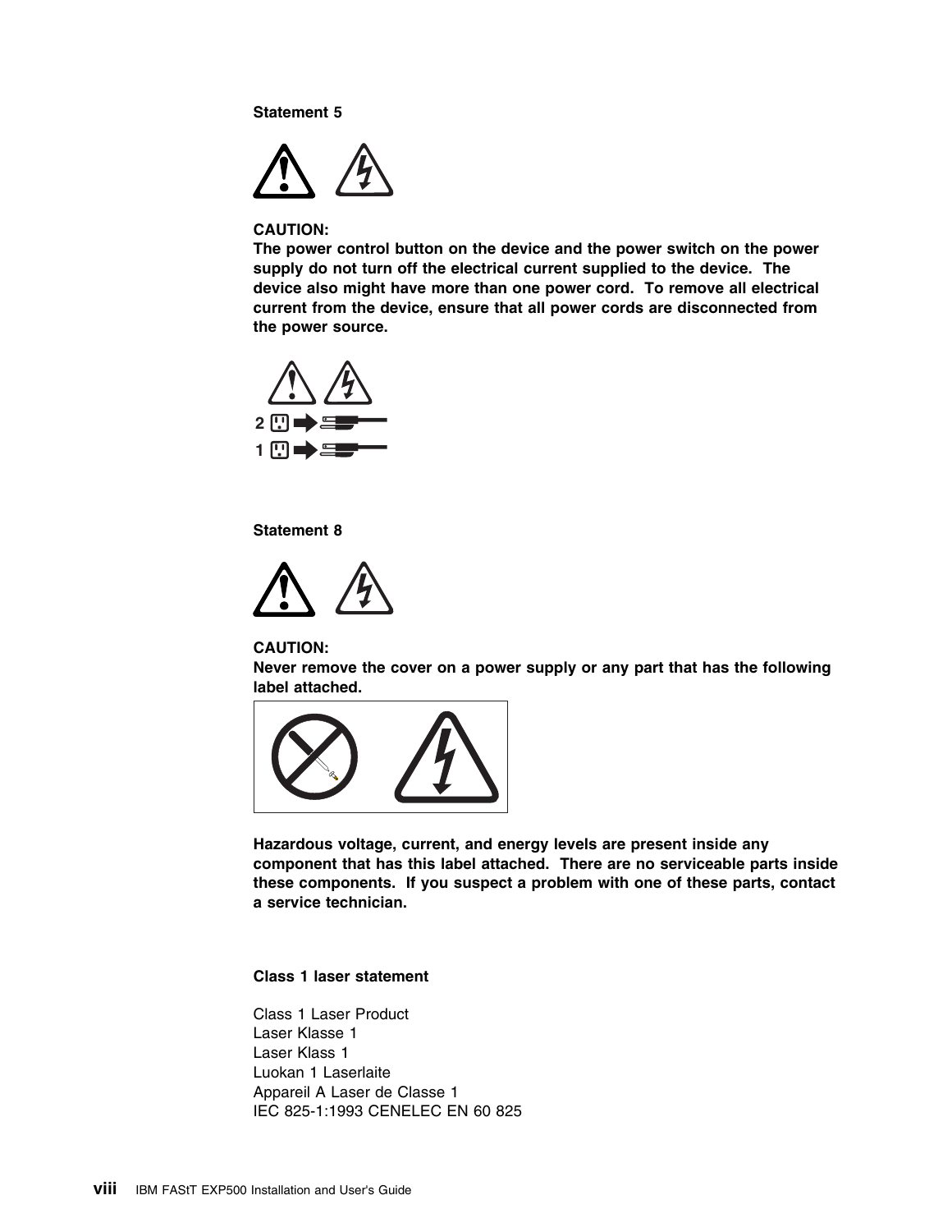**Statement 5**

**CAUTION:**
**The power control button on the device and the power switch on the power supply do not turn off the electrical current supplied to the device. The device also might have more than one power cord. To remove all electrical current from the device, ensure that all power cords are disconnected from the power source.**

**Statement 8**

**CAUTION:**
**Never remove the cover on a power supply or any part that has the following label attached.**

**Hazardous voltage, current, and energy levels are present inside any component that has this label attached. There are no serviceable parts inside these components. If you suspect a problem with one of these parts, contact a service technician.**

**Class 1 laser statement**

Class 1 Laser Product
Laser Klasse 1
Laser Klass 1
Luokan 1 Laserlaite
Appareil A Laser de Classe 1
IEC 825-1:1993 CENELEC EN 60 825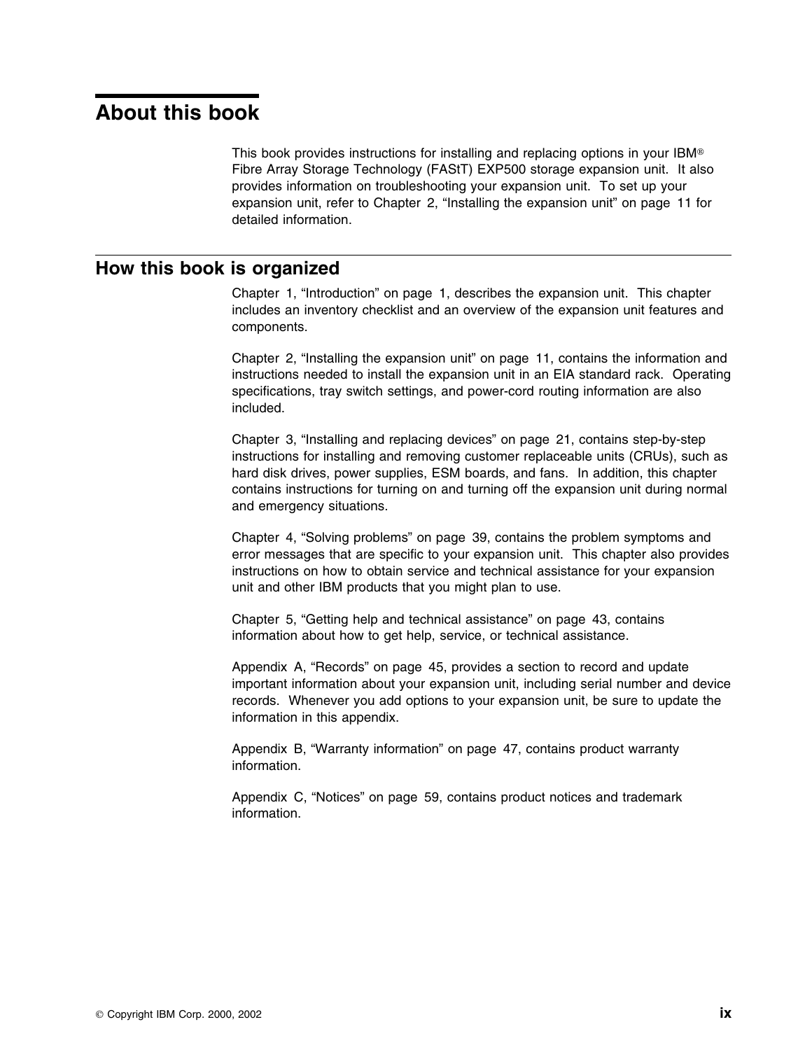# About this book

This book provides instructions for installing and replacing options in your IBM® Fibre Array Storage Technology (FAStT) EXP500 storage expansion unit. It also provides information on troubleshooting your expansion unit. To set up your expansion unit, refer to Chapter 2, "Installing the expansion unit" on page 11 for detailed information.

## How this book is organized

Chapter 1, "Introduction" on page 1, describes the expansion unit. This chapter includes an inventory checklist and an overview of the expansion unit features and components.

Chapter 2, "Installing the expansion unit" on page 11, contains the information and instructions needed to install the expansion unit in an EIA standard rack. Operating specifications, tray switch settings, and power-cord routing information are also included.

Chapter 3, "Installing and replacing devices" on page 21, contains step-by-step instructions for installing and removing customer replaceable units (CRUs), such as hard disk drives, power supplies, ESM boards, and fans. In addition, this chapter contains instructions for turning on and turning off the expansion unit during normal and emergency situations.

Chapter 4, "Solving problems" on page 39, contains the problem symptoms and error messages that are specific to your expansion unit. This chapter also provides instructions on how to obtain service and technical assistance for your expansion unit and other IBM products that you might plan to use.

Chapter 5, "Getting help and technical assistance" on page 43, contains information about how to get help, service, or technical assistance.

Appendix A, "Records" on page 45, provides a section to record and update important information about your expansion unit, including serial number and device records. Whenever you add options to your expansion unit, be sure to update the information in this appendix.

Appendix B, "Warranty information" on page 47, contains product warranty information.

Appendix C, "Notices" on page 59, contains product notices and trademark information.

© Copyright IBM Corp. 2000, 2002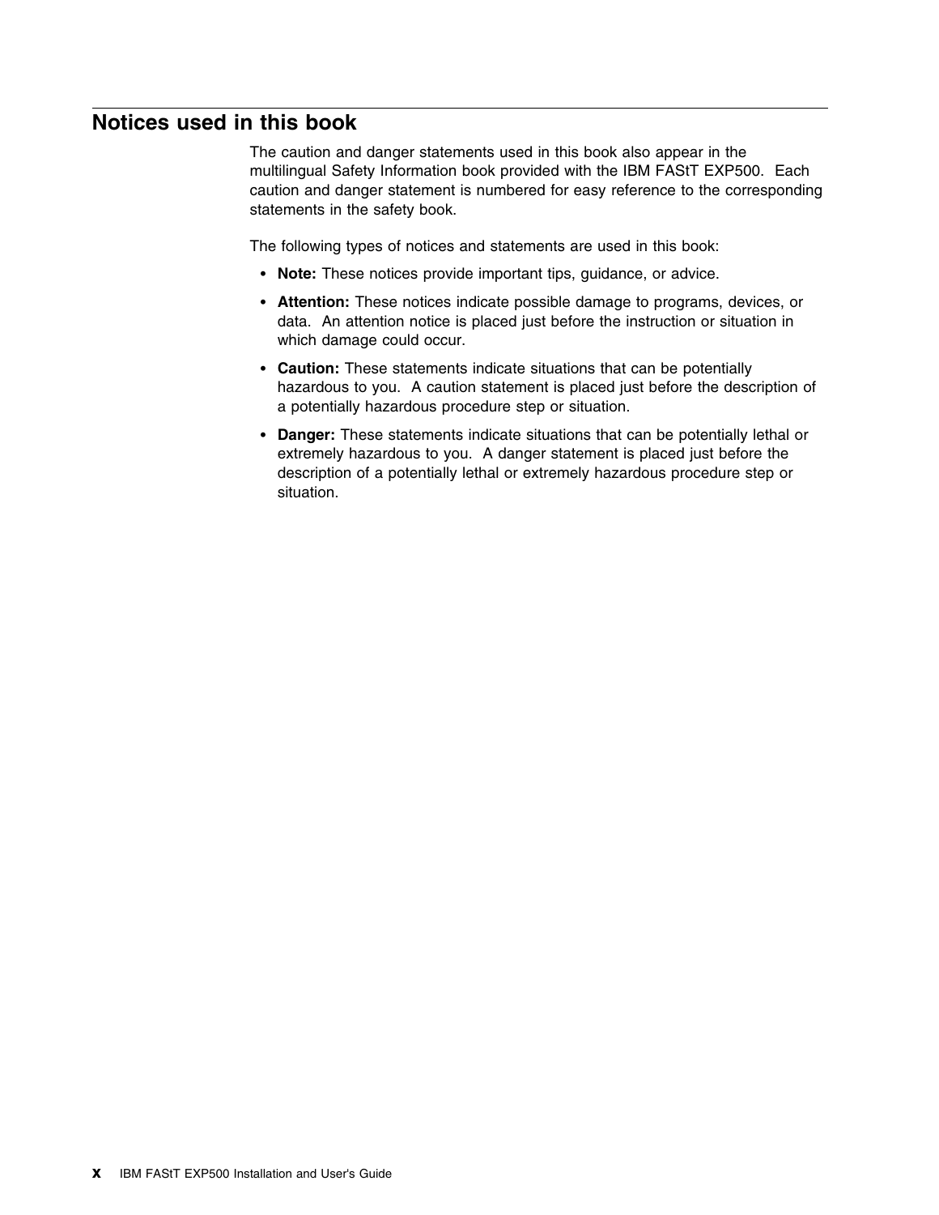## Notices used in this book

The caution and danger statements used in this book also appear in the multilingual Safety Information book provided with the IBM FAStT EXP500. Each caution and danger statement is numbered for easy reference to the corresponding statements in the safety book.

The following types of notices and statements are used in this book:

- **Note:** These notices provide important tips, guidance, or advice.
- **Attention:** These notices indicate possible damage to programs, devices, or data. An attention notice is placed just before the instruction or situation in which damage could occur.
- **Caution:** These statements indicate situations that can be potentially hazardous to you. A caution statement is placed just before the description of a potentially hazardous procedure step or situation.
- **Danger:** These statements indicate situations that can be potentially lethal or extremely hazardous to you. A danger statement is placed just before the description of a potentially lethal or extremely hazardous procedure step or situation.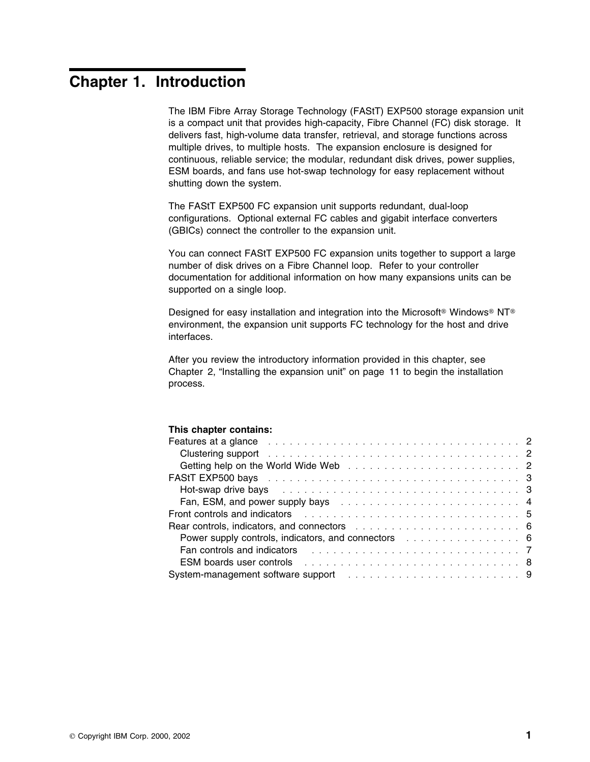# Chapter 1. Introduction

The IBM Fibre Array Storage Technology (FAStT) EXP500 storage expansion unit is a compact unit that provides high-capacity, Fibre Channel (FC) disk storage. It delivers fast, high-volume data transfer, retrieval, and storage functions across multiple drives, to multiple hosts. The expansion enclosure is designed for continuous, reliable service; the modular, redundant disk drives, power supplies, ESM boards, and fans use hot-swap technology for easy replacement without shutting down the system.

The FAStT EXP500 FC expansion unit supports redundant, dual-loop configurations. Optional external FC cables and gigabit interface converters (GBICs) connect the controller to the expansion unit.

You can connect FAStT EXP500 FC expansion units together to support a large number of disk drives on a Fibre Channel loop. Refer to your controller documentation for additional information on how many expansions units can be supported on a single loop.

Designed for easy installation and integration into the Microsoft® Windows® NT® environment, the expansion unit supports FC technology for the host and drive interfaces.

After you review the introductory information provided in this chapter, see Chapter 2, "Installing the expansion unit" on page 11 to begin the installation process.

**This chapter contains:**

- Features at a glance . . . . . . . . . . 2
  - Clustering support . . . . . . . . . . 2
  - Getting help on the World Wide Web . . . . . . . . . . 2
- FAStT EXP500 bays . . . . . . . . . . 3
  - Hot-swap drive bays . . . . . . . . . . 3
  - Fan, ESM, and power supply bays . . . . . . . . . . 4
- Front controls and indicators . . . . . . . . . . 5
- Rear controls, indicators, and connectors . . . . . . . . . . 6
  - Power supply controls, indicators, and connectors . . . . . . . . . . 6
  - Fan controls and indicators . . . . . . . . . . 7
  - ESM boards user controls . . . . . . . . . . 8
- System-management software support . . . . . . . . . . 9

© Copyright IBM Corp. 2000, 2002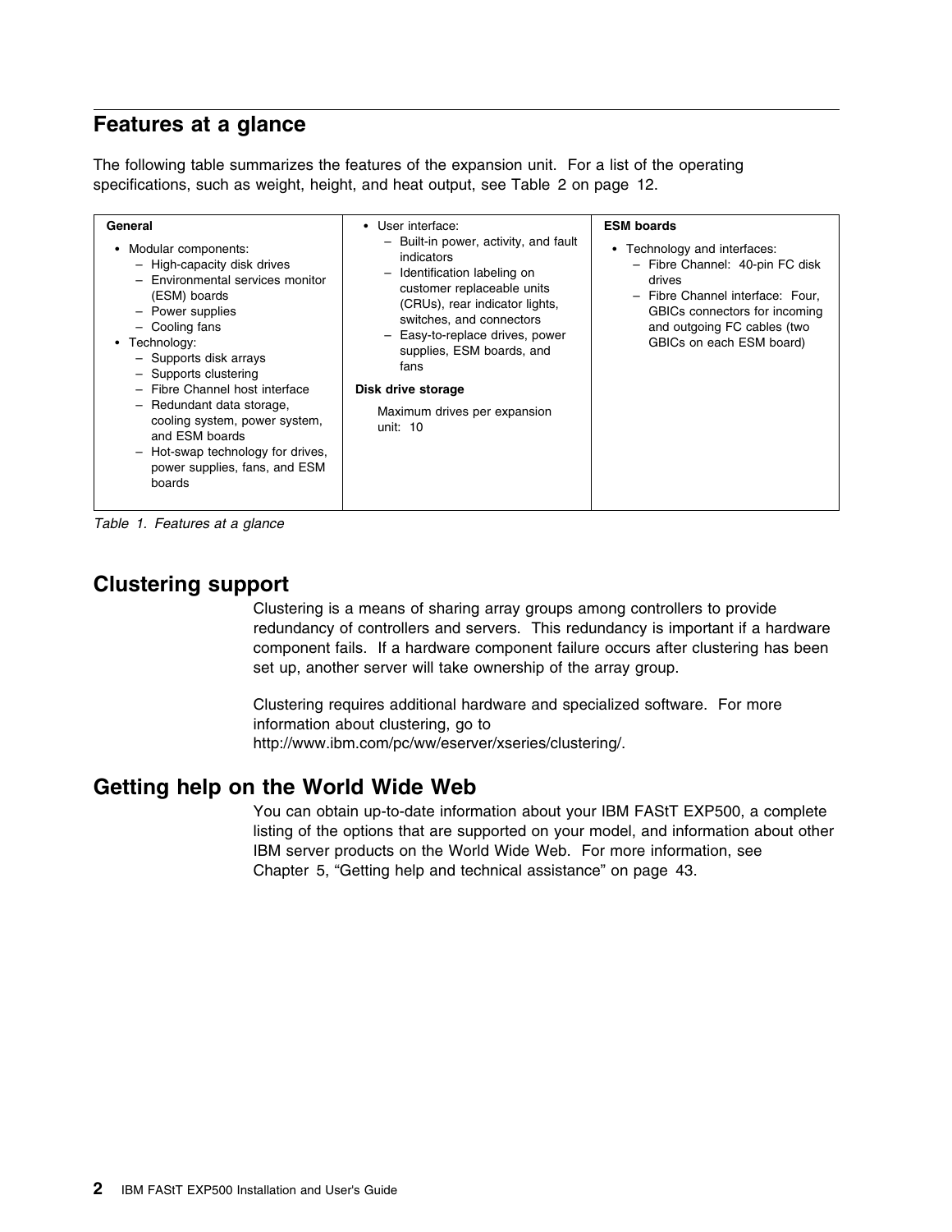## Features at a glance

The following table summarizes the features of the expansion unit. For a list of the operating specifications, such as weight, height, and heat output, see Table 2 on page 12.

| General | | ESM boards |
|---|---|---|
| • Modular components:<br>– High-capacity disk drives<br>– Environmental services monitor (ESM) boards<br>– Power supplies<br>– Cooling fans<br>• Technology:<br>– Supports disk arrays<br>– Supports clustering<br>– Fibre Channel host interface<br>– Redundant data storage, cooling system, power system, and ESM boards<br>– Hot-swap technology for drives, power supplies, fans, and ESM boards | • User interface:<br>– Built-in power, activity, and fault indicators<br>– Identification labeling on customer replaceable units (CRUs), rear indicator lights, switches, and connectors<br>– Easy-to-replace drives, power supplies, ESM boards, and fans<br>**Disk drive storage**<br>Maximum drives per expansion unit: 10 | • Technology and interfaces:<br>– Fibre Channel: 40-pin FC disk drives<br>– Fibre Channel interface: Four, GBICs connectors for incoming and outgoing FC cables (two GBICs on each ESM board) |

*Table 1. Features at a glance*

## Clustering support

Clustering is a means of sharing array groups among controllers to provide redundancy of controllers and servers. This redundancy is important if a hardware component fails. If a hardware component failure occurs after clustering has been set up, another server will take ownership of the array group.

Clustering requires additional hardware and specialized software. For more information about clustering, go to http://www.ibm.com/pc/ww/eserver/xseries/clustering/.

## Getting help on the World Wide Web

You can obtain up-to-date information about your IBM FAStT EXP500, a complete listing of the options that are supported on your model, and information about other IBM server products on the World Wide Web. For more information, see Chapter 5, "Getting help and technical assistance" on page 43.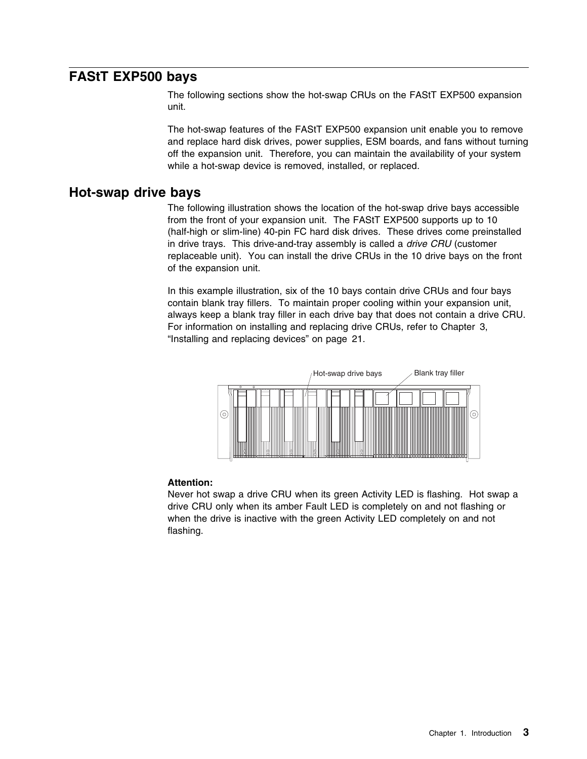## FAStT EXP500 bays

The following sections show the hot-swap CRUs on the FAStT EXP500 expansion unit.

The hot-swap features of the FAStT EXP500 expansion unit enable you to remove and replace hard disk drives, power supplies, ESM boards, and fans without turning off the expansion unit. Therefore, you can maintain the availability of your system while a hot-swap device is removed, installed, or replaced.

## Hot-swap drive bays

The following illustration shows the location of the hot-swap drive bays accessible from the front of your expansion unit. The FAStT EXP500 supports up to 10 (half-high or slim-line) 40-pin FC hard disk drives. These drives come preinstalled in drive trays. This drive-and-tray assembly is called a *drive CRU* (customer replaceable unit). You can install the drive CRUs in the 10 drive bays on the front of the expansion unit.

In this example illustration, six of the 10 bays contain drive CRUs and four bays contain blank tray fillers. To maintain proper cooling within your expansion unit, always keep a blank tray filler in each drive bay that does not contain a drive CRU. For information on installing and replacing drive CRUs, refer to Chapter 3, “Installing and replacing devices” on page 21.

Hot-swap drive bays

Blank tray filler

**Attention:**
Never hot swap a drive CRU when its green Activity LED is flashing. Hot swap a drive CRU only when its amber Fault LED is completely on and not flashing or when the drive is inactive with the green Activity LED completely on and not flashing.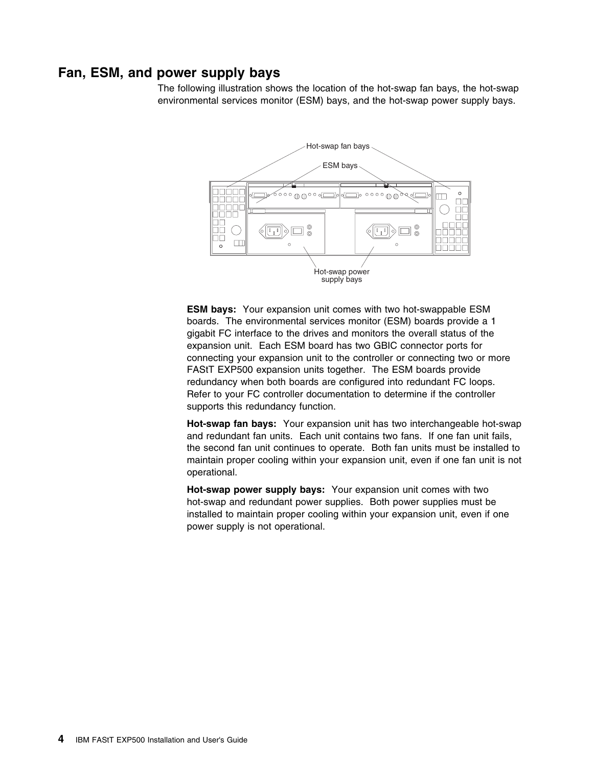## Fan, ESM, and power supply bays

The following illustration shows the location of the hot-swap fan bays, the hot-swap environmental services monitor (ESM) bays, and the hot-swap power supply bays.

Hot-swap fan bays

ESM bays

Hot-swap power supply bays

**ESM bays:** Your expansion unit comes with two hot-swappable ESM boards. The environmental services monitor (ESM) boards provide a 1 gigabit FC interface to the drives and monitors the overall status of the expansion unit. Each ESM board has two GBIC connector ports for connecting your expansion unit to the controller or connecting two or more FAStT EXP500 expansion units together. The ESM boards provide redundancy when both boards are configured into redundant FC loops. Refer to your FC controller documentation to determine if the controller supports this redundancy function.

**Hot-swap fan bays:** Your expansion unit has two interchangeable hot-swap and redundant fan units. Each unit contains two fans. If one fan unit fails, the second fan unit continues to operate. Both fan units must be installed to maintain proper cooling within your expansion unit, even if one fan unit is not operational.

**Hot-swap power supply bays:** Your expansion unit comes with two hot-swap and redundant power supplies. Both power supplies must be installed to maintain proper cooling within your expansion unit, even if one power supply is not operational.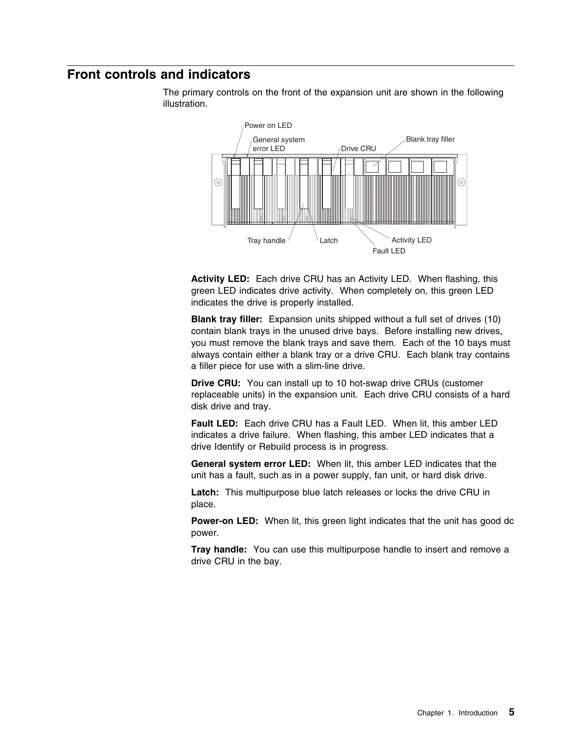## Front controls and indicators

The primary controls on the front of the expansion unit are shown in the following illustration.

**Activity LED:** Each drive CRU has an Activity LED. When flashing, this green LED indicates drive activity. When completely on, this green LED indicates the drive is properly installed.

**Blank tray filler:** Expansion units shipped without a full set of drives (10) contain blank trays in the unused drive bays. Before installing new drives, you must remove the blank trays and save them. Each of the 10 bays must always contain either a blank tray or a drive CRU. Each blank tray contains a filler piece for use with a slim-line drive.

**Drive CRU:** You can install up to 10 hot-swap drive CRUs (customer replaceable units) in the expansion unit. Each drive CRU consists of a hard disk drive and tray.

**Fault LED:** Each drive CRU has a Fault LED. When lit, this amber LED indicates a drive failure. When flashing, this amber LED indicates that a drive Identify or Rebuild process is in progress.

**General system error LED:** When lit, this amber LED indicates that the unit has a fault, such as in a power supply, fan unit, or hard disk drive.

**Latch:** This multipurpose blue latch releases or locks the drive CRU in place.

**Power-on LED:** When lit, this green light indicates that the unit has good dc power.

**Tray handle:** You can use this multipurpose handle to insert and remove a drive CRU in the bay.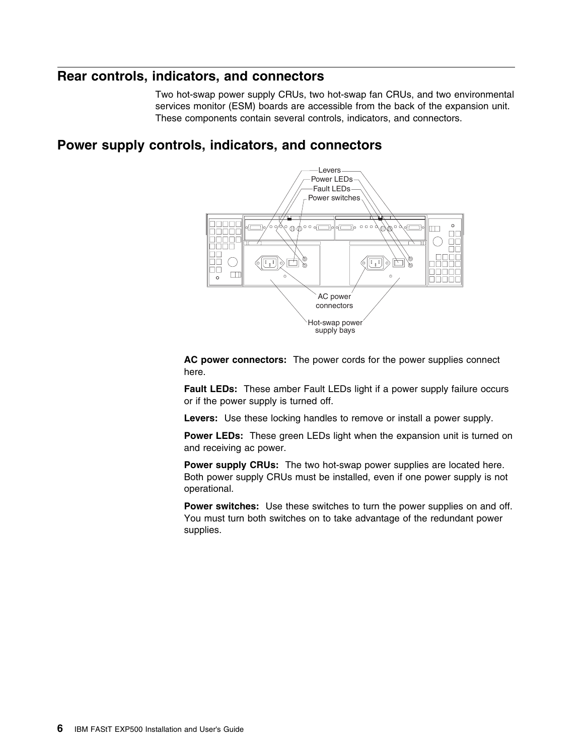## Rear controls, indicators, and connectors

Two hot-swap power supply CRUs, two hot-swap fan CRUs, and two environmental services monitor (ESM) boards are accessible from the back of the expansion unit. These components contain several controls, indicators, and connectors.

## Power supply controls, indicators, and connectors

**AC power connectors:** The power cords for the power supplies connect here.

**Fault LEDs:** These amber Fault LEDs light if a power supply failure occurs or if the power supply is turned off.

**Levers:** Use these locking handles to remove or install a power supply.

**Power LEDs:** These green LEDs light when the expansion unit is turned on and receiving ac power.

**Power supply CRUs:** The two hot-swap power supplies are located here. Both power supply CRUs must be installed, even if one power supply is not operational.

**Power switches:** Use these switches to turn the power supplies on and off. You must turn both switches on to take advantage of the redundant power supplies.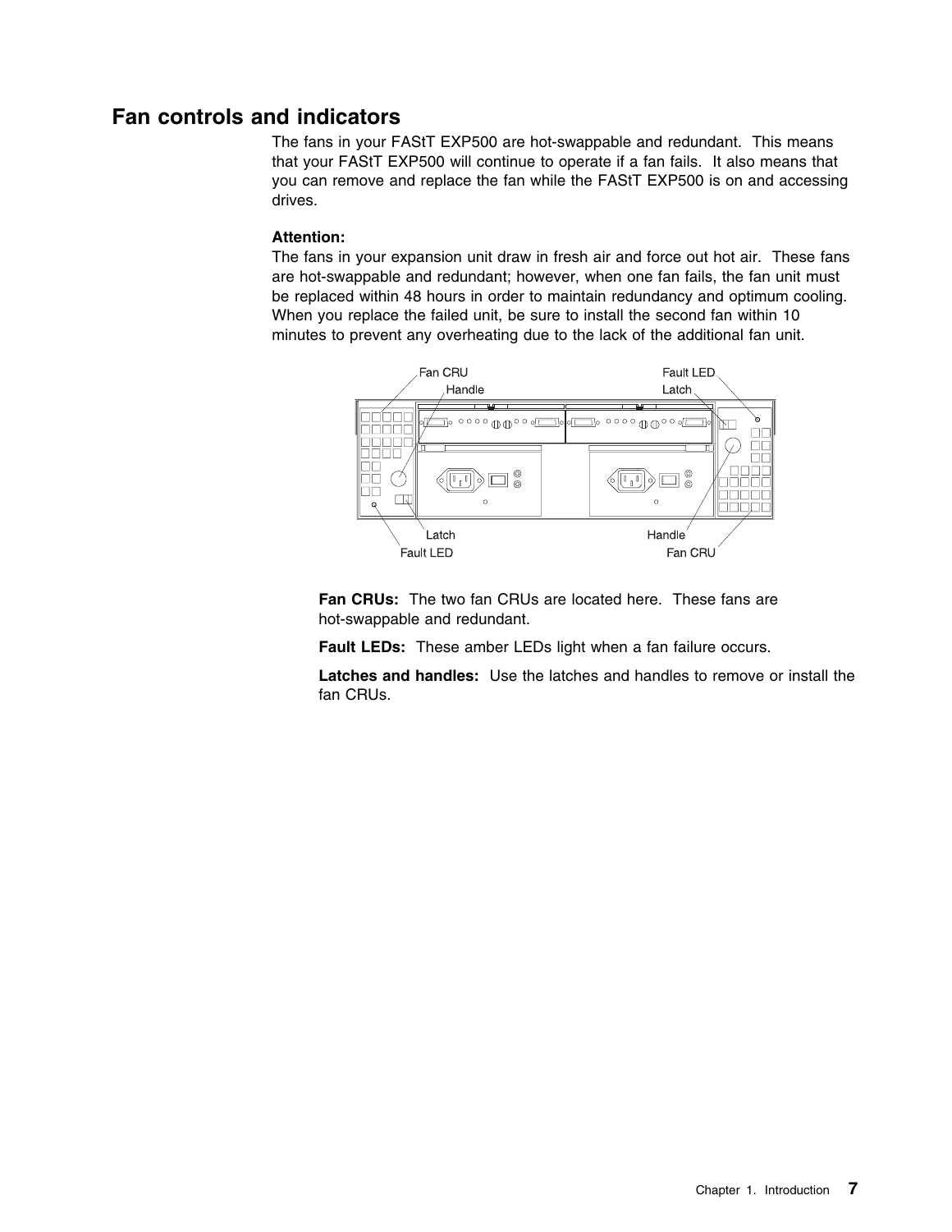## Fan controls and indicators

The fans in your FAStT EXP500 are hot-swappable and redundant. This means that your FAStT EXP500 will continue to operate if a fan fails. It also means that you can remove and replace the fan while the FAStT EXP500 is on and accessing drives.

**Attention:**
The fans in your expansion unit draw in fresh air and force out hot air. These fans are hot-swappable and redundant; however, when one fan fails, the fan unit must be replaced within 48 hours in order to maintain redundancy and optimum cooling. When you replace the failed unit, be sure to install the second fan within 10 minutes to prevent any overheating due to the lack of the additional fan unit.

**Fan CRUs:** The two fan CRUs are located here. These fans are hot-swappable and redundant.

**Fault LEDs:** These amber LEDs light when a fan failure occurs.

**Latches and handles:** Use the latches and handles to remove or install the fan CRUs.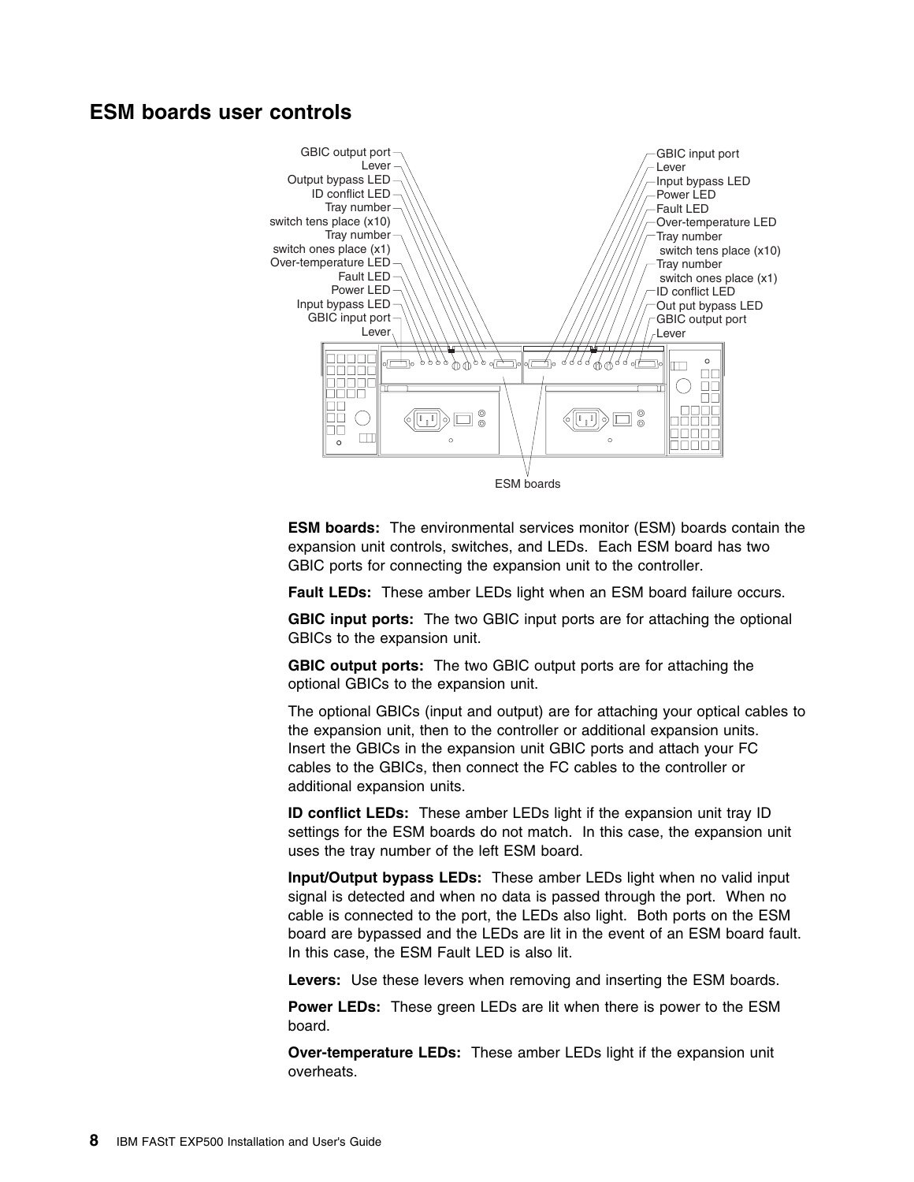## ESM boards user controls

GBIC output port
Lever
Output bypass LED
ID conflict LED
Tray number switch tens place (x10)
Tray number switch ones place (x1)
Over-temperature LED
Fault LED
Power LED
Input bypass LED
GBIC input port
Lever

GBIC input port
Lever
Input bypass LED
Power LED
Fault LED
Over-temperature LED
Tray number switch tens place (x10)
Tray number switch ones place (x1)
ID conflict LED
Out put bypass LED
GBIC output port
Lever

ESM boards

**ESM boards:** The environmental services monitor (ESM) boards contain the expansion unit controls, switches, and LEDs. Each ESM board has two GBIC ports for connecting the expansion unit to the controller.

**Fault LEDs:** These amber LEDs light when an ESM board failure occurs.

**GBIC input ports:** The two GBIC input ports are for attaching the optional GBICs to the expansion unit.

**GBIC output ports:** The two GBIC output ports are for attaching the optional GBICs to the expansion unit.

The optional GBICs (input and output) are for attaching your optical cables to the expansion unit, then to the controller or additional expansion units. Insert the GBICs in the expansion unit GBIC ports and attach your FC cables to the GBICs, then connect the FC cables to the controller or additional expansion units.

**ID conflict LEDs:** These amber LEDs light if the expansion unit tray ID settings for the ESM boards do not match. In this case, the expansion unit uses the tray number of the left ESM board.

**Input/Output bypass LEDs:** These amber LEDs light when no valid input signal is detected and when no data is passed through the port. When no cable is connected to the port, the LEDs also light. Both ports on the ESM board are bypassed and the LEDs are lit in the event of an ESM board fault. In this case, the ESM Fault LED is also lit.

**Levers:** Use these levers when removing and inserting the ESM boards.

**Power LEDs:** These green LEDs are lit when there is power to the ESM board.

**Over-temperature LEDs:** These amber LEDs light if the expansion unit overheats.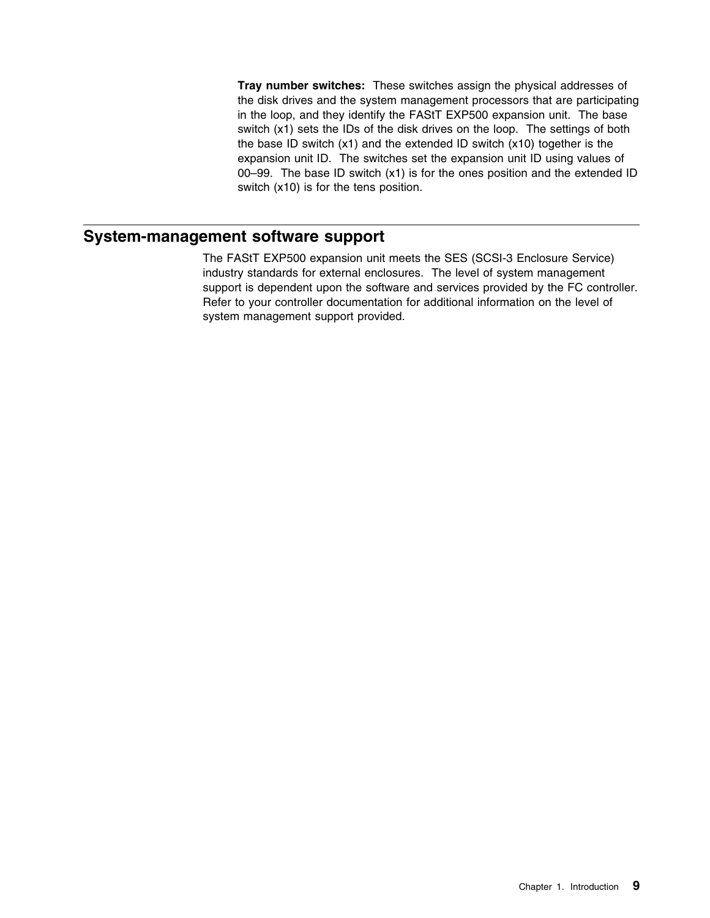**Tray number switches:** These switches assign the physical addresses of the disk drives and the system management processors that are participating in the loop, and they identify the FAStT EXP500 expansion unit. The base switch (x1) sets the IDs of the disk drives on the loop. The settings of both the base ID switch (x1) and the extended ID switch (x10) together is the expansion unit ID. The switches set the expansion unit ID using values of 00–99. The base ID switch (x1) is for the ones position and the extended ID switch (x10) is for the tens position.

## System-management software support

The FAStT EXP500 expansion unit meets the SES (SCSI-3 Enclosure Service) industry standards for external enclosures. The level of system management support is dependent upon the software and services provided by the FC controller. Refer to your controller documentation for additional information on the level of system management support provided.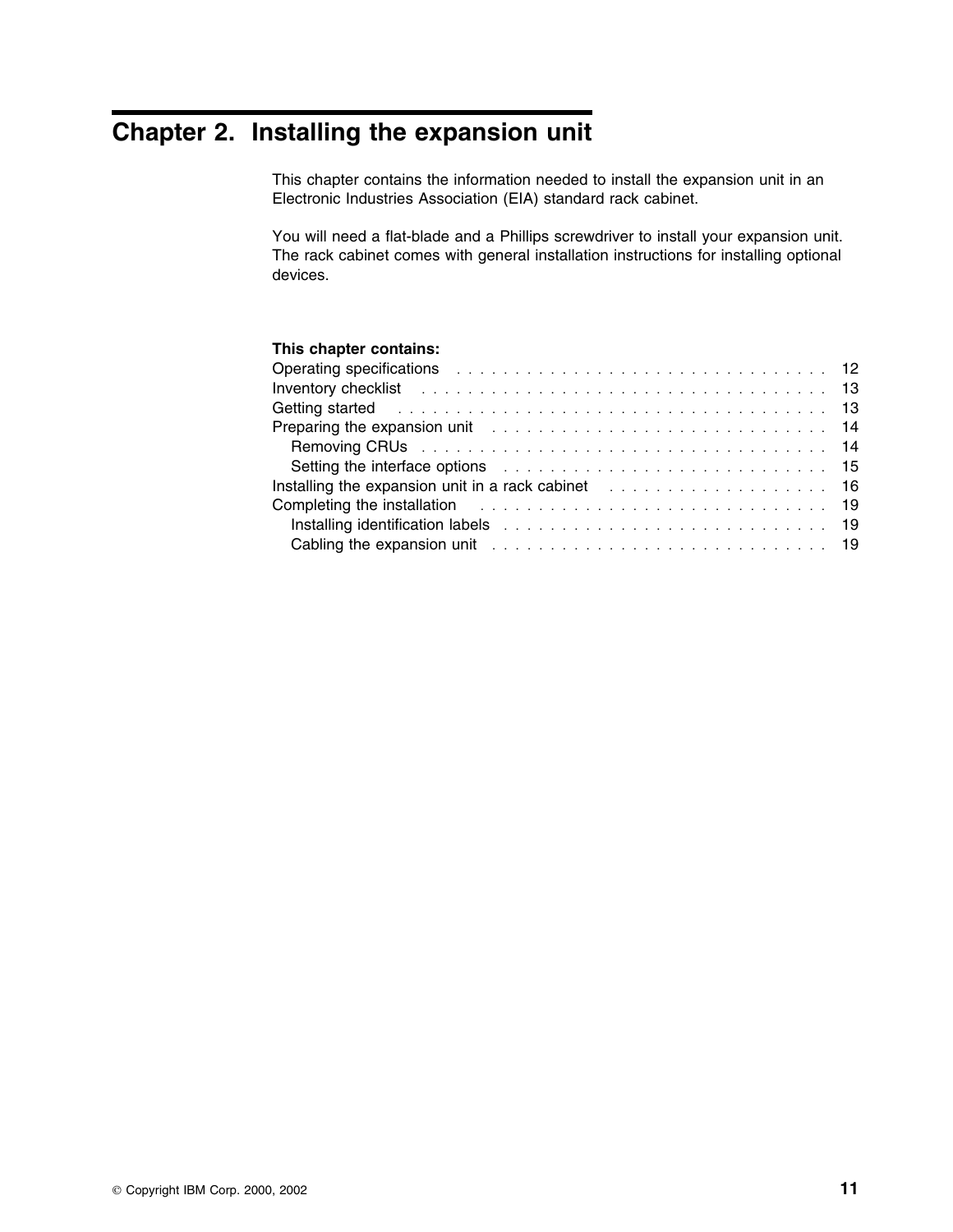# Chapter 2. Installing the expansion unit

This chapter contains the information needed to install the expansion unit in an Electronic Industries Association (EIA) standard rack cabinet.

You will need a flat-blade and a Phillips screwdriver to install your expansion unit. The rack cabinet comes with general installation instructions for installing optional devices.

**This chapter contains:**

Operating specifications . . . . . . . . . . . . . . . . . . . . . . . . . . . . . . . . 12
Inventory checklist . . . . . . . . . . . . . . . . . . . . . . . . . . . . . . . . . . 13
Getting started . . . . . . . . . . . . . . . . . . . . . . . . . . . . . . . . . . . . 13
Preparing the expansion unit . . . . . . . . . . . . . . . . . . . . . . . . . . . . 14
  Removing CRUs . . . . . . . . . . . . . . . . . . . . . . . . . . . . . . . . . . 14
  Setting the interface options . . . . . . . . . . . . . . . . . . . . . . . . . . . 15
Installing the expansion unit in a rack cabinet . . . . . . . . . . . . . . . . . . . 16
Completing the installation . . . . . . . . . . . . . . . . . . . . . . . . . . . . . 19
  Installing identification labels . . . . . . . . . . . . . . . . . . . . . . . . . . . 19
  Cabling the expansion unit . . . . . . . . . . . . . . . . . . . . . . . . . . . . 19

© Copyright IBM Corp. 2000, 2002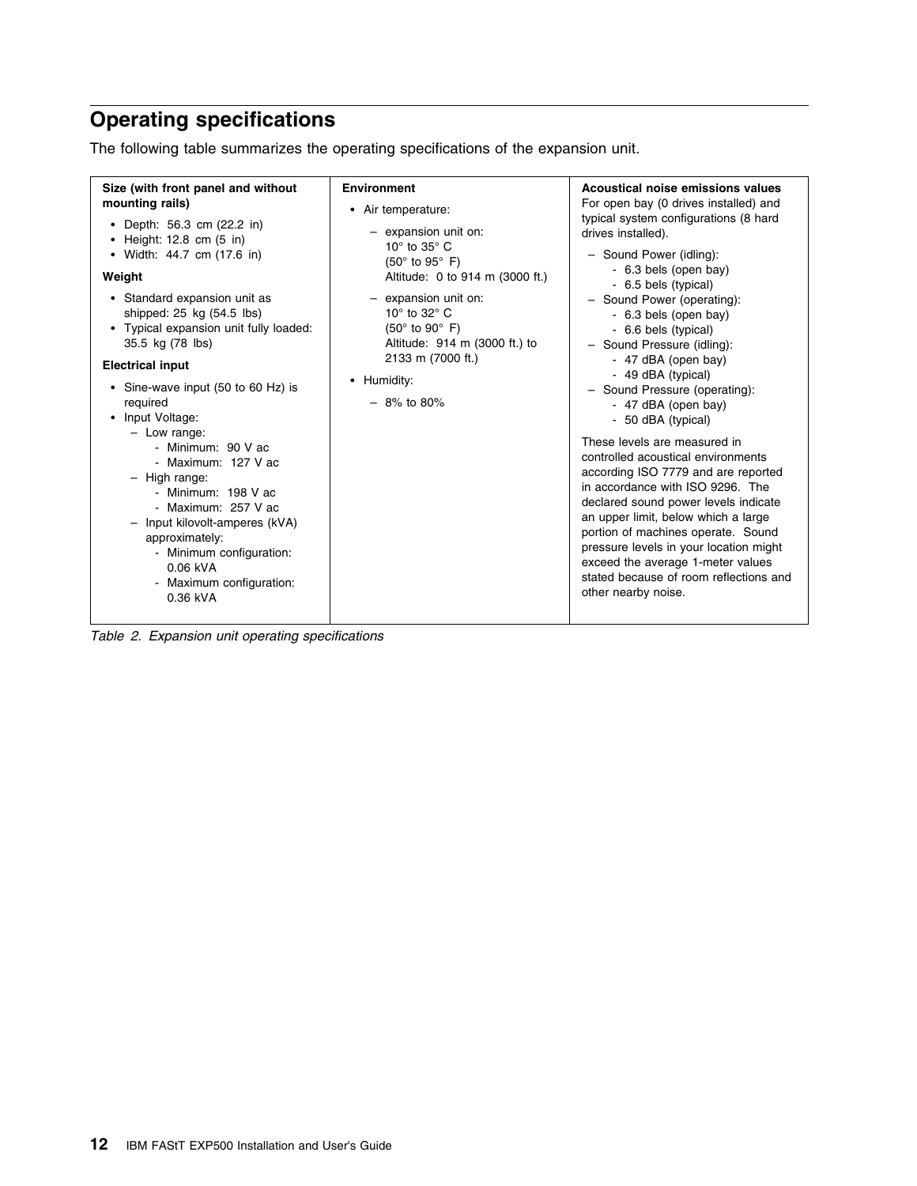## Operating specifications

The following table summarizes the operating specifications of the expansion unit.

| Size (with front panel and without mounting rails) | Environment | Acoustical noise emissions values |
|---|---|---|
| • Depth: 56.3 cm (22.2 in)<br>• Height: 12.8 cm (5 in)<br>• Width: 44.7 cm (17.6 in)<br><br>**Weight**<br><br>• Standard expansion unit as shipped: 25 kg (54.5 lbs)<br>• Typical expansion unit fully loaded: 35.5 kg (78 lbs)<br><br>**Electrical input**<br><br>• Sine-wave input (50 to 60 Hz) is required<br>• Input Voltage:<br>– Low range:<br>- Minimum: 90 V ac<br>- Maximum: 127 V ac<br>– High range:<br>- Minimum: 198 V ac<br>- Maximum: 257 V ac<br>– Input kilovolt-amperes (kVA) approximately:<br>- Minimum configuration: 0.06 kVA<br>- Maximum configuration: 0.36 kVA | • Air temperature:<br>– expansion unit on: 10° to 35° C (50° to 95° F) Altitude: 0 to 914 m (3000 ft.)<br>– expansion unit on: 10° to 32° C (50° to 90° F) Altitude: 914 m (3000 ft.) to 2133 m (7000 ft.)<br>• Humidity:<br>– 8% to 80% | For open bay (0 drives installed) and typical system configurations (8 hard drives installed).<br>– Sound Power (idling):<br>- 6.3 bels (open bay)<br>- 6.5 bels (typical)<br>– Sound Power (operating):<br>- 6.3 bels (open bay)<br>- 6.6 bels (typical)<br>– Sound Pressure (idling):<br>- 47 dBA (open bay)<br>- 49 dBA (typical)<br>– Sound Pressure (operating):<br>- 47 dBA (open bay)<br>- 50 dBA (typical)<br><br>These levels are measured in controlled acoustical environments according ISO 7779 and are reported in accordance with ISO 9296. The declared sound power levels indicate an upper limit, below which a large portion of machines operate. Sound pressure levels in your location might exceed the average 1-meter values stated because of room reflections and other nearby noise. |

*Table 2. Expansion unit operating specifications*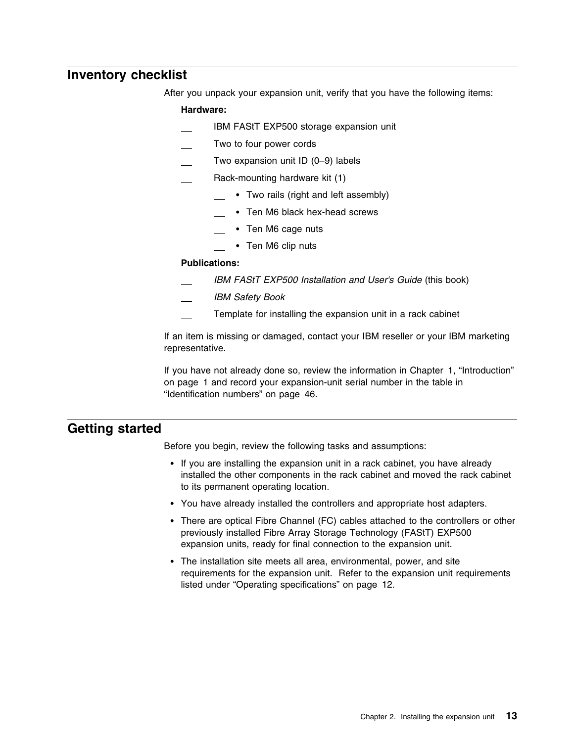## Inventory checklist

After you unpack your expansion unit, verify that you have the following items:

**Hardware:**

- __ IBM FAStT EXP500 storage expansion unit
- __ Two to four power cords
- __ Two expansion unit ID (0–9) labels
- __ Rack-mounting hardware kit (1)
  - __ • Two rails (right and left assembly)
  - __ • Ten M6 black hex-head screws
  - __ • Ten M6 cage nuts
  - __ • Ten M6 clip nuts

**Publications:**

- __ *IBM FAStT EXP500 Installation and User's Guide* (this book)
- __ *IBM Safety Book*
- __ Template for installing the expansion unit in a rack cabinet

If an item is missing or damaged, contact your IBM reseller or your IBM marketing representative.

If you have not already done so, review the information in Chapter 1, “Introduction” on page 1 and record your expansion-unit serial number in the table in “Identification numbers” on page 46.

## Getting started

Before you begin, review the following tasks and assumptions:

- If you are installing the expansion unit in a rack cabinet, you have already installed the other components in the rack cabinet and moved the rack cabinet to its permanent operating location.
- You have already installed the controllers and appropriate host adapters.
- There are optical Fibre Channel (FC) cables attached to the controllers or other previously installed Fibre Array Storage Technology (FAStT) EXP500 expansion units, ready for final connection to the expansion unit.
- The installation site meets all area, environmental, power, and site requirements for the expansion unit. Refer to the expansion unit requirements listed under “Operating specifications” on page 12.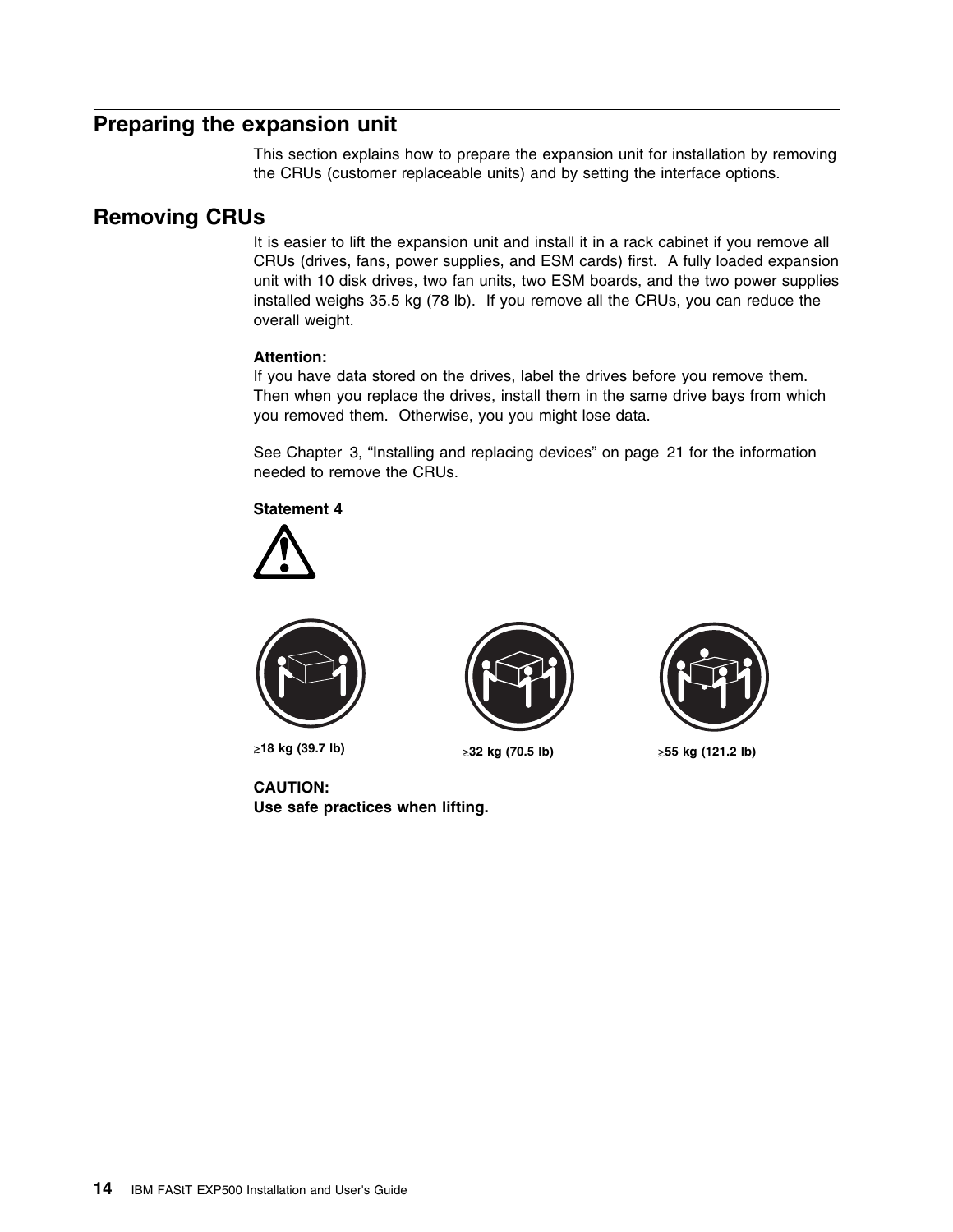## Preparing the expansion unit

This section explains how to prepare the expansion unit for installation by removing the CRUs (customer replaceable units) and by setting the interface options.

## Removing CRUs

It is easier to lift the expansion unit and install it in a rack cabinet if you remove all CRUs (drives, fans, power supplies, and ESM cards) first. A fully loaded expansion unit with 10 disk drives, two fan units, two ESM boards, and the two power supplies installed weighs 35.5 kg (78 lb). If you remove all the CRUs, you can reduce the overall weight.

**Attention:**
If you have data stored on the drives, label the drives before you remove them. Then when you replace the drives, install them in the same drive bays from which you removed them. Otherwise, you you might lose data.

See Chapter 3, “Installing and replacing devices” on page 21 for the information needed to remove the CRUs.

**Statement 4**

**≥18 kg (39.7 lb)** **≥32 kg (70.5 lb)** **≥55 kg (121.2 lb)**

**CAUTION:**
**Use safe practices when lifting.**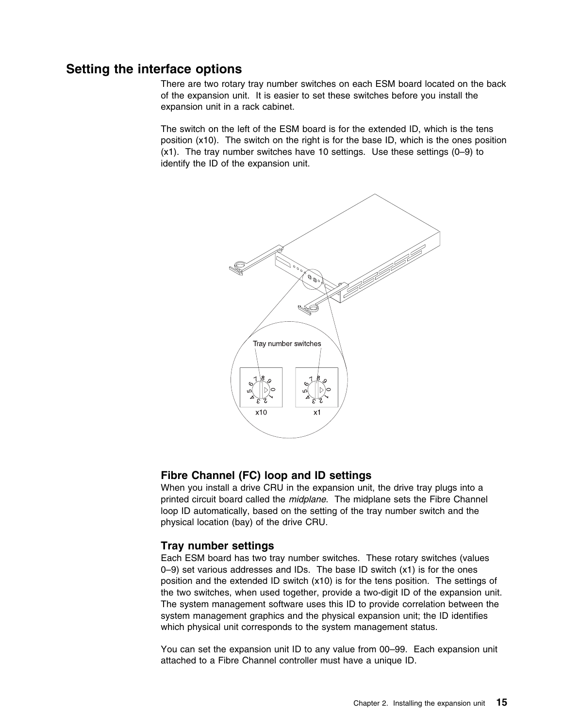## Setting the interface options

There are two rotary tray number switches on each ESM board located on the back of the expansion unit. It is easier to set these switches before you install the expansion unit in a rack cabinet.

The switch on the left of the ESM board is for the extended ID, which is the tens position (x10). The switch on the right is for the base ID, which is the ones position (x1). The tray number switches have 10 settings. Use these settings (0–9) to identify the ID of the expansion unit.

### Fibre Channel (FC) loop and ID settings

When you install a drive CRU in the expansion unit, the drive tray plugs into a printed circuit board called the *midplane*. The midplane sets the Fibre Channel loop ID automatically, based on the setting of the tray number switch and the physical location (bay) of the drive CRU.

### Tray number settings

Each ESM board has two tray number switches. These rotary switches (values 0–9) set various addresses and IDs. The base ID switch (x1) is for the ones position and the extended ID switch (x10) is for the tens position. The settings of the two switches, when used together, provide a two-digit ID of the expansion unit. The system management software uses this ID to provide correlation between the system management graphics and the physical expansion unit; the ID identifies which physical unit corresponds to the system management status.

You can set the expansion unit ID to any value from 00–99. Each expansion unit attached to a Fibre Channel controller must have a unique ID.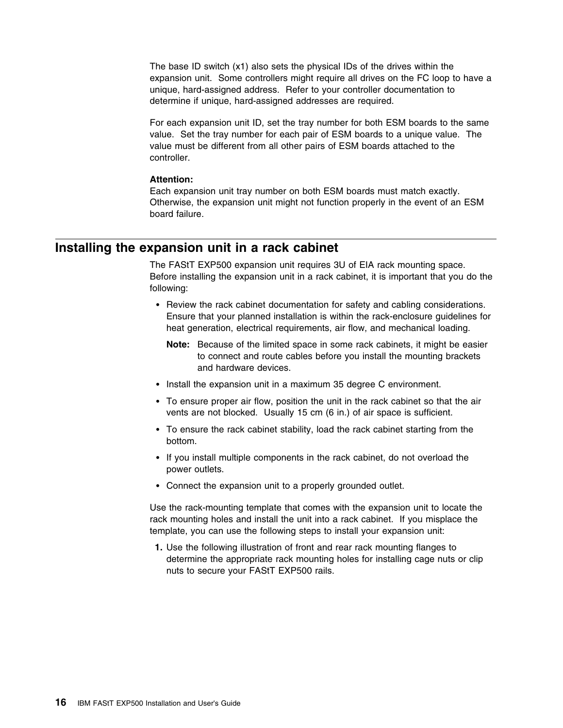The base ID switch (x1) also sets the physical IDs of the drives within the expansion unit. Some controllers might require all drives on the FC loop to have a unique, hard-assigned address. Refer to your controller documentation to determine if unique, hard-assigned addresses are required.

For each expansion unit ID, set the tray number for both ESM boards to the same value. Set the tray number for each pair of ESM boards to a unique value. The value must be different from all other pairs of ESM boards attached to the controller.

**Attention:**
Each expansion unit tray number on both ESM boards must match exactly. Otherwise, the expansion unit might not function properly in the event of an ESM board failure.

## Installing the expansion unit in a rack cabinet

The FAStT EXP500 expansion unit requires 3U of EIA rack mounting space. Before installing the expansion unit in a rack cabinet, it is important that you do the following:

- Review the rack cabinet documentation for safety and cabling considerations. Ensure that your planned installation is within the rack-enclosure guidelines for heat generation, electrical requirements, air flow, and mechanical loading.

  **Note:** Because of the limited space in some rack cabinets, it might be easier to connect and route cables before you install the mounting brackets and hardware devices.

- Install the expansion unit in a maximum 35 degree C environment.
- To ensure proper air flow, position the unit in the rack cabinet so that the air vents are not blocked. Usually 15 cm (6 in.) of air space is sufficient.
- To ensure the rack cabinet stability, load the rack cabinet starting from the bottom.
- If you install multiple components in the rack cabinet, do not overload the power outlets.
- Connect the expansion unit to a properly grounded outlet.

Use the rack-mounting template that comes with the expansion unit to locate the rack mounting holes and install the unit into a rack cabinet. If you misplace the template, you can use the following steps to install your expansion unit:

1. Use the following illustration of front and rear rack mounting flanges to determine the appropriate rack mounting holes for installing cage nuts or clip nuts to secure your FAStT EXP500 rails.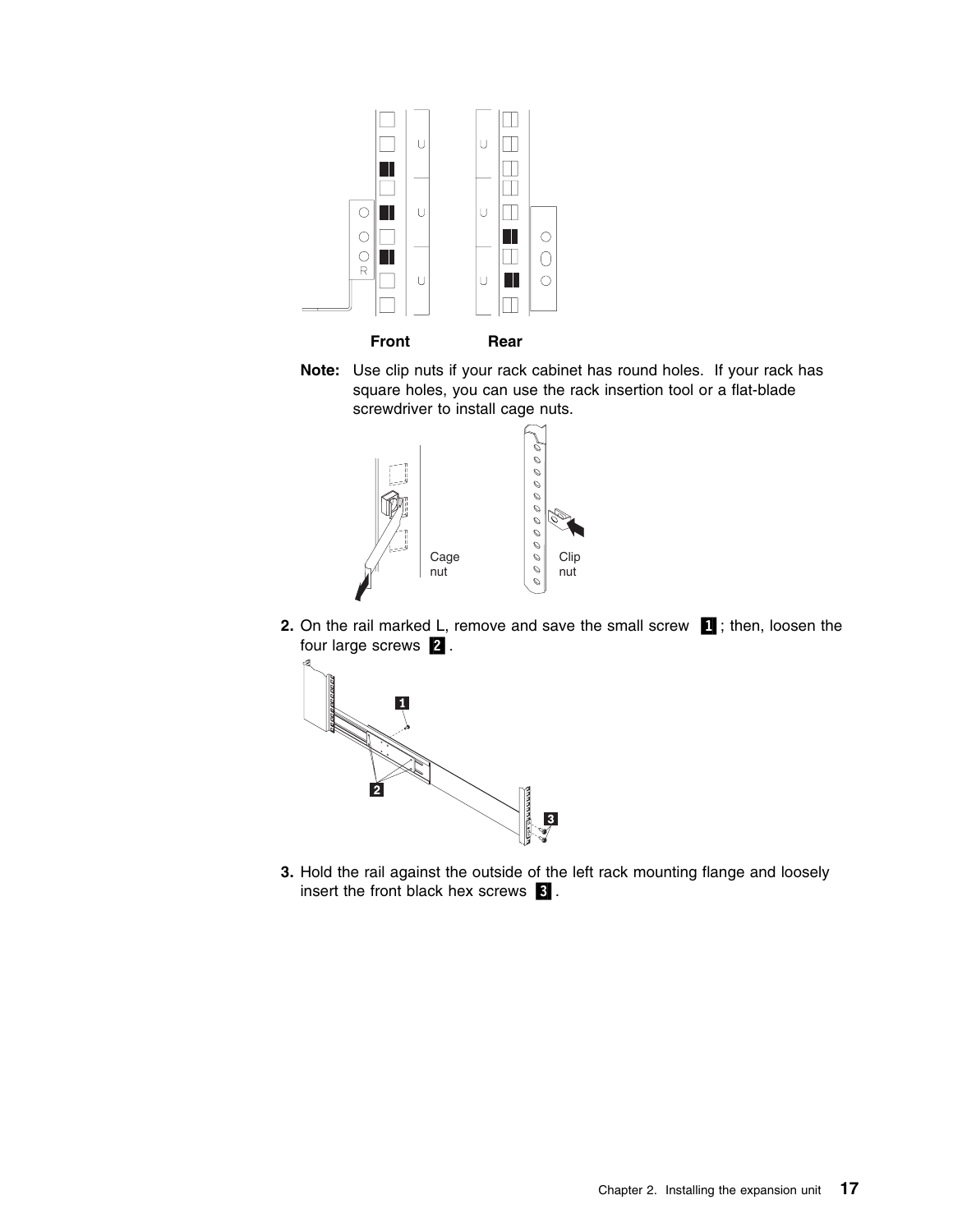**Front** **Rear**

**Note:** Use clip nuts if your rack cabinet has round holes. If your rack has square holes, you can use the rack insertion tool or a flat-blade screwdriver to install cage nuts.

Cage nut

Clip nut

2. On the rail marked L, remove and save the small screw **1**; then, loosen the four large screws **2**.

3. Hold the rail against the outside of the left rack mounting flange and loosely insert the front black hex screws **3**.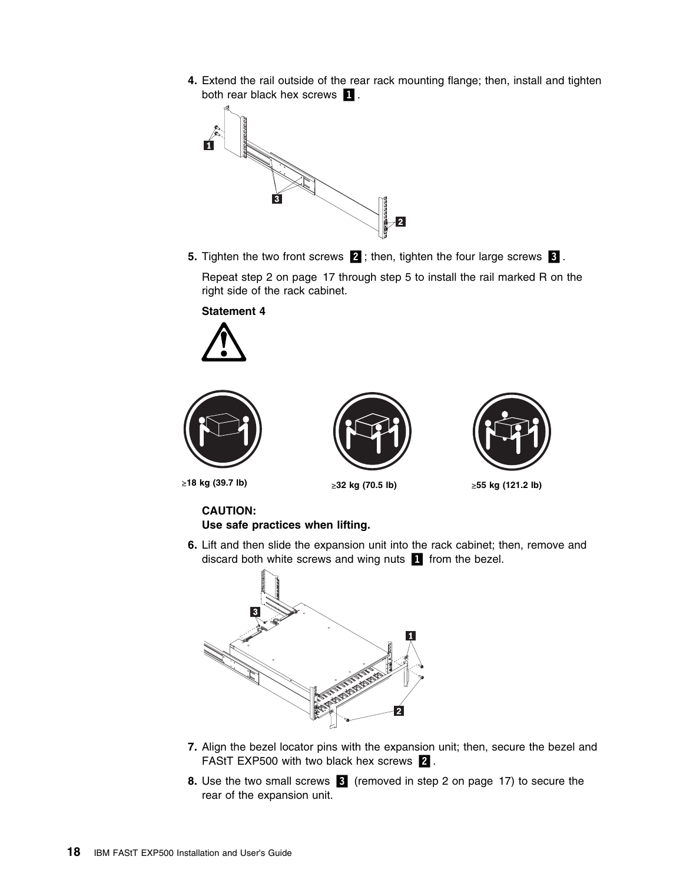4. Extend the rail outside of the rear rack mounting flange; then, install and tighten both rear black hex screws **1**.

5. Tighten the two front screws **2**; then, tighten the four large screws **3**.

   Repeat step 2 on page 17 through step 5 to install the rail marked R on the right side of the rack cabinet.

   **Statement 4**

   ≥18 kg (39.7 lb) ≥32 kg (70.5 lb) ≥55 kg (121.2 lb)

   **CAUTION:**
   **Use safe practices when lifting.**

6. Lift and then slide the expansion unit into the rack cabinet; then, remove and discard both white screws and wing nuts **1** from the bezel.

7. Align the bezel locator pins with the expansion unit; then, secure the bezel and FAStT EXP500 with two black hex screws **2**.

8. Use the two small screws **3** (removed in step 2 on page 17) to secure the rear of the expansion unit.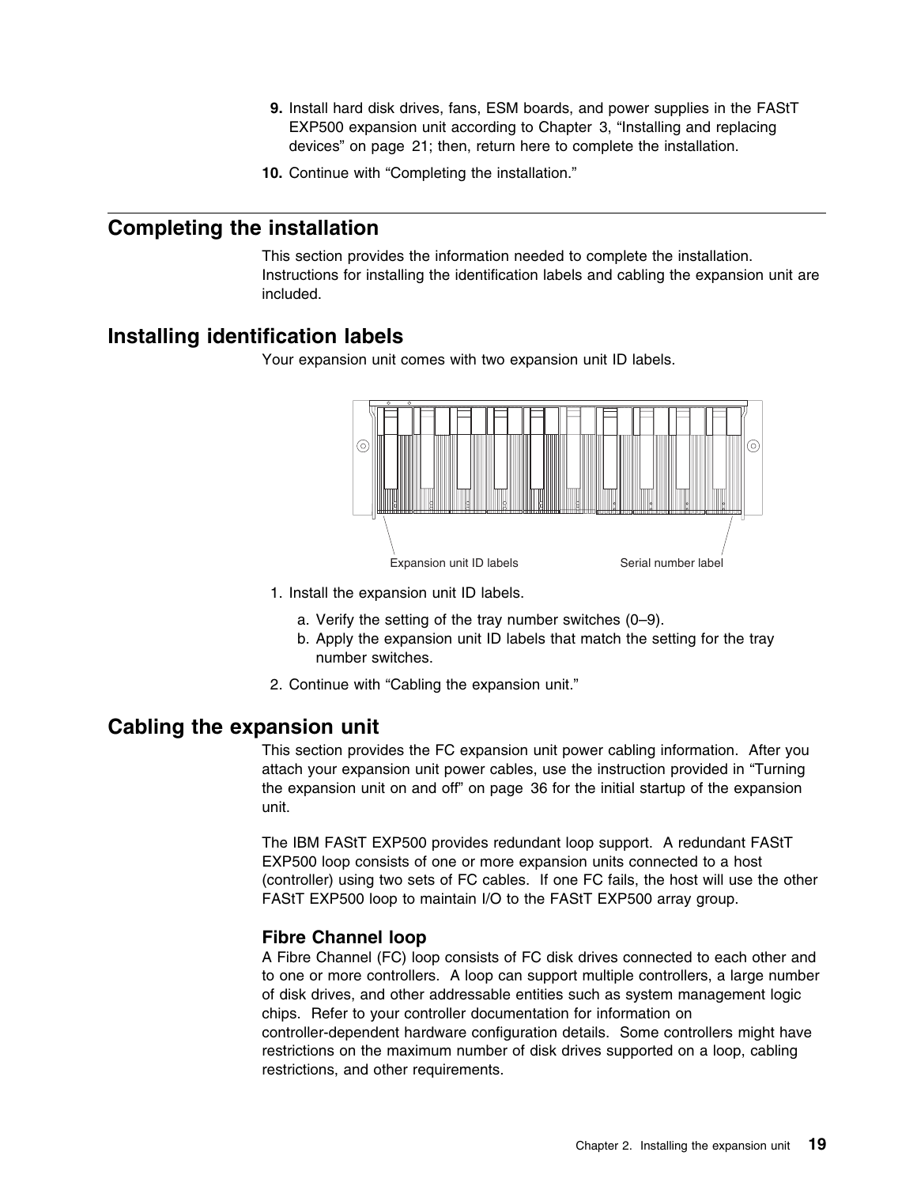9. Install hard disk drives, fans, ESM boards, and power supplies in the FAStT EXP500 expansion unit according to Chapter 3, “Installing and replacing devices” on page 21; then, return here to complete the installation.
10. Continue with “Completing the installation.”

## Completing the installation

This section provides the information needed to complete the installation. Instructions for installing the identification labels and cabling the expansion unit are included.

## Installing identification labels

Your expansion unit comes with two expansion unit ID labels.

Expansion unit ID labels    Serial number label

1. Install the expansion unit ID labels.
   a. Verify the setting of the tray number switches (0–9).
   b. Apply the expansion unit ID labels that match the setting for the tray number switches.
2. Continue with “Cabling the expansion unit.”

## Cabling the expansion unit

This section provides the FC expansion unit power cabling information. After you attach your expansion unit power cables, use the instruction provided in “Turning the expansion unit on and off” on page 36 for the initial startup of the expansion unit.

The IBM FAStT EXP500 provides redundant loop support. A redundant FAStT EXP500 loop consists of one or more expansion units connected to a host (controller) using two sets of FC cables. If one FC fails, the host will use the other FAStT EXP500 loop to maintain I/O to the FAStT EXP500 array group.

### Fibre Channel loop

A Fibre Channel (FC) loop consists of FC disk drives connected to each other and to one or more controllers. A loop can support multiple controllers, a large number of disk drives, and other addressable entities such as system management logic chips. Refer to your controller documentation for information on controller-dependent hardware configuration details. Some controllers might have restrictions on the maximum number of disk drives supported on a loop, cabling restrictions, and other requirements.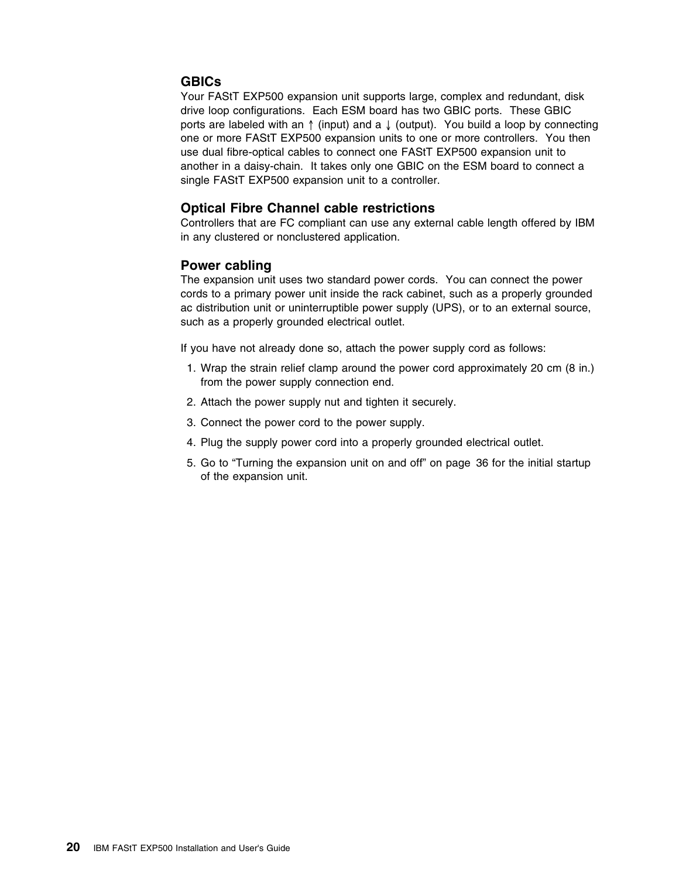## GBICs

Your FAStT EXP500 expansion unit supports large, complex and redundant, disk drive loop configurations. Each ESM board has two GBIC ports. These GBIC ports are labeled with an ↑ (input) and a ↓ (output). You build a loop by connecting one or more FAStT EXP500 expansion units to one or more controllers. You then use dual fibre-optical cables to connect one FAStT EXP500 expansion unit to another in a daisy-chain. It takes only one GBIC on the ESM board to connect a single FAStT EXP500 expansion unit to a controller.

## Optical Fibre Channel cable restrictions

Controllers that are FC compliant can use any external cable length offered by IBM in any clustered or nonclustered application.

## Power cabling

The expansion unit uses two standard power cords. You can connect the power cords to a primary power unit inside the rack cabinet, such as a properly grounded ac distribution unit or uninterruptible power supply (UPS), or to an external source, such as a properly grounded electrical outlet.

If you have not already done so, attach the power supply cord as follows:

1. Wrap the strain relief clamp around the power cord approximately 20 cm (8 in.) from the power supply connection end.
2. Attach the power supply nut and tighten it securely.
3. Connect the power cord to the power supply.
4. Plug the supply power cord into a properly grounded electrical outlet.
5. Go to “Turning the expansion unit on and off” on page 36 for the initial startup of the expansion unit.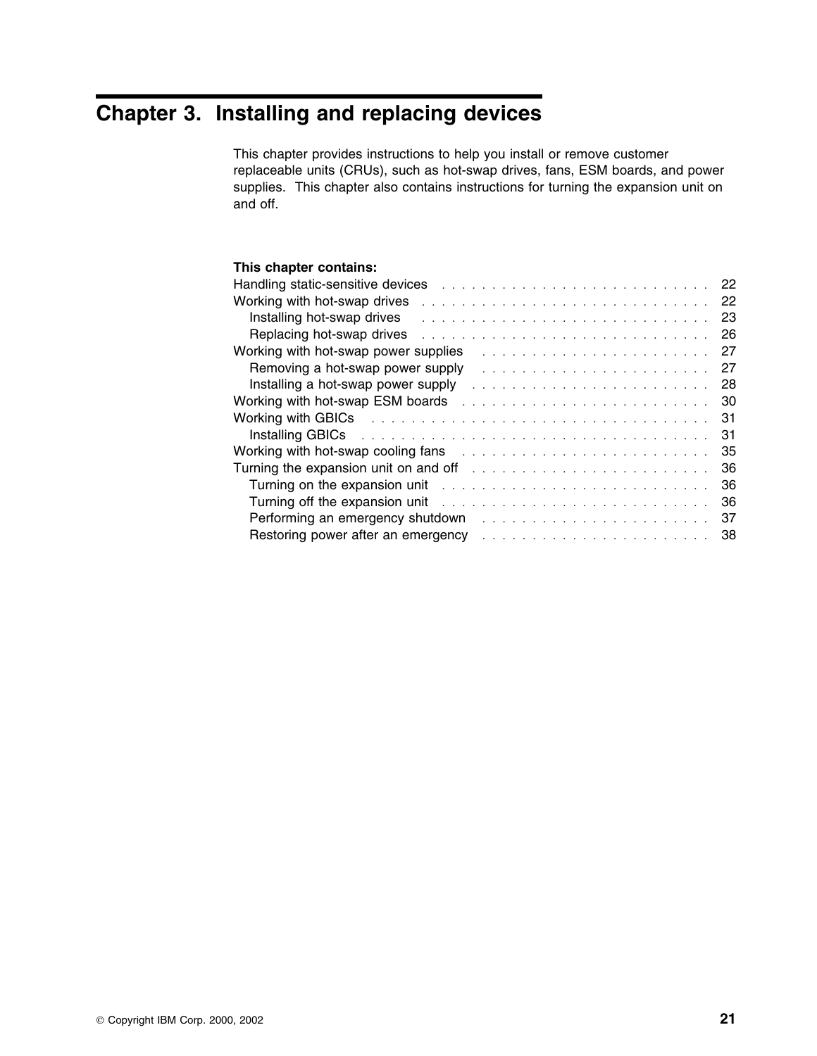# Chapter 3. Installing and replacing devices

This chapter provides instructions to help you install or remove customer replaceable units (CRUs), such as hot-swap drives, fans, ESM boards, and power supplies. This chapter also contains instructions for turning the expansion unit on and off.

**This chapter contains:**

- Handling static-sensitive devices . . . . . . . . . . . . . . . . . . . . . . . . . . . 22
- Working with hot-swap drives . . . . . . . . . . . . . . . . . . . . . . . . . . . . . 22
  - Installing hot-swap drives . . . . . . . . . . . . . . . . . . . . . . . . . . . . . 23
  - Replacing hot-swap drives . . . . . . . . . . . . . . . . . . . . . . . . . . . . . 26
- Working with hot-swap power supplies . . . . . . . . . . . . . . . . . . . . . . . . 27
  - Removing a hot-swap power supply . . . . . . . . . . . . . . . . . . . . . . . 27
  - Installing a hot-swap power supply . . . . . . . . . . . . . . . . . . . . . . . . 28
- Working with hot-swap ESM boards . . . . . . . . . . . . . . . . . . . . . . . . . 30
- Working with GBICs . . . . . . . . . . . . . . . . . . . . . . . . . . . . . . . . . . . 31
  - Installing GBICs . . . . . . . . . . . . . . . . . . . . . . . . . . . . . . . . . . . 31
- Working with hot-swap cooling fans . . . . . . . . . . . . . . . . . . . . . . . . . 35
- Turning the expansion unit on and off . . . . . . . . . . . . . . . . . . . . . . . . 36
  - Turning on the expansion unit . . . . . . . . . . . . . . . . . . . . . . . . . . . 36
  - Turning off the expansion unit . . . . . . . . . . . . . . . . . . . . . . . . . . . 36
  - Performing an emergency shutdown . . . . . . . . . . . . . . . . . . . . . . . 37
  - Restoring power after an emergency . . . . . . . . . . . . . . . . . . . . . . . 38

© Copyright IBM Corp. 2000, 2002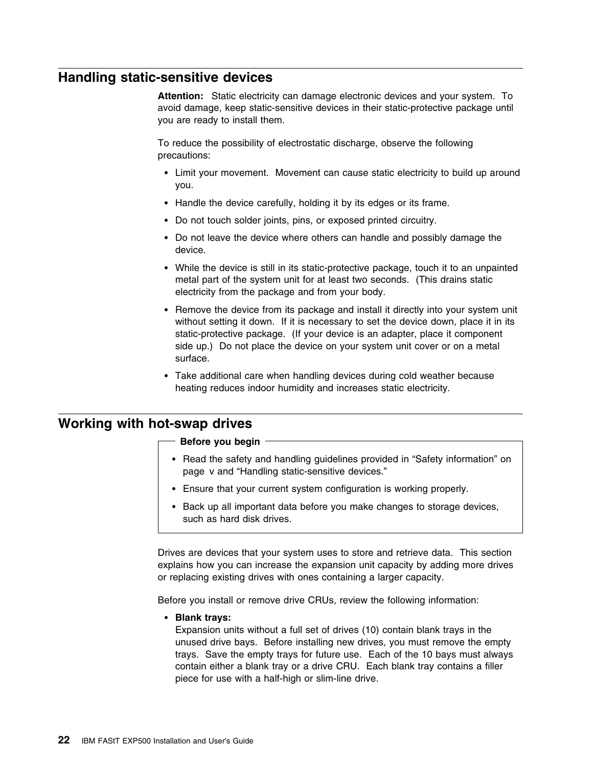## Handling static-sensitive devices

**Attention:** Static electricity can damage electronic devices and your system. To avoid damage, keep static-sensitive devices in their static-protective package until you are ready to install them.

To reduce the possibility of electrostatic discharge, observe the following precautions:

- Limit your movement. Movement can cause static electricity to build up around you.
- Handle the device carefully, holding it by its edges or its frame.
- Do not touch solder joints, pins, or exposed printed circuitry.
- Do not leave the device where others can handle and possibly damage the device.
- While the device is still in its static-protective package, touch it to an unpainted metal part of the system unit for at least two seconds. (This drains static electricity from the package and from your body.
- Remove the device from its package and install it directly into your system unit without setting it down. If it is necessary to set the device down, place it in its static-protective package. (If your device is an adapter, place it component side up.) Do not place the device on your system unit cover or on a metal surface.
- Take additional care when handling devices during cold weather because heating reduces indoor humidity and increases static electricity.

## Working with hot-swap drives

**Before you begin**

- Read the safety and handling guidelines provided in “Safety information” on page v and “Handling static-sensitive devices.”
- Ensure that your current system configuration is working properly.
- Back up all important data before you make changes to storage devices, such as hard disk drives.

Drives are devices that your system uses to store and retrieve data. This section explains how you can increase the expansion unit capacity by adding more drives or replacing existing drives with ones containing a larger capacity.

Before you install or remove drive CRUs, review the following information:

- **Blank trays:**
  Expansion units without a full set of drives (10) contain blank trays in the unused drive bays. Before installing new drives, you must remove the empty trays. Save the empty trays for future use. Each of the 10 bays must always contain either a blank tray or a drive CRU. Each blank tray contains a filler piece for use with a half-high or slim-line drive.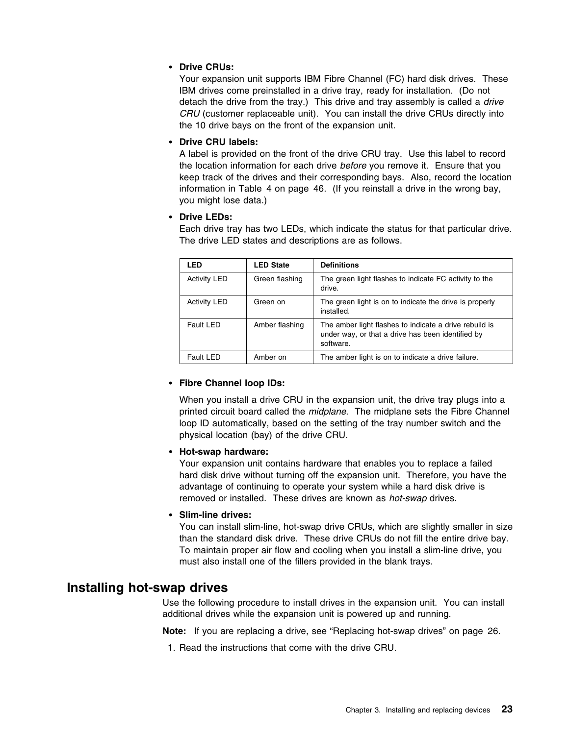- **Drive CRUs:**
  Your expansion unit supports IBM Fibre Channel (FC) hard disk drives. These IBM drives come preinstalled in a drive tray, ready for installation. (Do not detach the drive from the tray.) This drive and tray assembly is called a *drive CRU* (customer replaceable unit). You can install the drive CRUs directly into the 10 drive bays on the front of the expansion unit.

- **Drive CRU labels:**
  A label is provided on the front of the drive CRU tray. Use this label to record the location information for each drive *before* you remove it. Ensure that you keep track of the drives and their corresponding bays. Also, record the location information in Table 4 on page 46. (If you reinstall a drive in the wrong bay, you might lose data.)

- **Drive LEDs:**
  Each drive tray has two LEDs, which indicate the status for that particular drive. The drive LED states and descriptions are as follows.

| LED | LED State | Definitions |
|---|---|---|
| Activity LED | Green flashing | The green light flashes to indicate FC activity to the drive. |
| Activity LED | Green on | The green light is on to indicate the drive is properly installed. |
| Fault LED | Amber flashing | The amber light flashes to indicate a drive rebuild is under way, or that a drive has been identified by software. |
| Fault LED | Amber on | The amber light is on to indicate a drive failure. |

- **Fibre Channel loop IDs:**

  When you install a drive CRU in the expansion unit, the drive tray plugs into a printed circuit board called the *midplane*. The midplane sets the Fibre Channel loop ID automatically, based on the setting of the tray number switch and the physical location (bay) of the drive CRU.

- **Hot-swap hardware:**
  Your expansion unit contains hardware that enables you to replace a failed hard disk drive without turning off the expansion unit. Therefore, you have the advantage of continuing to operate your system while a hard disk drive is removed or installed. These drives are known as *hot-swap* drives.

- **Slim-line drives:**
  You can install slim-line, hot-swap drive CRUs, which are slightly smaller in size than the standard disk drive. These drive CRUs do not fill the entire drive bay. To maintain proper air flow and cooling when you install a slim-line drive, you must also install one of the fillers provided in the blank trays.

## Installing hot-swap drives

Use the following procedure to install drives in the expansion unit. You can install additional drives while the expansion unit is powered up and running.

**Note:** If you are replacing a drive, see "Replacing hot-swap drives" on page 26.

1. Read the instructions that come with the drive CRU.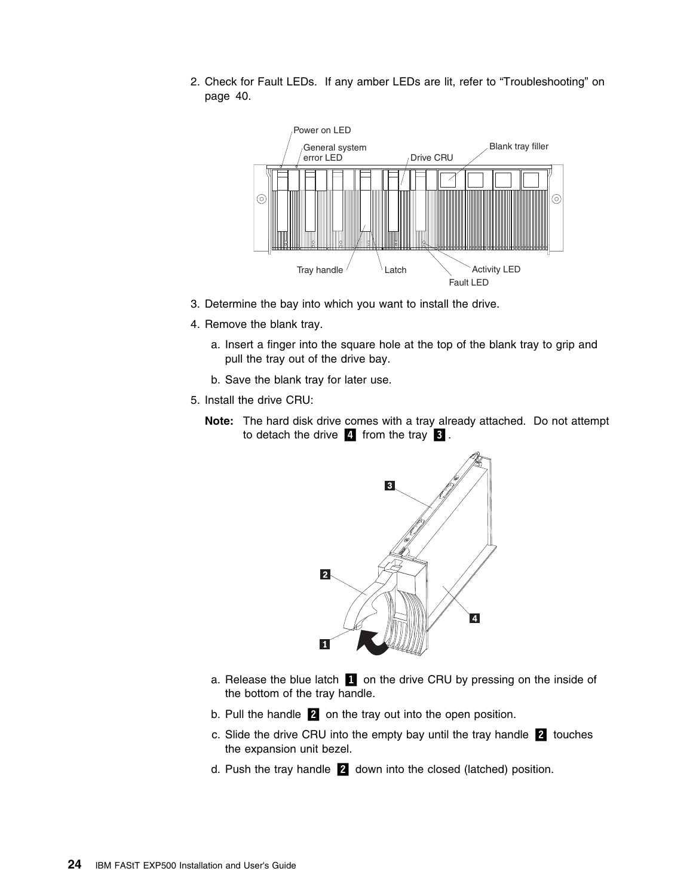2. Check for Fault LEDs. If any amber LEDs are lit, refer to "Troubleshooting" on page 40.

3. Determine the bay into which you want to install the drive.
4. Remove the blank tray.
   a. Insert a finger into the square hole at the top of the blank tray to grip and pull the tray out of the drive bay.
   b. Save the blank tray for later use.
5. Install the drive CRU:

   **Note:** The hard disk drive comes with a tray already attached. Do not attempt to detach the drive **4** from the tray **3**.

   a. Release the blue latch **1** on the drive CRU by pressing on the inside of the bottom of the tray handle.
   b. Pull the handle **2** on the tray out into the open position.
   c. Slide the drive CRU into the empty bay until the tray handle **2** touches the expansion unit bezel.
   d. Push the tray handle **2** down into the closed (latched) position.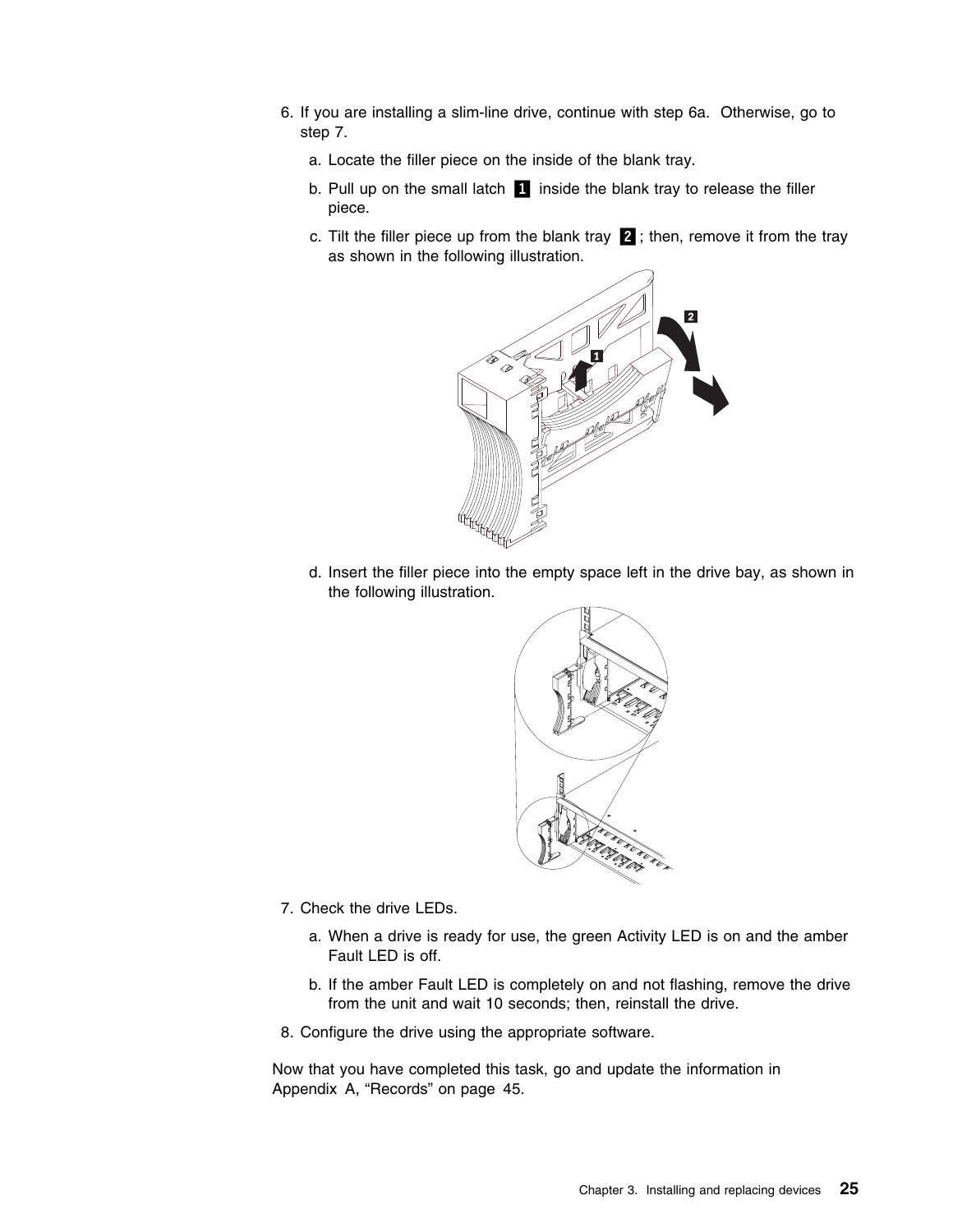6. If you are installing a slim-line drive, continue with step 6a. Otherwise, go to step 7.

   a. Locate the filler piece on the inside of the blank tray.

   b. Pull up on the small latch **1** inside the blank tray to release the filler piece.

   c. Tilt the filler piece up from the blank tray **2**; then, remove it from the tray as shown in the following illustration.

   d. Insert the filler piece into the empty space left in the drive bay, as shown in the following illustration.

7. Check the drive LEDs.

   a. When a drive is ready for use, the green Activity LED is on and the amber Fault LED is off.

   b. If the amber Fault LED is completely on and not flashing, remove the drive from the unit and wait 10 seconds; then, reinstall the drive.

8. Configure the drive using the appropriate software.

Now that you have completed this task, go and update the information in Appendix A, “Records” on page 45.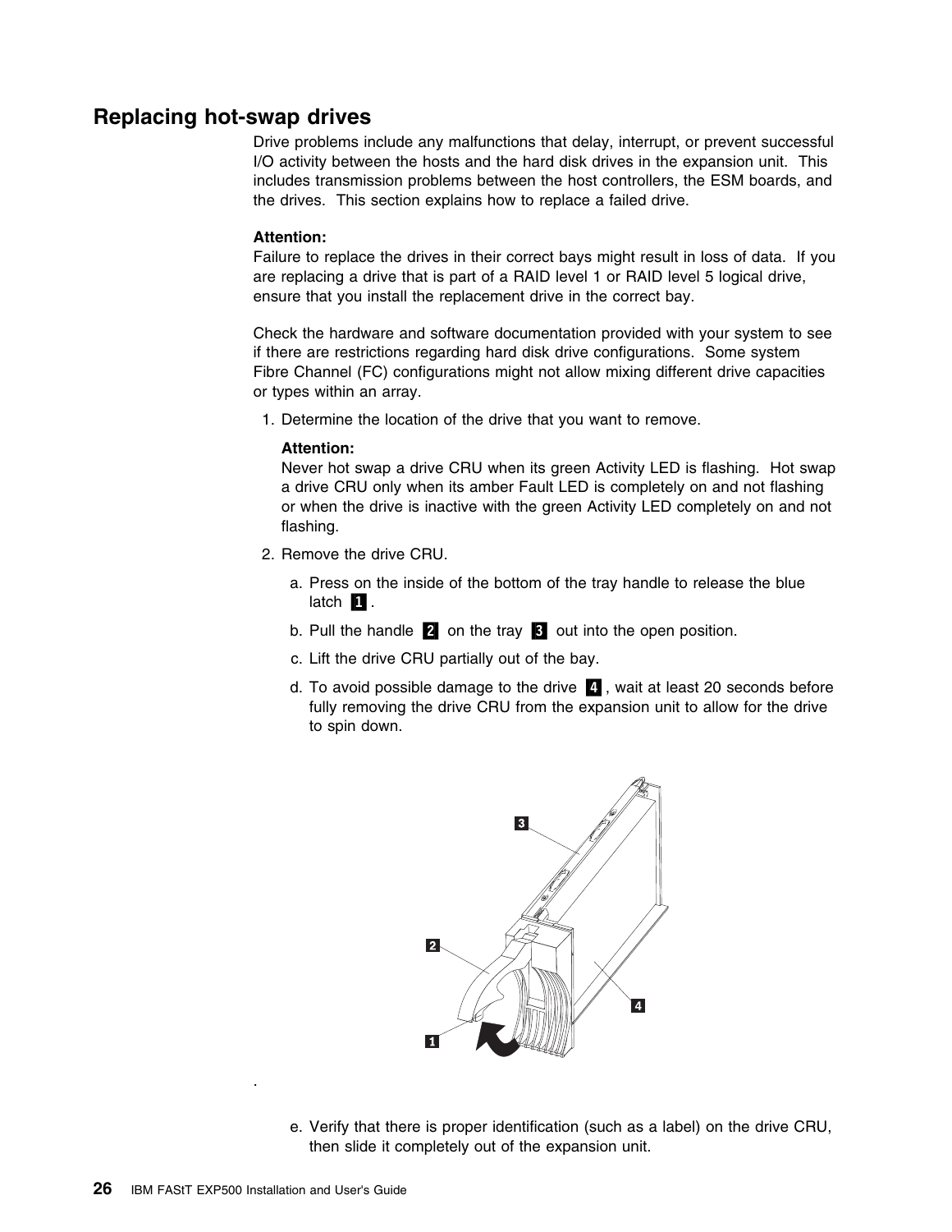## Replacing hot-swap drives

Drive problems include any malfunctions that delay, interrupt, or prevent successful I/O activity between the hosts and the hard disk drives in the expansion unit. This includes transmission problems between the host controllers, the ESM boards, and the drives. This section explains how to replace a failed drive.

**Attention:**
Failure to replace the drives in their correct bays might result in loss of data. If you are replacing a drive that is part of a RAID level 1 or RAID level 5 logical drive, ensure that you install the replacement drive in the correct bay.

Check the hardware and software documentation provided with your system to see if there are restrictions regarding hard disk drive configurations. Some system Fibre Channel (FC) configurations might not allow mixing different drive capacities or types within an array.

1. Determine the location of the drive that you want to remove.

   **Attention:**
   Never hot swap a drive CRU when its green Activity LED is flashing. Hot swap a drive CRU only when its amber Fault LED is completely on and not flashing or when the drive is inactive with the green Activity LED completely on and not flashing.

2. Remove the drive CRU.

   a. Press on the inside of the bottom of the tray handle to release the blue latch **1**.

   b. Pull the handle **2** on the tray **3** out into the open position.

   c. Lift the drive CRU partially out of the bay.

   d. To avoid possible damage to the drive **4**, wait at least 20 seconds before fully removing the drive CRU from the expansion unit to allow for the drive to spin down.

   .

   e. Verify that there is proper identification (such as a label) on the drive CRU, then slide it completely out of the expansion unit.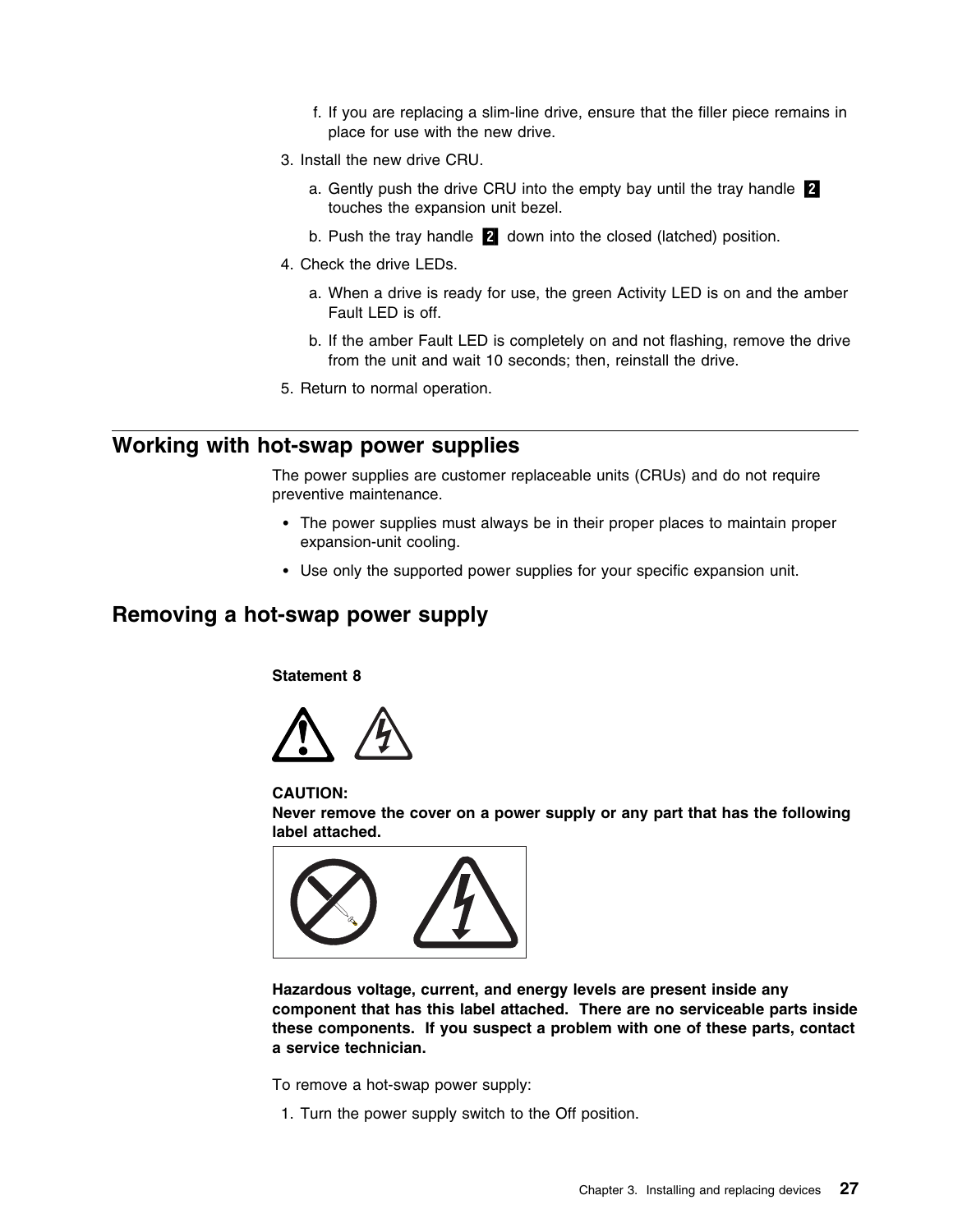f. If you are replacing a slim-line drive, ensure that the filler piece remains in place for use with the new drive.

3. Install the new drive CRU.

   a. Gently push the drive CRU into the empty bay until the tray handle **2** touches the expansion unit bezel.

   b. Push the tray handle **2** down into the closed (latched) position.

4. Check the drive LEDs.

   a. When a drive is ready for use, the green Activity LED is on and the amber Fault LED is off.

   b. If the amber Fault LED is completely on and not flashing, remove the drive from the unit and wait 10 seconds; then, reinstall the drive.

5. Return to normal operation.

## Working with hot-swap power supplies

The power supplies are customer replaceable units (CRUs) and do not require preventive maintenance.

- The power supplies must always be in their proper places to maintain proper expansion-unit cooling.
- Use only the supported power supplies for your specific expansion unit.

## Removing a hot-swap power supply

**Statement 8**

**CAUTION:**
**Never remove the cover on a power supply or any part that has the following label attached.**

**Hazardous voltage, current, and energy levels are present inside any component that has this label attached. There are no serviceable parts inside these components. If you suspect a problem with one of these parts, contact a service technician.**

To remove a hot-swap power supply:

1. Turn the power supply switch to the Off position.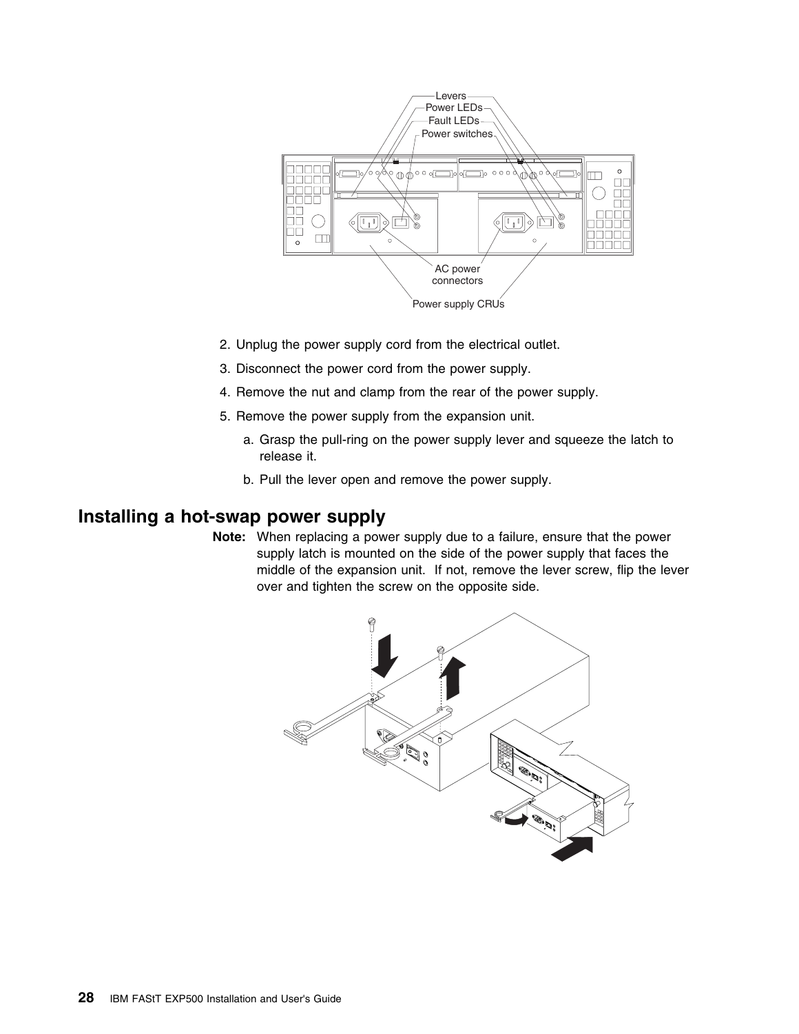2. Unplug the power supply cord from the electrical outlet.
3. Disconnect the power cord from the power supply.
4. Remove the nut and clamp from the rear of the power supply.
5. Remove the power supply from the expansion unit.
    a. Grasp the pull-ring on the power supply lever and squeeze the latch to release it.
    b. Pull the lever open and remove the power supply.

## Installing a hot-swap power supply

**Note:** When replacing a power supply due to a failure, ensure that the power supply latch is mounted on the side of the power supply that faces the middle of the expansion unit. If not, remove the lever screw, flip the lever over and tighten the screw on the opposite side.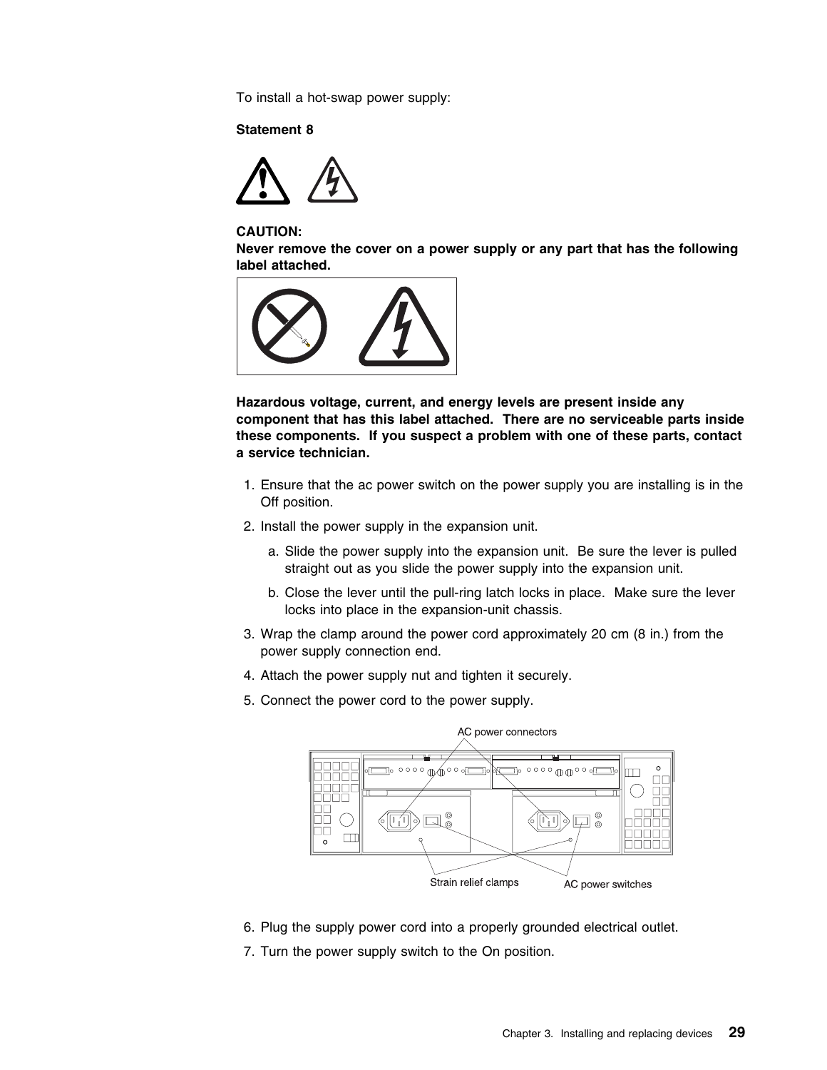To install a hot-swap power supply:

**Statement 8**

**CAUTION:**
**Never remove the cover on a power supply or any part that has the following label attached.**

**Hazardous voltage, current, and energy levels are present inside any component that has this label attached. There are no serviceable parts inside these components. If you suspect a problem with one of these parts, contact a service technician.**

1. Ensure that the ac power switch on the power supply you are installing is in the Off position.
2. Install the power supply in the expansion unit.
   a. Slide the power supply into the expansion unit. Be sure the lever is pulled straight out as you slide the power supply into the expansion unit.
   b. Close the lever until the pull-ring latch locks in place. Make sure the lever locks into place in the expansion-unit chassis.
3. Wrap the clamp around the power cord approximately 20 cm (8 in.) from the power supply connection end.
4. Attach the power supply nut and tighten it securely.
5. Connect the power cord to the power supply.

AC power connectors

Strain relief clamps

AC power switches

6. Plug the supply power cord into a properly grounded electrical outlet.
7. Turn the power supply switch to the On position.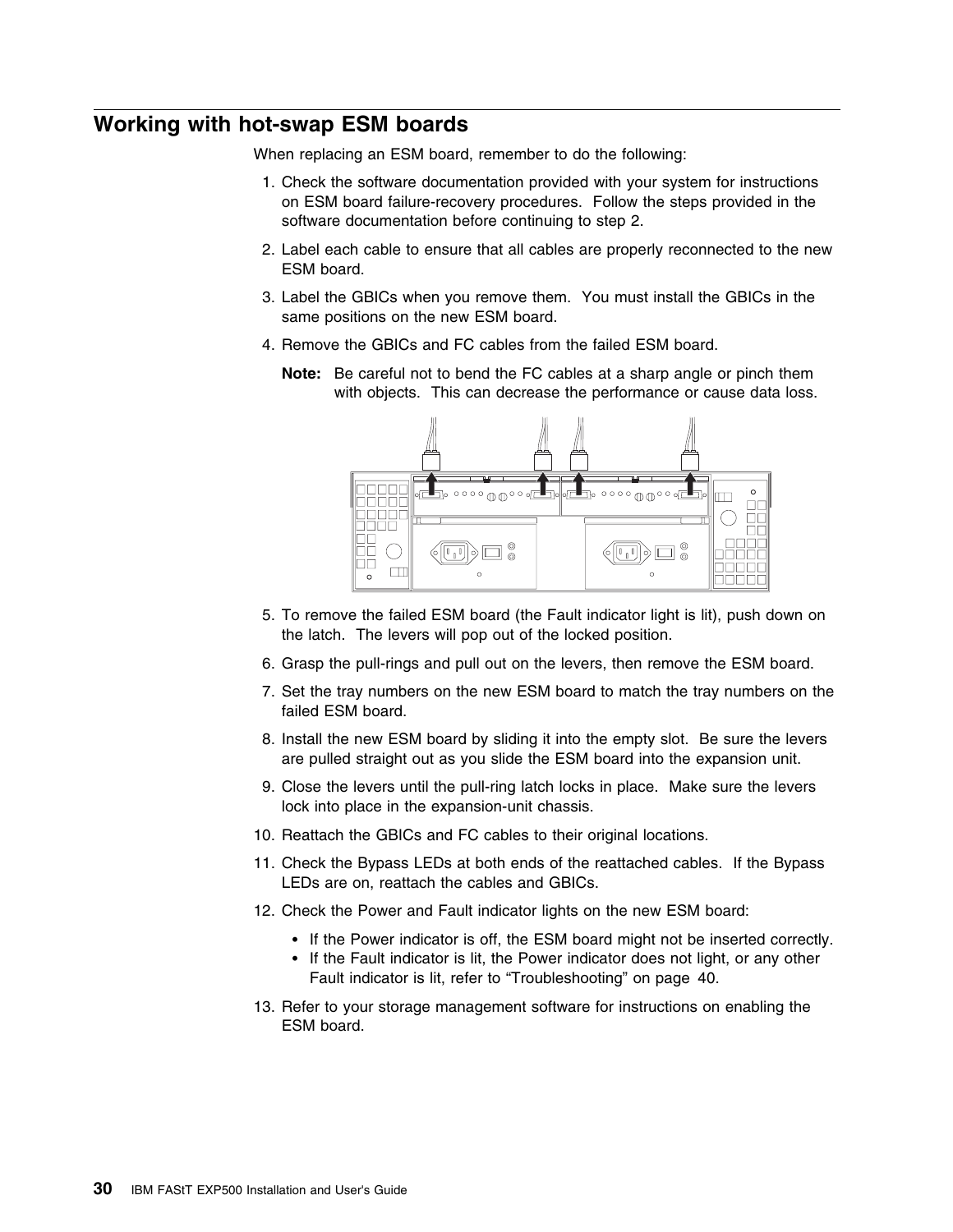## Working with hot-swap ESM boards

When replacing an ESM board, remember to do the following:

1. Check the software documentation provided with your system for instructions on ESM board failure-recovery procedures. Follow the steps provided in the software documentation before continuing to step 2.
2. Label each cable to ensure that all cables are properly reconnected to the new ESM board.
3. Label the GBICs when you remove them. You must install the GBICs in the same positions on the new ESM board.
4. Remove the GBICs and FC cables from the failed ESM board.

   **Note:** Be careful not to bend the FC cables at a sharp angle or pinch them with objects. This can decrease the performance or cause data loss.

5. To remove the failed ESM board (the Fault indicator light is lit), push down on the latch. The levers will pop out of the locked position.
6. Grasp the pull-rings and pull out on the levers, then remove the ESM board.
7. Set the tray numbers on the new ESM board to match the tray numbers on the failed ESM board.
8. Install the new ESM board by sliding it into the empty slot. Be sure the levers are pulled straight out as you slide the ESM board into the expansion unit.
9. Close the levers until the pull-ring latch locks in place. Make sure the levers lock into place in the expansion-unit chassis.
10. Reattach the GBICs and FC cables to their original locations.
11. Check the Bypass LEDs at both ends of the reattached cables. If the Bypass LEDs are on, reattach the cables and GBICs.
12. Check the Power and Fault indicator lights on the new ESM board:
    - If the Power indicator is off, the ESM board might not be inserted correctly.
    - If the Fault indicator is lit, the Power indicator does not light, or any other Fault indicator is lit, refer to "Troubleshooting" on page 40.
13. Refer to your storage management software for instructions on enabling the ESM board.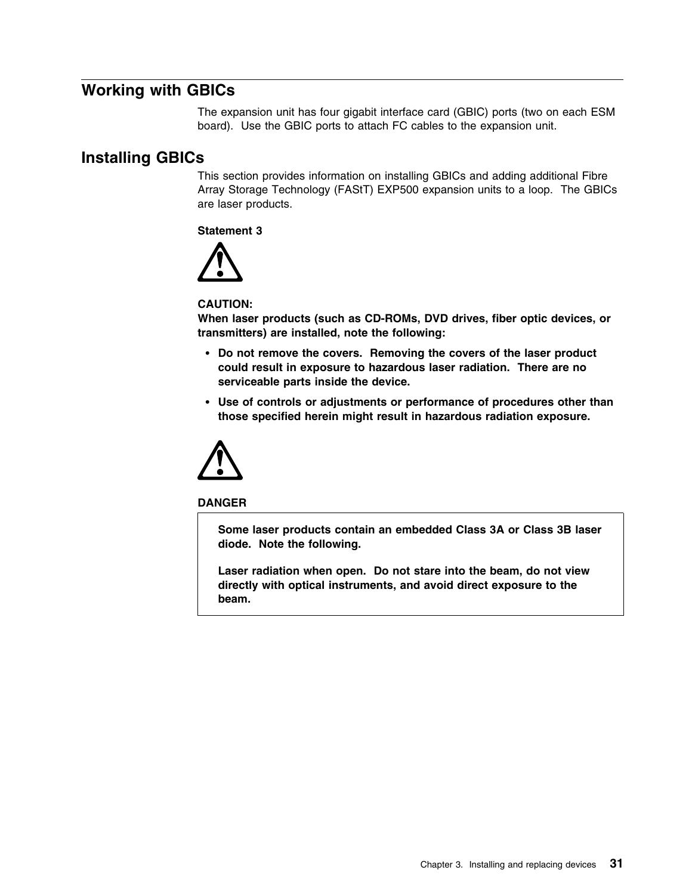## Working with GBICs

The expansion unit has four gigabit interface card (GBIC) ports (two on each ESM board). Use the GBIC ports to attach FC cables to the expansion unit.

## Installing GBICs

This section provides information on installing GBICs and adding additional Fibre Array Storage Technology (FAStT) EXP500 expansion units to a loop. The GBICs are laser products.

**Statement 3**

**CAUTION:**
**When laser products (such as CD-ROMs, DVD drives, fiber optic devices, or transmitters) are installed, note the following:**

- **Do not remove the covers. Removing the covers of the laser product could result in exposure to hazardous laser radiation. There are no serviceable parts inside the device.**
- **Use of controls or adjustments or performance of procedures other than those specified herein might result in hazardous radiation exposure.**

**DANGER**

**Some laser products contain an embedded Class 3A or Class 3B laser diode. Note the following.**

**Laser radiation when open. Do not stare into the beam, do not view directly with optical instruments, and avoid direct exposure to the beam.**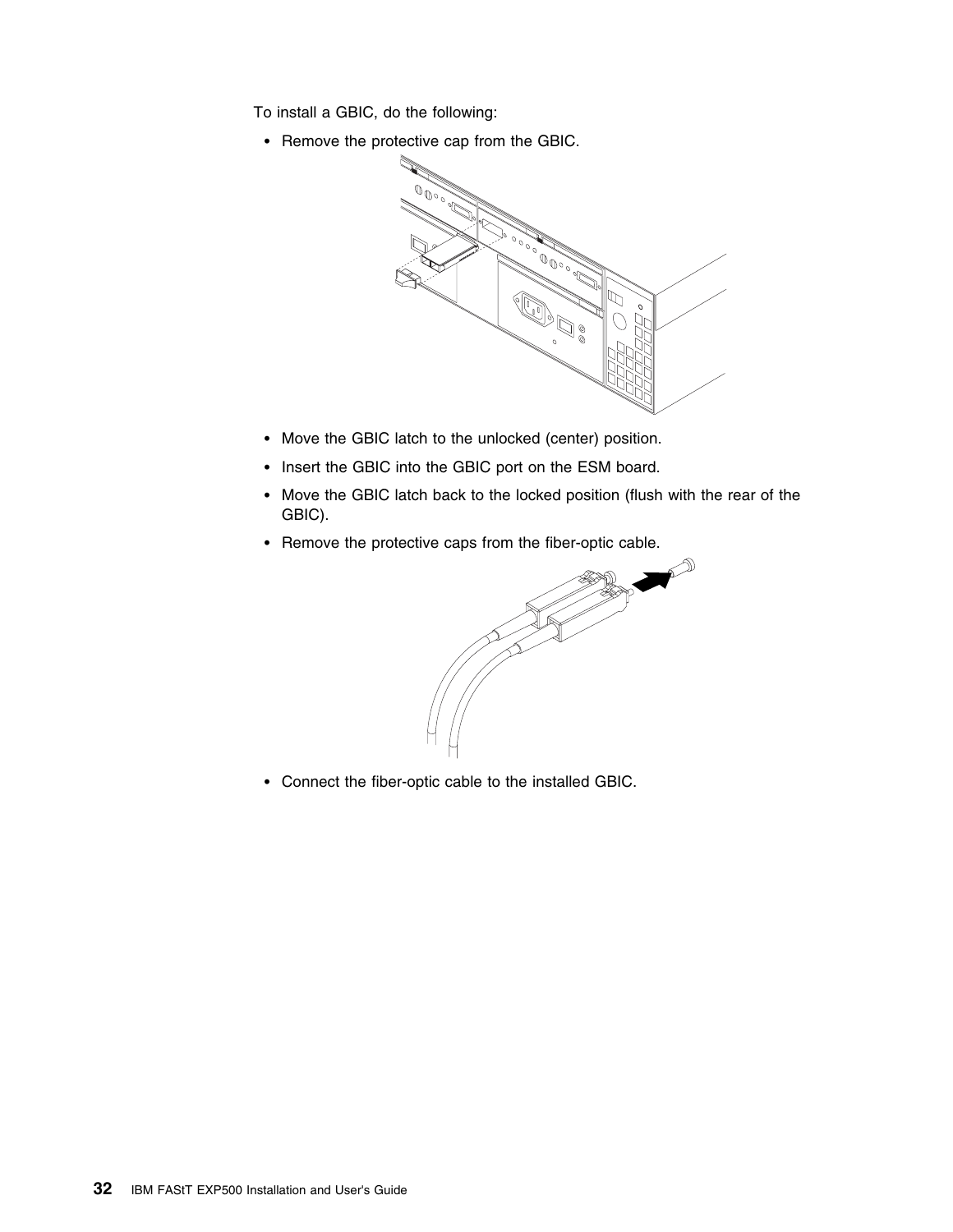To install a GBIC, do the following:

- Remove the protective cap from the GBIC.

- Move the GBIC latch to the unlocked (center) position.
- Insert the GBIC into the GBIC port on the ESM board.
- Move the GBIC latch back to the locked position (flush with the rear of the GBIC).
- Remove the protective caps from the fiber-optic cable.

- Connect the fiber-optic cable to the installed GBIC.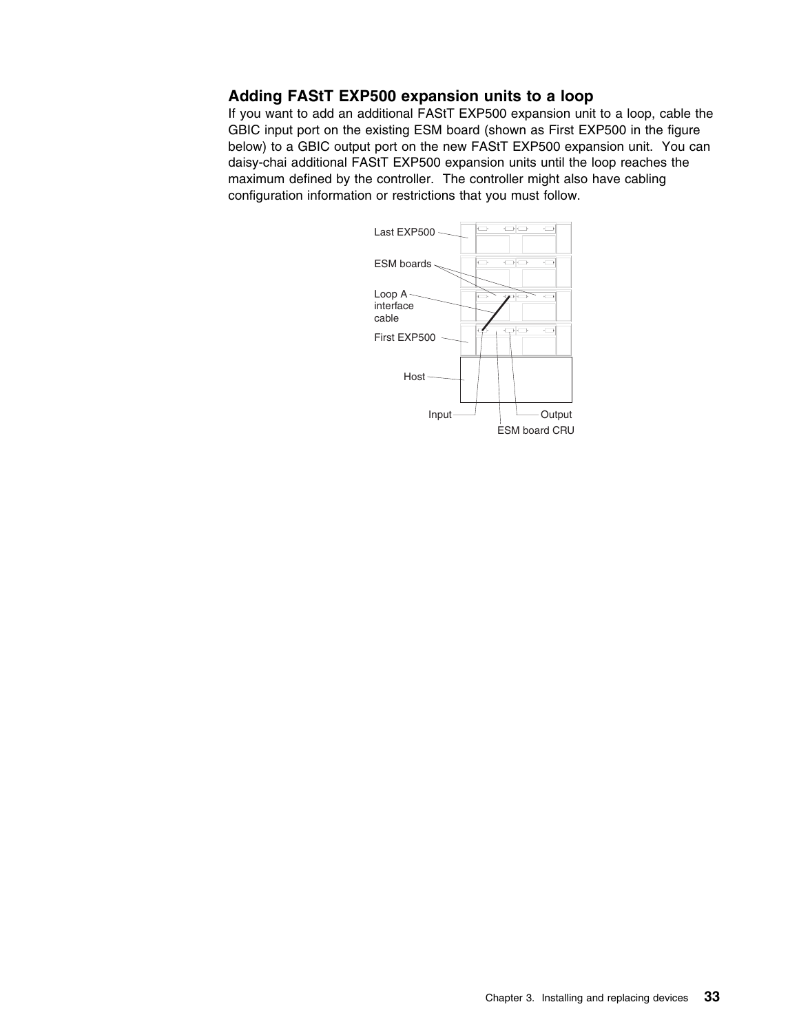## Adding FAStT EXP500 expansion units to a loop

If you want to add an additional FAStT EXP500 expansion unit to a loop, cable the GBIC input port on the existing ESM board (shown as First EXP500 in the figure below) to a GBIC output port on the new FAStT EXP500 expansion unit. You can daisy-chai additional FAStT EXP500 expansion units until the loop reaches the maximum defined by the controller. The controller might also have cabling configuration information or restrictions that you must follow.

Last EXP500

ESM boards

Loop A interface cable

First EXP500

Host

Input

Output

ESM board CRU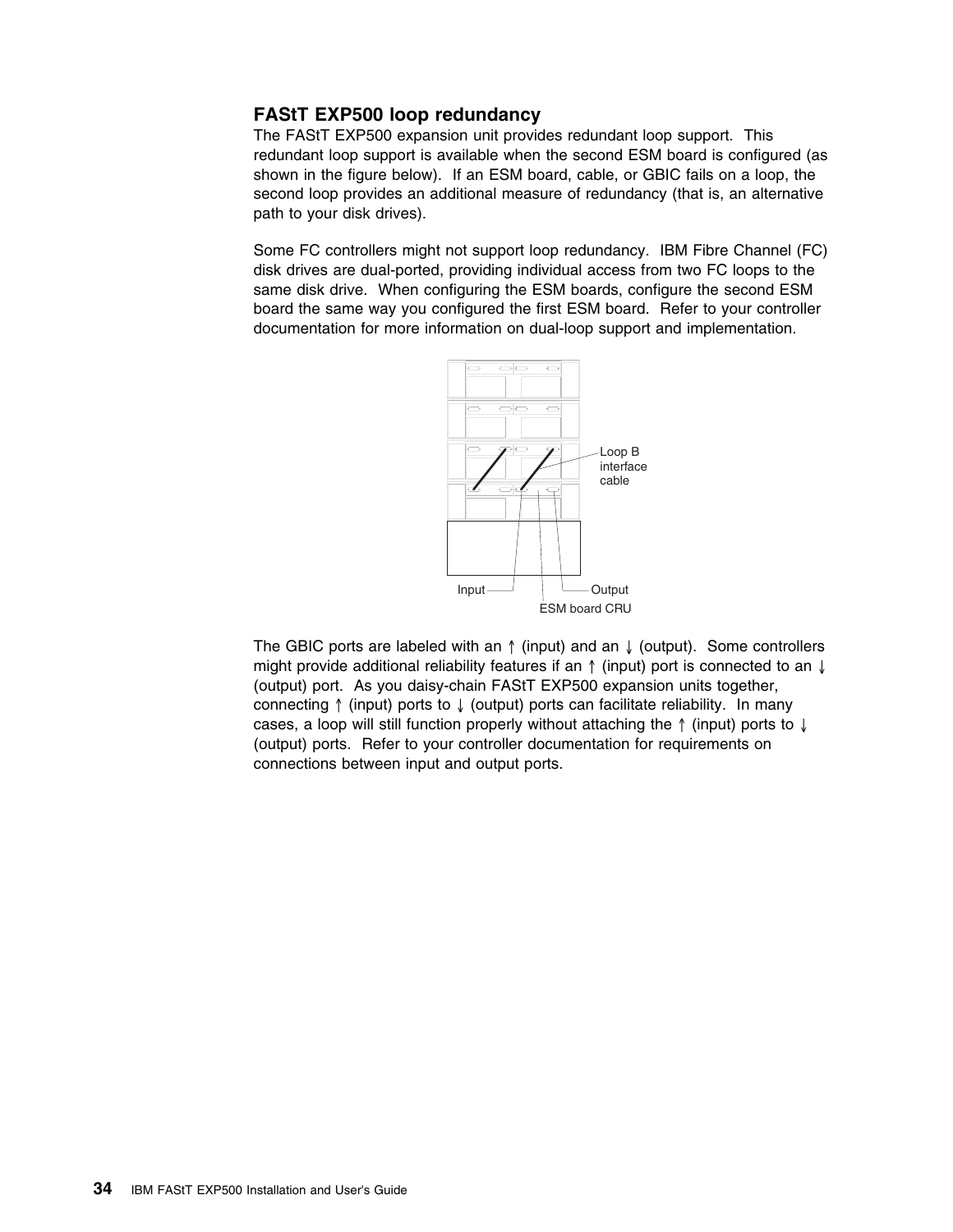## FAStT EXP500 loop redundancy

The FAStT EXP500 expansion unit provides redundant loop support. This redundant loop support is available when the second ESM board is configured (as shown in the figure below). If an ESM board, cable, or GBIC fails on a loop, the second loop provides an additional measure of redundancy (that is, an alternative path to your disk drives).

Some FC controllers might not support loop redundancy. IBM Fibre Channel (FC) disk drives are dual-ported, providing individual access from two FC loops to the same disk drive. When configuring the ESM boards, configure the second ESM board the same way you configured the first ESM board. Refer to your controller documentation for more information on dual-loop support and implementation.

Loop B interface cable

Input

Output

ESM board CRU

The GBIC ports are labeled with an ↑ (input) and an ↓ (output). Some controllers might provide additional reliability features if an ↑ (input) port is connected to an ↓ (output) port. As you daisy-chain FAStT EXP500 expansion units together, connecting ↑ (input) ports to ↓ (output) ports can facilitate reliability. In many cases, a loop will still function properly without attaching the ↑ (input) ports to ↓ (output) ports. Refer to your controller documentation for requirements on connections between input and output ports.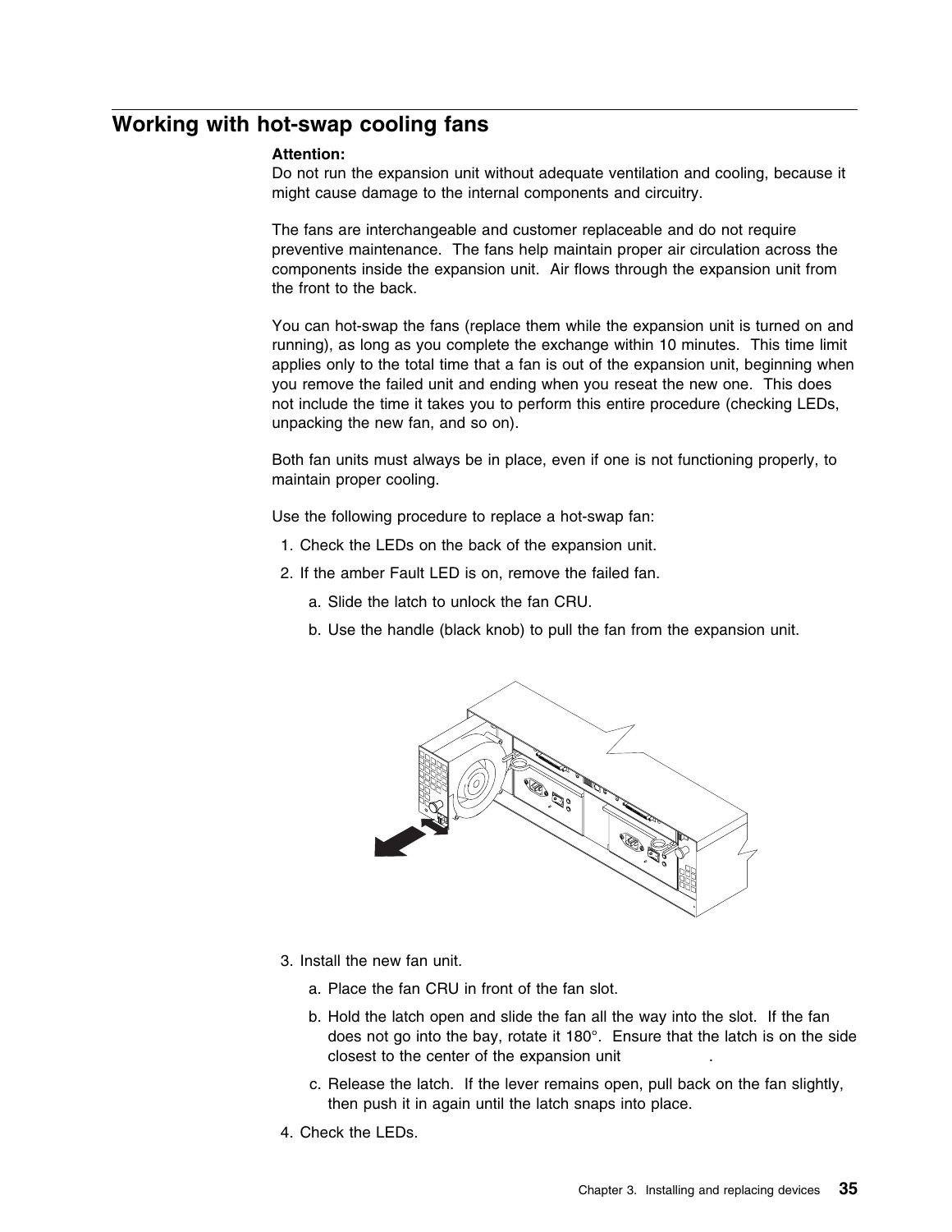## Working with hot-swap cooling fans

**Attention:**
Do not run the expansion unit without adequate ventilation and cooling, because it might cause damage to the internal components and circuitry.

The fans are interchangeable and customer replaceable and do not require preventive maintenance. The fans help maintain proper air circulation across the components inside the expansion unit. Air flows through the expansion unit from the front to the back.

You can hot-swap the fans (replace them while the expansion unit is turned on and running), as long as you complete the exchange within 10 minutes. This time limit applies only to the total time that a fan is out of the expansion unit, beginning when you remove the failed unit and ending when you reseat the new one. This does not include the time it takes you to perform this entire procedure (checking LEDs, unpacking the new fan, and so on).

Both fan units must always be in place, even if one is not functioning properly, to maintain proper cooling.

Use the following procedure to replace a hot-swap fan:

1. Check the LEDs on the back of the expansion unit.
2. If the amber Fault LED is on, remove the failed fan.
   a. Slide the latch to unlock the fan CRU.
   b. Use the handle (black knob) to pull the fan from the expansion unit.
3. Install the new fan unit.
   a. Place the fan CRU in front of the fan slot.
   b. Hold the latch open and slide the fan all the way into the slot. If the fan does not go into the bay, rotate it 180°. Ensure that the latch is on the side closest to the center of the expansion unit.
   c. Release the latch. If the lever remains open, pull back on the fan slightly, then push it in again until the latch snaps into place.
4. Check the LEDs.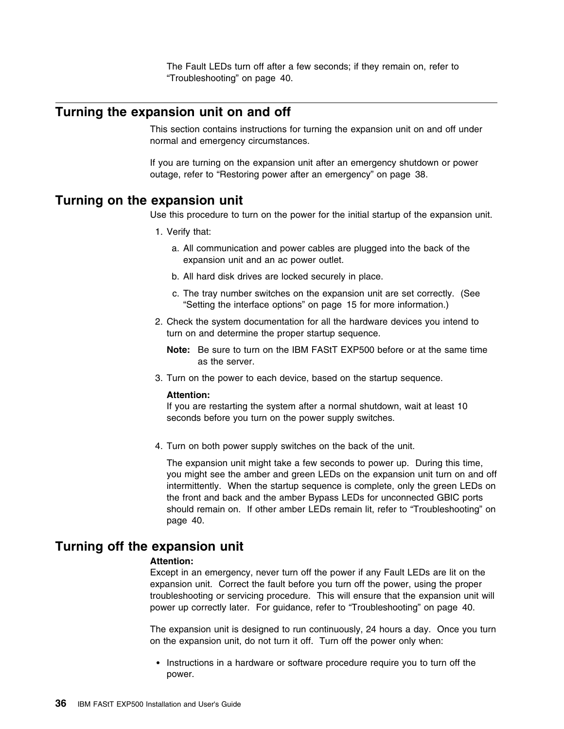The Fault LEDs turn off after a few seconds; if they remain on, refer to "Troubleshooting" on page 40.

## Turning the expansion unit on and off

This section contains instructions for turning the expansion unit on and off under normal and emergency circumstances.

If you are turning on the expansion unit after an emergency shutdown or power outage, refer to "Restoring power after an emergency" on page 38.

## Turning on the expansion unit

Use this procedure to turn on the power for the initial startup of the expansion unit.

1. Verify that:
   a. All communication and power cables are plugged into the back of the expansion unit and an ac power outlet.
   b. All hard disk drives are locked securely in place.
   c. The tray number switches on the expansion unit are set correctly. (See "Setting the interface options" on page 15 for more information.)
2. Check the system documentation for all the hardware devices you intend to turn on and determine the proper startup sequence.

   **Note:** Be sure to turn on the IBM FAStT EXP500 before or at the same time as the server.
3. Turn on the power to each device, based on the startup sequence.

   **Attention:**
   If you are restarting the system after a normal shutdown, wait at least 10 seconds before you turn on the power supply switches.
4. Turn on both power supply switches on the back of the unit.

   The expansion unit might take a few seconds to power up. During this time, you might see the amber and green LEDs on the expansion unit turn on and off intermittently. When the startup sequence is complete, only the green LEDs on the front and back and the amber Bypass LEDs for unconnected GBIC ports should remain on. If other amber LEDs remain lit, refer to "Troubleshooting" on page 40.

## Turning off the expansion unit

**Attention:**
Except in an emergency, never turn off the power if any Fault LEDs are lit on the expansion unit. Correct the fault before you turn off the power, using the proper troubleshooting or servicing procedure. This will ensure that the expansion unit will power up correctly later. For guidance, refer to "Troubleshooting" on page 40.

The expansion unit is designed to run continuously, 24 hours a day. Once you turn on the expansion unit, do not turn it off. Turn off the power only when:

- Instructions in a hardware or software procedure require you to turn off the power.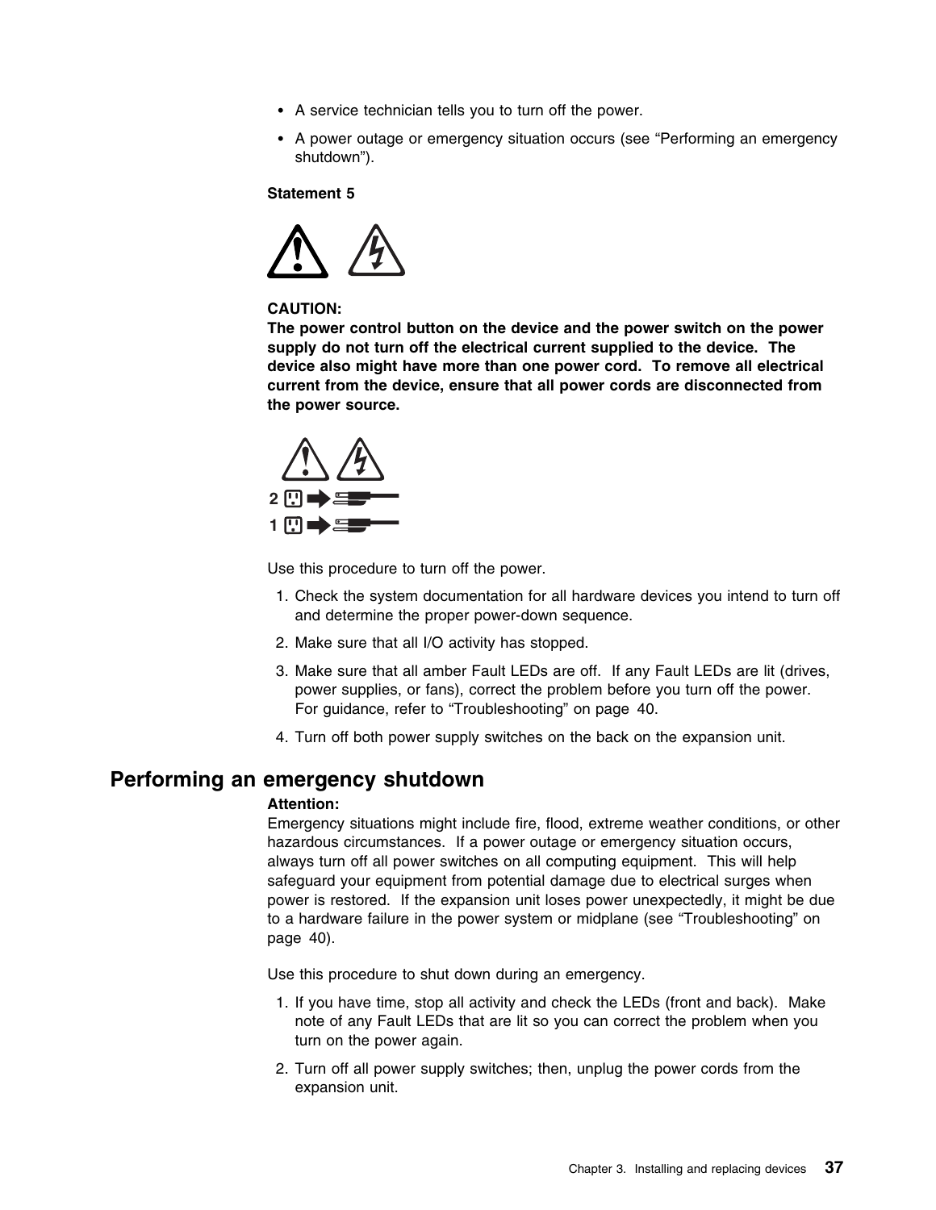- A service technician tells you to turn off the power.
- A power outage or emergency situation occurs (see "Performing an emergency shutdown").

**Statement 5**

**CAUTION:**
**The power control button on the device and the power switch on the power supply do not turn off the electrical current supplied to the device. The device also might have more than one power cord. To remove all electrical current from the device, ensure that all power cords are disconnected from the power source.**

Use this procedure to turn off the power.

1. Check the system documentation for all hardware devices you intend to turn off and determine the proper power-down sequence.
2. Make sure that all I/O activity has stopped.
3. Make sure that all amber Fault LEDs are off. If any Fault LEDs are lit (drives, power supplies, or fans), correct the problem before you turn off the power. For guidance, refer to "Troubleshooting" on page 40.
4. Turn off both power supply switches on the back on the expansion unit.

## Performing an emergency shutdown

**Attention:**
Emergency situations might include fire, flood, extreme weather conditions, or other hazardous circumstances. If a power outage or emergency situation occurs, always turn off all power switches on all computing equipment. This will help safeguard your equipment from potential damage due to electrical surges when power is restored. If the expansion unit loses power unexpectedly, it might be due to a hardware failure in the power system or midplane (see "Troubleshooting" on page 40).

Use this procedure to shut down during an emergency.

1. If you have time, stop all activity and check the LEDs (front and back). Make note of any Fault LEDs that are lit so you can correct the problem when you turn on the power again.
2. Turn off all power supply switches; then, unplug the power cords from the expansion unit.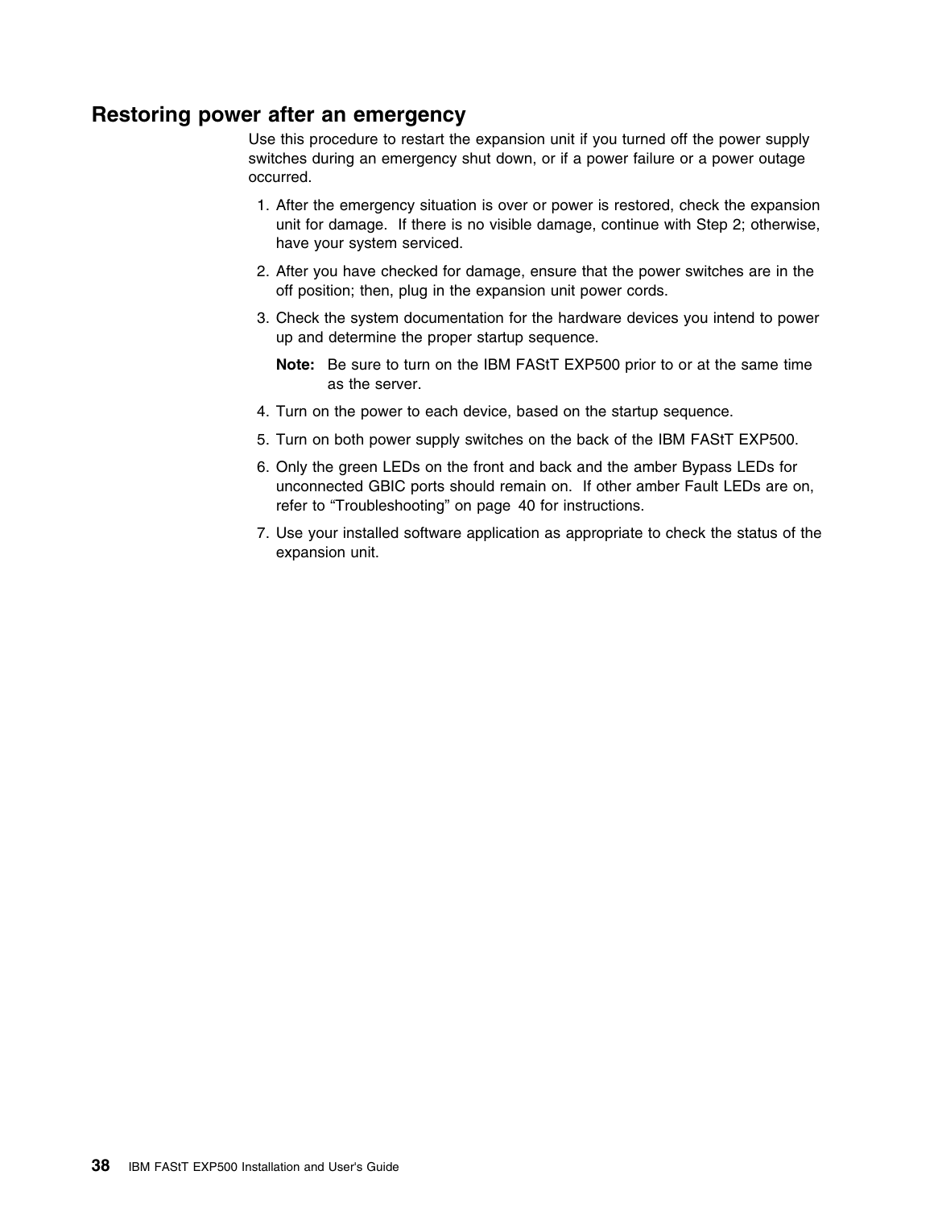## Restoring power after an emergency

Use this procedure to restart the expansion unit if you turned off the power supply switches during an emergency shut down, or if a power failure or a power outage occurred.

1. After the emergency situation is over or power is restored, check the expansion unit for damage. If there is no visible damage, continue with Step 2; otherwise, have your system serviced.
2. After you have checked for damage, ensure that the power switches are in the off position; then, plug in the expansion unit power cords.
3. Check the system documentation for the hardware devices you intend to power up and determine the proper startup sequence.

   **Note:** Be sure to turn on the IBM FAStT EXP500 prior to or at the same time as the server.
4. Turn on the power to each device, based on the startup sequence.
5. Turn on both power supply switches on the back of the IBM FAStT EXP500.
6. Only the green LEDs on the front and back and the amber Bypass LEDs for unconnected GBIC ports should remain on. If other amber Fault LEDs are on, refer to "Troubleshooting" on page 40 for instructions.
7. Use your installed software application as appropriate to check the status of the expansion unit.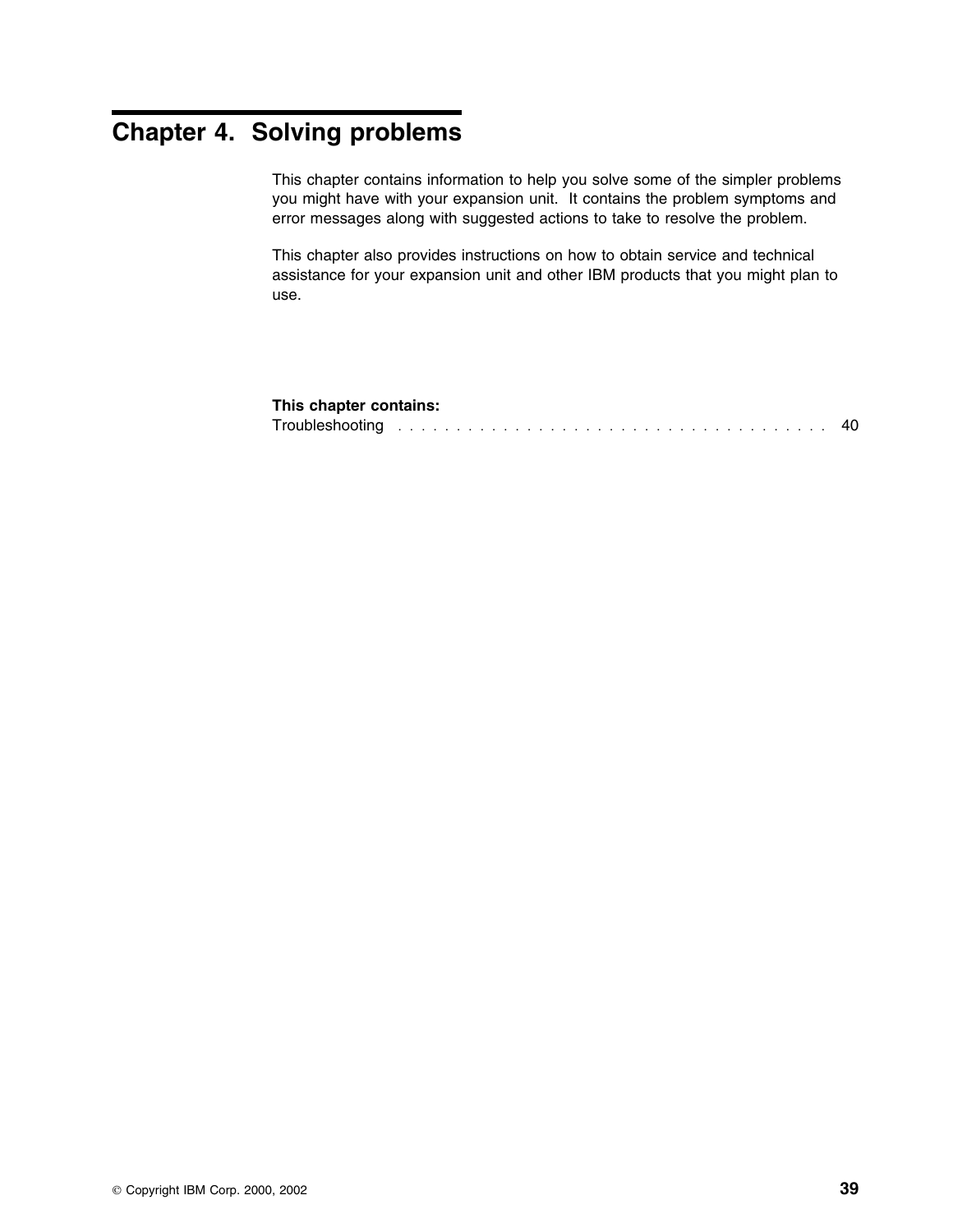# Chapter 4. Solving problems

This chapter contains information to help you solve some of the simpler problems you might have with your expansion unit. It contains the problem symptoms and error messages along with suggested actions to take to resolve the problem.

This chapter also provides instructions on how to obtain service and technical assistance for your expansion unit and other IBM products that you might plan to use.

**This chapter contains:**

Troubleshooting . . . . . . . . . . . . . . . . . . . . . . . . . . . . . . . . . . . . . . 40

© Copyright IBM Corp. 2000, 2002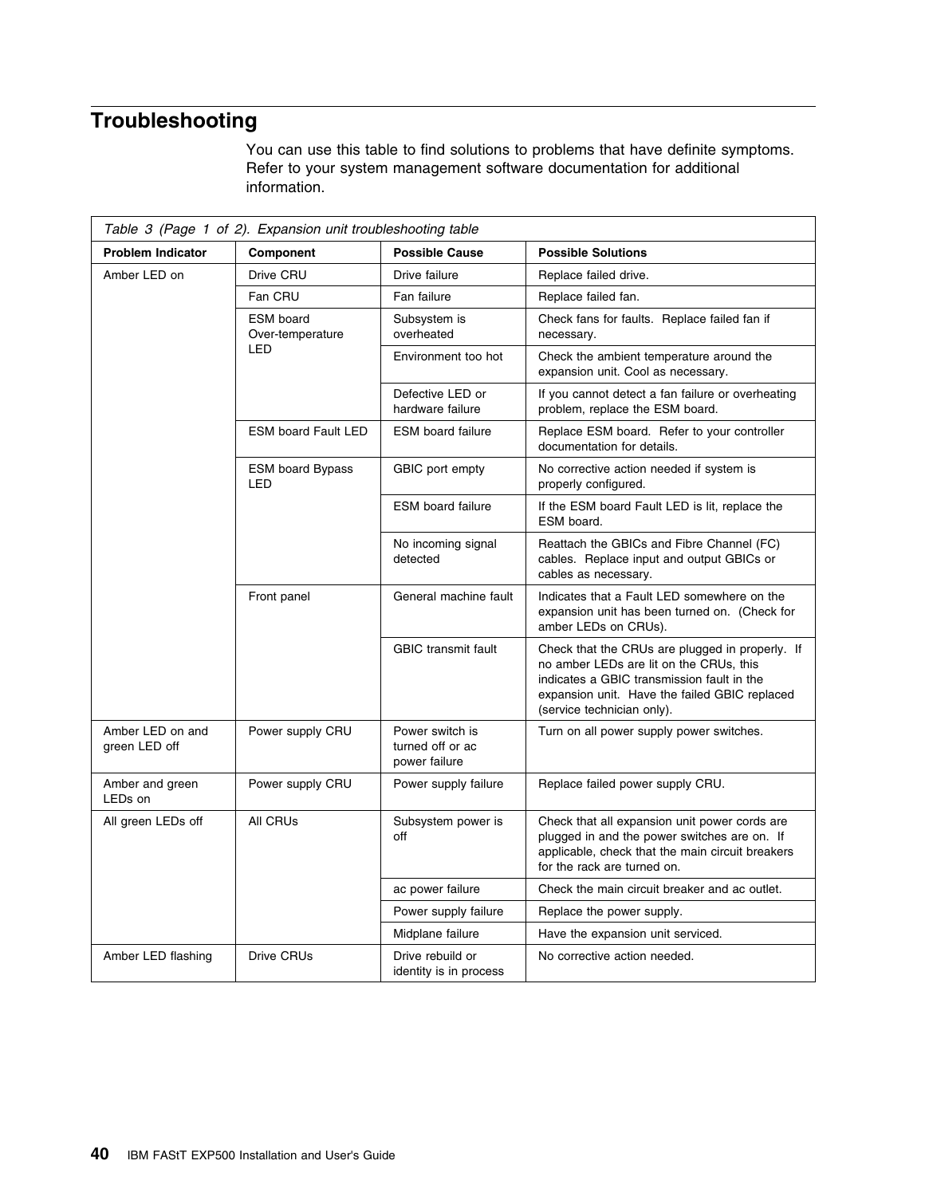# Troubleshooting

You can use this table to find solutions to problems that have definite symptoms. Refer to your system management software documentation for additional information.

*Table 3 (Page 1 of 2). Expansion unit troubleshooting table*

| Problem Indicator | Component | Possible Cause | Possible Solutions |
|---|---|---|---|
| Amber LED on | Drive CRU | Drive failure | Replace failed drive. |
| | Fan CRU | Fan failure | Replace failed fan. |
| | ESM board Over-temperature LED | Subsystem is overheated | Check fans for faults. Replace failed fan if necessary. |
| | | Environment too hot | Check the ambient temperature around the expansion unit. Cool as necessary. |
| | | Defective LED or hardware failure | If you cannot detect a fan failure or overheating problem, replace the ESM board. |
| | ESM board Fault LED | ESM board failure | Replace ESM board. Refer to your controller documentation for details. |
| | ESM board Bypass LED | GBIC port empty | No corrective action needed if system is properly configured. |
| | | ESM board failure | If the ESM board Fault LED is lit, replace the ESM board. |
| | | No incoming signal detected | Reattach the GBICs and Fibre Channel (FC) cables. Replace input and output GBICs or cables as necessary. |
| | Front panel | General machine fault | Indicates that a Fault LED somewhere on the expansion unit has been turned on. (Check for amber LEDs on CRUs). |
| | | GBIC transmit fault | Check that the CRUs are plugged in properly. If no amber LEDs are lit on the CRUs, this indicates a GBIC transmission fault in the expansion unit. Have the failed GBIC replaced (service technician only). |
| Amber LED on and green LED off | Power supply CRU | Power switch is turned off or ac power failure | Turn on all power supply power switches. |
| Amber and green LEDs on | Power supply CRU | Power supply failure | Replace failed power supply CRU. |
| All green LEDs off | All CRUs | Subsystem power is off | Check that all expansion unit power cords are plugged in and the power switches are on. If applicable, check that the main circuit breakers for the rack are turned on. |
| | | ac power failure | Check the main circuit breaker and ac outlet. |
| | | Power supply failure | Replace the power supply. |
| | | Midplane failure | Have the expansion unit serviced. |
| Amber LED flashing | Drive CRUs | Drive rebuild or identity is in process | No corrective action needed. |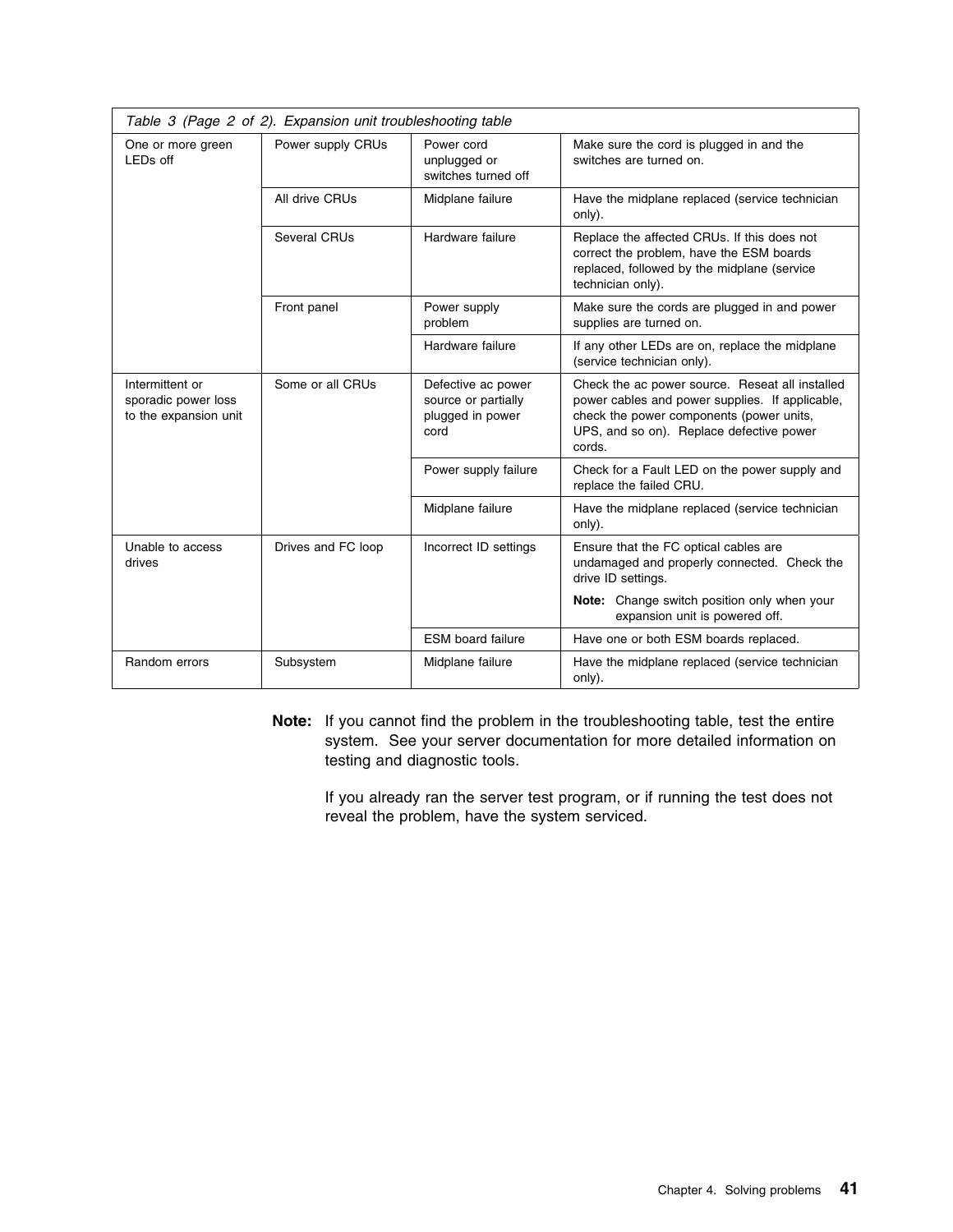*Table 3 (Page 2 of 2). Expansion unit troubleshooting table*

| | | | |
|---|---|---|---|
| One or more green LEDs off | Power supply CRUs | Power cord unplugged or switches turned off | Make sure the cord is plugged in and the switches are turned on. |
| | All drive CRUs | Midplane failure | Have the midplane replaced (service technician only). |
| | Several CRUs | Hardware failure | Replace the affected CRUs. If this does not correct the problem, have the ESM boards replaced, followed by the midplane (service technician only). |
| | Front panel | Power supply problem | Make sure the cords are plugged in and power supplies are turned on. |
| | | Hardware failure | If any other LEDs are on, replace the midplane (service technician only). |
| Intermittent or sporadic power loss to the expansion unit | Some or all CRUs | Defective ac power source or partially plugged in power cord | Check the ac power source. Reseat all installed power cables and power supplies. If applicable, check the power components (power units, UPS, and so on). Replace defective power cords. |
| | | Power supply failure | Check for a Fault LED on the power supply and replace the failed CRU. |
| | | Midplane failure | Have the midplane replaced (service technician only). |
| Unable to access drives | Drives and FC loop | Incorrect ID settings | Ensure that the FC optical cables are undamaged and properly connected. Check the drive ID settings. **Note:** Change switch position only when your expansion unit is powered off. |
| | | ESM board failure | Have one or both ESM boards replaced. |
| Random errors | Subsystem | Midplane failure | Have the midplane replaced (service technician only). |

**Note:** If you cannot find the problem in the troubleshooting table, test the entire system. See your server documentation for more detailed information on testing and diagnostic tools.

If you already ran the server test program, or if running the test does not reveal the problem, have the system serviced.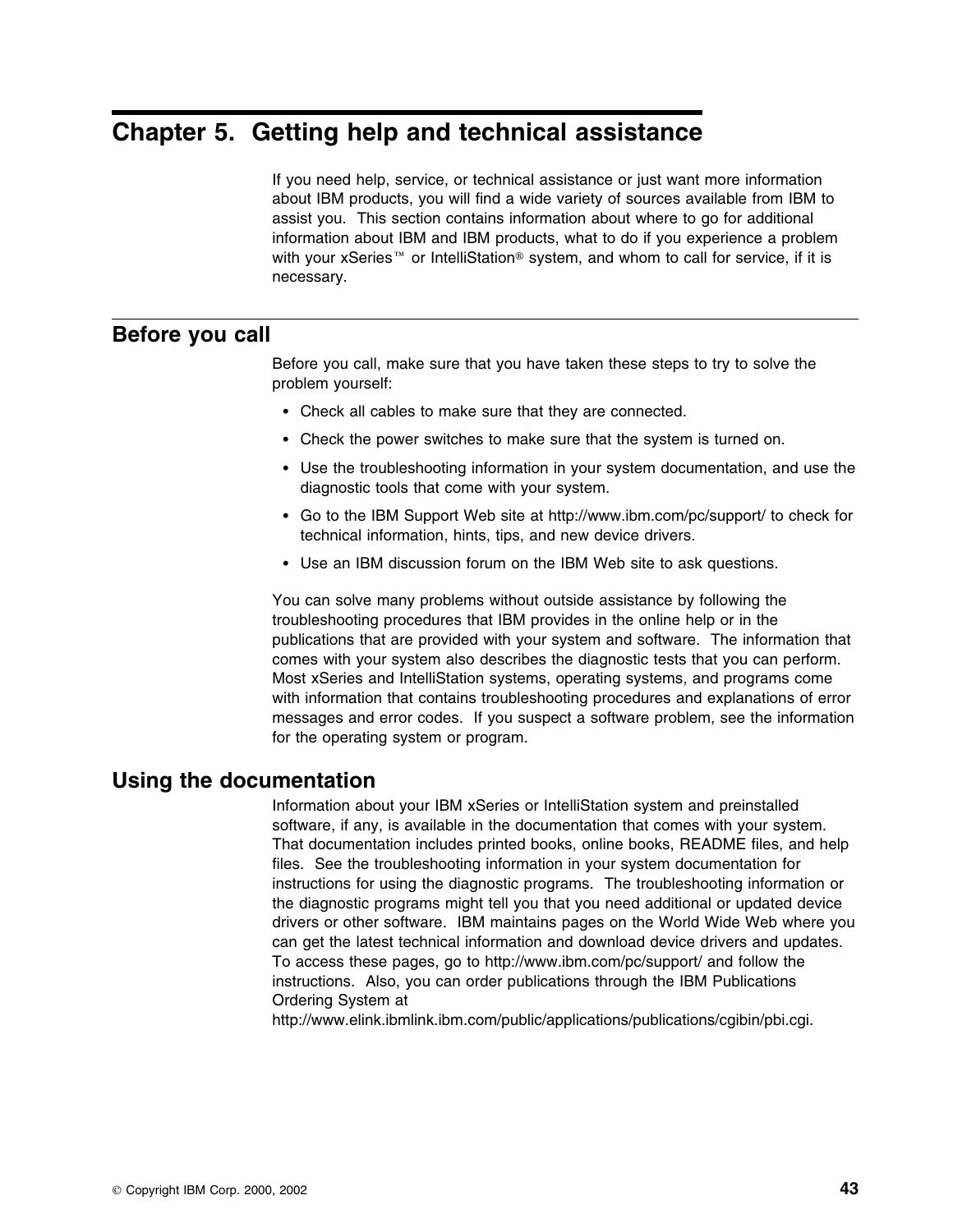# Chapter 5. Getting help and technical assistance

If you need help, service, or technical assistance or just want more information about IBM products, you will find a wide variety of sources available from IBM to assist you. This section contains information about where to go for additional information about IBM and IBM products, what to do if you experience a problem with your xSeries™ or IntelliStation® system, and whom to call for service, if it is necessary.

## Before you call

Before you call, make sure that you have taken these steps to try to solve the problem yourself:

- Check all cables to make sure that they are connected.
- Check the power switches to make sure that the system is turned on.
- Use the troubleshooting information in your system documentation, and use the diagnostic tools that come with your system.
- Go to the IBM Support Web site at http://www.ibm.com/pc/support/ to check for technical information, hints, tips, and new device drivers.
- Use an IBM discussion forum on the IBM Web site to ask questions.

You can solve many problems without outside assistance by following the troubleshooting procedures that IBM provides in the online help or in the publications that are provided with your system and software. The information that comes with your system also describes the diagnostic tests that you can perform. Most xSeries and IntelliStation systems, operating systems, and programs come with information that contains troubleshooting procedures and explanations of error messages and error codes. If you suspect a software problem, see the information for the operating system or program.

## Using the documentation

Information about your IBM xSeries or IntelliStation system and preinstalled software, if any, is available in the documentation that comes with your system. That documentation includes printed books, online books, README files, and help files. See the troubleshooting information in your system documentation for instructions for using the diagnostic programs. The troubleshooting information or the diagnostic programs might tell you that you need additional or updated device drivers or other software. IBM maintains pages on the World Wide Web where you can get the latest technical information and download device drivers and updates. To access these pages, go to http://www.ibm.com/pc/support/ and follow the instructions. Also, you can order publications through the IBM Publications Ordering System at http://www.elink.ibmlink.ibm.com/public/applications/publications/cgibin/pbi.cgi.

© Copyright IBM Corp. 2000, 2002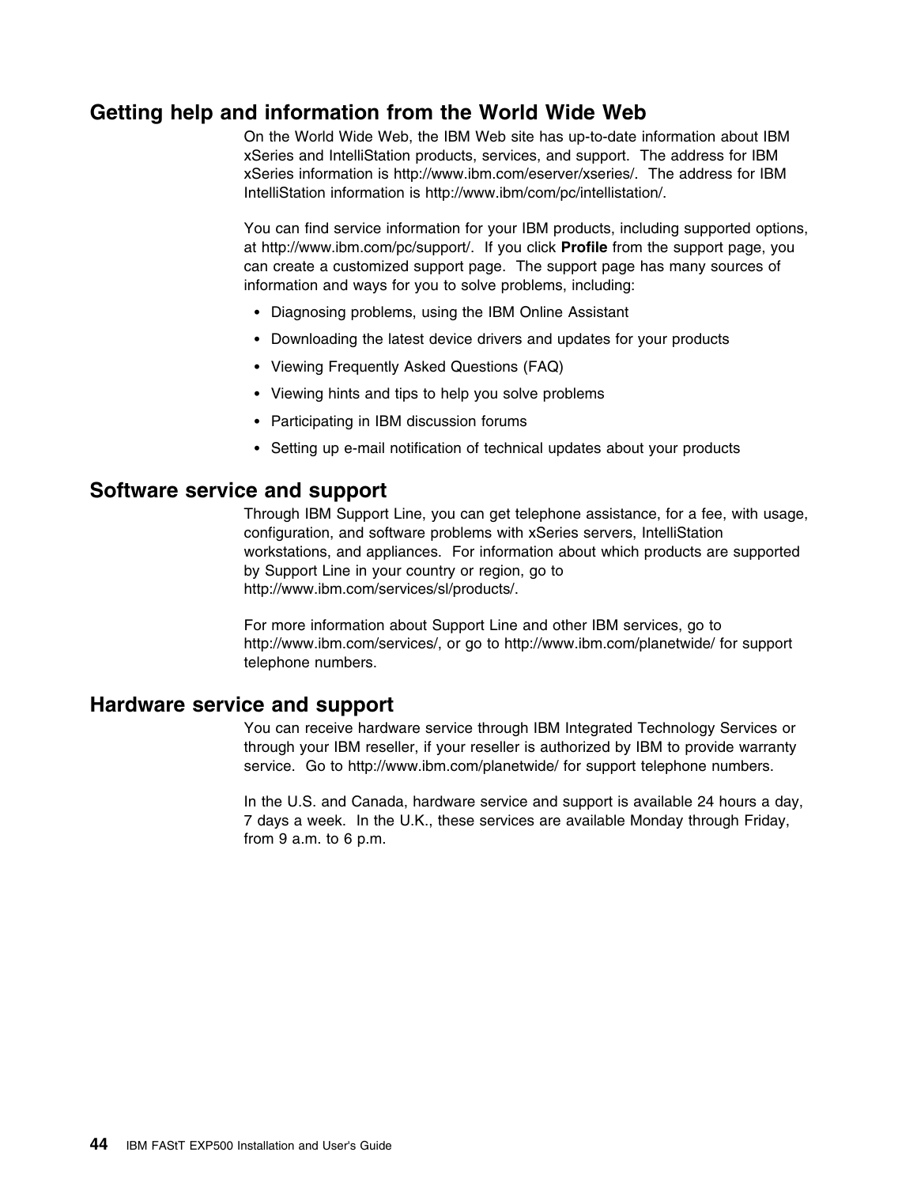## Getting help and information from the World Wide Web

On the World Wide Web, the IBM Web site has up-to-date information about IBM xSeries and IntelliStation products, services, and support. The address for IBM xSeries information is http://www.ibm.com/eserver/xseries/. The address for IBM IntelliStation information is http://www.ibm/com/pc/intellistation/.

You can find service information for your IBM products, including supported options, at http://www.ibm.com/pc/support/. If you click **Profile** from the support page, you can create a customized support page. The support page has many sources of information and ways for you to solve problems, including:

- Diagnosing problems, using the IBM Online Assistant
- Downloading the latest device drivers and updates for your products
- Viewing Frequently Asked Questions (FAQ)
- Viewing hints and tips to help you solve problems
- Participating in IBM discussion forums
- Setting up e-mail notification of technical updates about your products

## Software service and support

Through IBM Support Line, you can get telephone assistance, for a fee, with usage, configuration, and software problems with xSeries servers, IntelliStation workstations, and appliances. For information about which products are supported by Support Line in your country or region, go to http://www.ibm.com/services/sl/products/.

For more information about Support Line and other IBM services, go to http://www.ibm.com/services/, or go to http://www.ibm.com/planetwide/ for support telephone numbers.

## Hardware service and support

You can receive hardware service through IBM Integrated Technology Services or through your IBM reseller, if your reseller is authorized by IBM to provide warranty service. Go to http://www.ibm.com/planetwide/ for support telephone numbers.

In the U.S. and Canada, hardware service and support is available 24 hours a day, 7 days a week. In the U.K., these services are available Monday through Friday, from 9 a.m. to 6 p.m.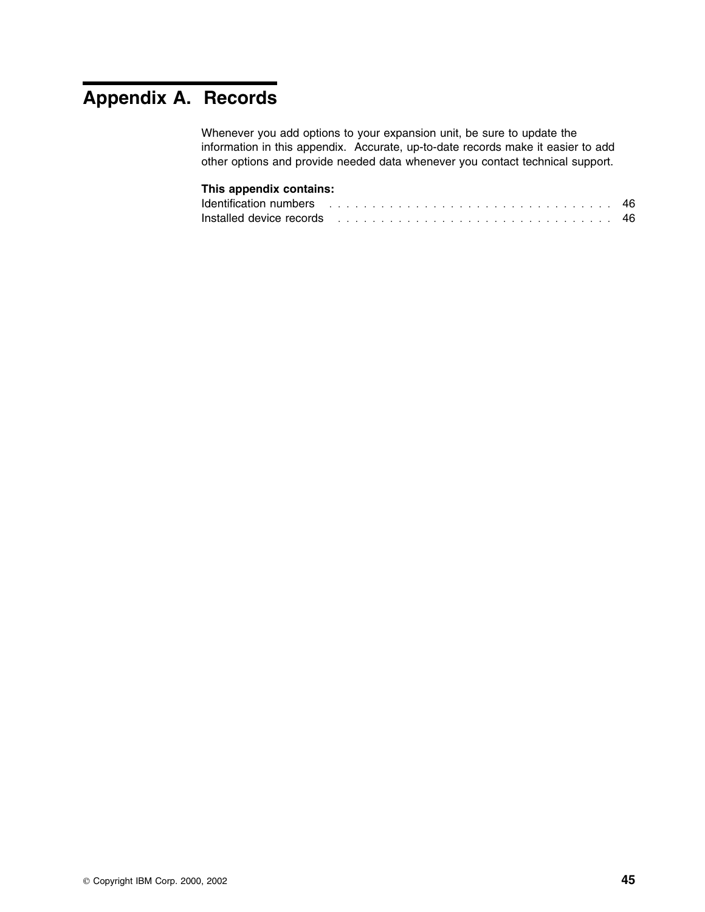# Appendix A. Records

Whenever you add options to your expansion unit, be sure to update the information in this appendix. Accurate, up-to-date records make it easier to add other options and provide needed data whenever you contact technical support.

**This appendix contains:**

Identification numbers . . . . . . . . . . . . . . . . . . . . . . . . . . . . . . . . . 46
Installed device records . . . . . . . . . . . . . . . . . . . . . . . . . . . . . . . . 46

© Copyright IBM Corp. 2000, 2002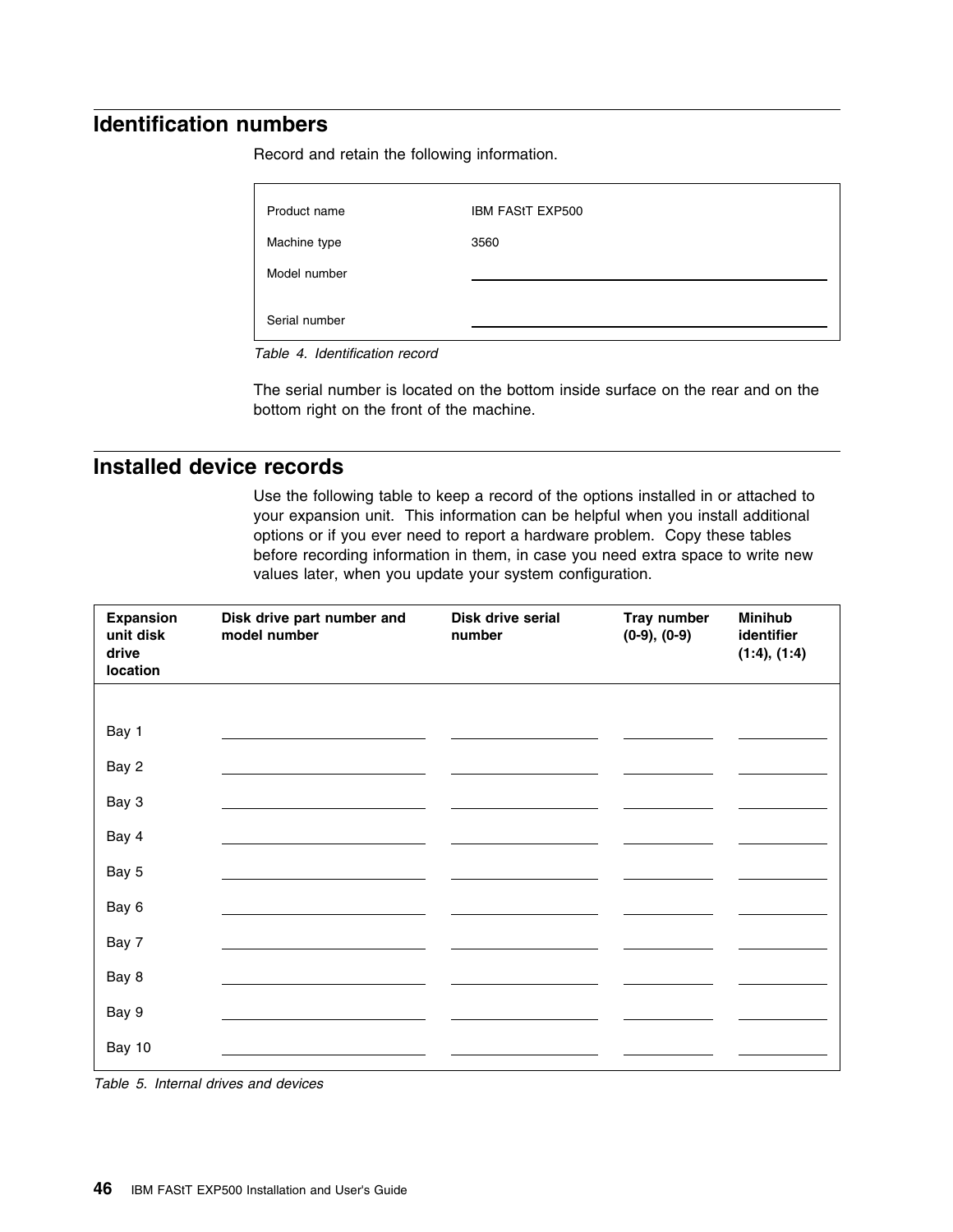## Identification numbers

Record and retain the following information.

| | |
|---|---|
| Product name | IBM FAStT EXP500 |
| Machine type | 3560 |
| Model number | \_\_\_\_\_\_\_\_\_\_\_\_\_\_\_\_\_\_\_\_ |
| Serial number | \_\_\_\_\_\_\_\_\_\_\_\_\_\_\_\_\_\_\_\_ |

*Table 4. Identification record*

The serial number is located on the bottom inside surface on the rear and on the bottom right on the front of the machine.

## Installed device records

Use the following table to keep a record of the options installed in or attached to your expansion unit. This information can be helpful when you install additional options or if you ever need to report a hardware problem. Copy these tables before recording information in them, in case you need extra space to write new values later, when you update your system configuration.

| Expansion unit disk drive location | Disk drive part number and model number | Disk drive serial number | Tray number (0-9), (0-9) | Minihub identifier (1:4), (1:4) |
|---|---|---|---|---|
| Bay 1 | | | | |
| Bay 2 | | | | |
| Bay 3 | | | | |
| Bay 4 | | | | |
| Bay 5 | | | | |
| Bay 6 | | | | |
| Bay 7 | | | | |
| Bay 8 | | | | |
| Bay 9 | | | | |
| Bay 10 | | | | |

*Table 5. Internal drives and devices*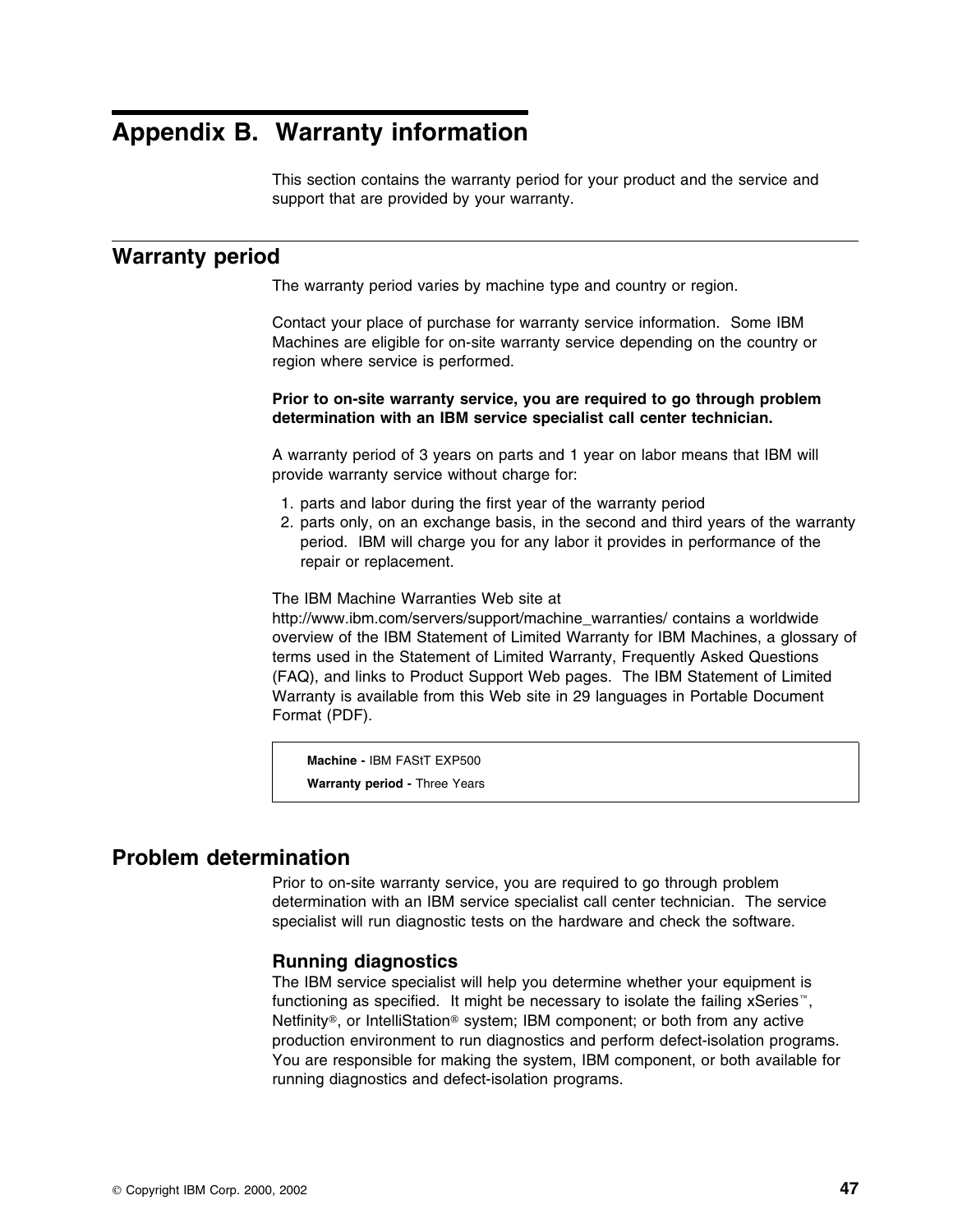# Appendix B. Warranty information

This section contains the warranty period for your product and the service and support that are provided by your warranty.

## Warranty period

The warranty period varies by machine type and country or region.

Contact your place of purchase for warranty service information. Some IBM Machines are eligible for on-site warranty service depending on the country or region where service is performed.

**Prior to on-site warranty service, you are required to go through problem determination with an IBM service specialist call center technician.**

A warranty period of 3 years on parts and 1 year on labor means that IBM will provide warranty service without charge for:

1. parts and labor during the first year of the warranty period
2. parts only, on an exchange basis, in the second and third years of the warranty period. IBM will charge you for any labor it provides in performance of the repair or replacement.

The IBM Machine Warranties Web site at http://www.ibm.com/servers/support/machine_warranties/ contains a worldwide overview of the IBM Statement of Limited Warranty for IBM Machines, a glossary of terms used in the Statement of Limited Warranty, Frequently Asked Questions (FAQ), and links to Product Support Web pages. The IBM Statement of Limited Warranty is available from this Web site in 29 languages in Portable Document Format (PDF).

**Machine -** IBM FAStT EXP500

**Warranty period -** Three Years

## Problem determination

Prior to on-site warranty service, you are required to go through problem determination with an IBM service specialist call center technician. The service specialist will run diagnostic tests on the hardware and check the software.

### Running diagnostics

The IBM service specialist will help you determine whether your equipment is functioning as specified. It might be necessary to isolate the failing xSeries™, Netfinity®, or IntelliStation® system; IBM component; or both from any active production environment to run diagnostics and perform defect-isolation programs. You are responsible for making the system, IBM component, or both available for running diagnostics and defect-isolation programs.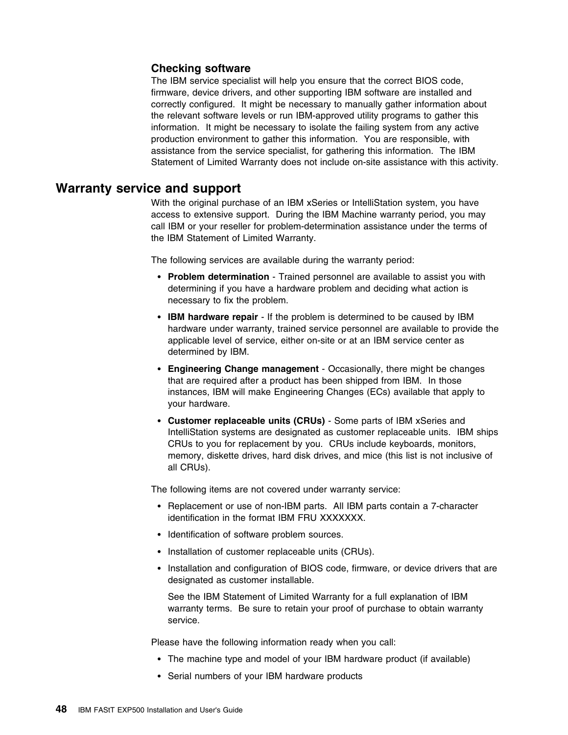### Checking software

The IBM service specialist will help you ensure that the correct BIOS code, firmware, device drivers, and other supporting IBM software are installed and correctly configured. It might be necessary to manually gather information about the relevant software levels or run IBM-approved utility programs to gather this information. It might be necessary to isolate the failing system from any active production environment to gather this information. You are responsible, with assistance from the service specialist, for gathering this information. The IBM Statement of Limited Warranty does not include on-site assistance with this activity.

## Warranty service and support

With the original purchase of an IBM xSeries or IntelliStation system, you have access to extensive support. During the IBM Machine warranty period, you may call IBM or your reseller for problem-determination assistance under the terms of the IBM Statement of Limited Warranty.

The following services are available during the warranty period:

- **Problem determination** - Trained personnel are available to assist you with determining if you have a hardware problem and deciding what action is necessary to fix the problem.
- **IBM hardware repair** - If the problem is determined to be caused by IBM hardware under warranty, trained service personnel are available to provide the applicable level of service, either on-site or at an IBM service center as determined by IBM.
- **Engineering Change management** - Occasionally, there might be changes that are required after a product has been shipped from IBM. In those instances, IBM will make Engineering Changes (ECs) available that apply to your hardware.
- **Customer replaceable units (CRUs)** - Some parts of IBM xSeries and IntelliStation systems are designated as customer replaceable units. IBM ships CRUs to you for replacement by you. CRUs include keyboards, monitors, memory, diskette drives, hard disk drives, and mice (this list is not inclusive of all CRUs).

The following items are not covered under warranty service:

- Replacement or use of non-IBM parts. All IBM parts contain a 7-character identification in the format IBM FRU XXXXXXX.
- Identification of software problem sources.
- Installation of customer replaceable units (CRUs).
- Installation and configuration of BIOS code, firmware, or device drivers that are designated as customer installable.

  See the IBM Statement of Limited Warranty for a full explanation of IBM warranty terms. Be sure to retain your proof of purchase to obtain warranty service.

Please have the following information ready when you call:

- The machine type and model of your IBM hardware product (if available)
- Serial numbers of your IBM hardware products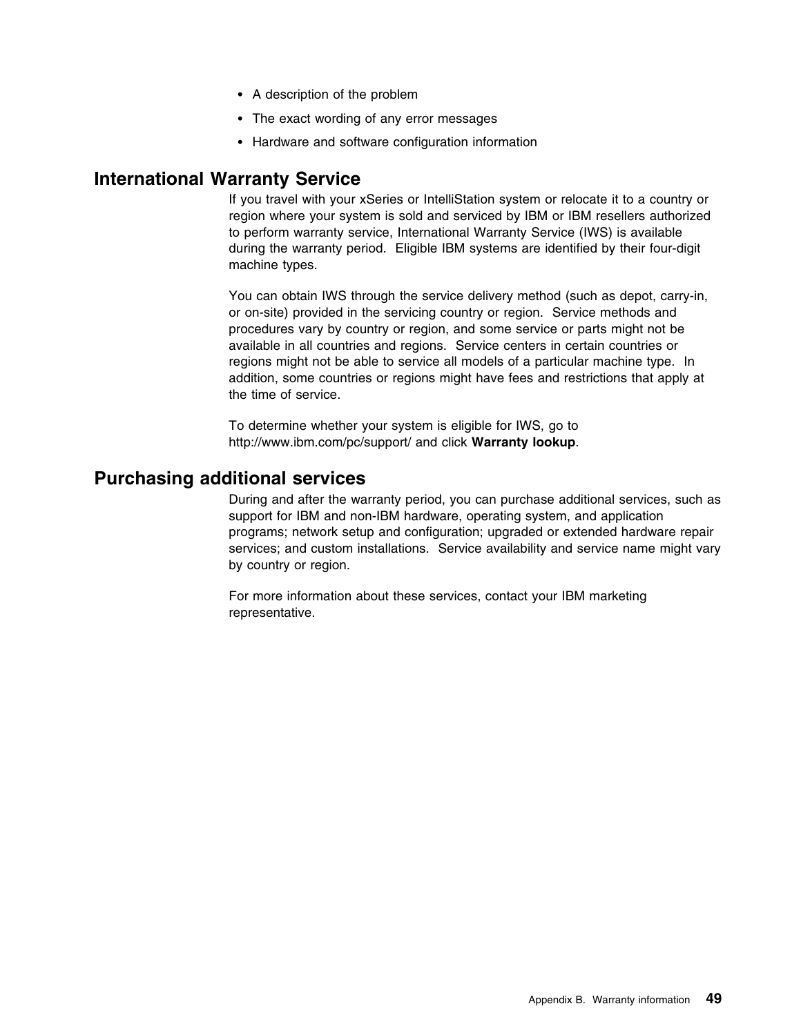- A description of the problem
- The exact wording of any error messages
- Hardware and software configuration information

## International Warranty Service

If you travel with your xSeries or IntelliStation system or relocate it to a country or region where your system is sold and serviced by IBM or IBM resellers authorized to perform warranty service, International Warranty Service (IWS) is available during the warranty period. Eligible IBM systems are identified by their four-digit machine types.

You can obtain IWS through the service delivery method (such as depot, carry-in, or on-site) provided in the servicing country or region. Service methods and procedures vary by country or region, and some service or parts might not be available in all countries and regions. Service centers in certain countries or regions might not be able to service all models of a particular machine type. In addition, some countries or regions might have fees and restrictions that apply at the time of service.

To determine whether your system is eligible for IWS, go to http://www.ibm.com/pc/support/ and click **Warranty lookup**.

## Purchasing additional services

During and after the warranty period, you can purchase additional services, such as support for IBM and non-IBM hardware, operating system, and application programs; network setup and configuration; upgraded or extended hardware repair services; and custom installations. Service availability and service name might vary by country or region.

For more information about these services, contact your IBM marketing representative.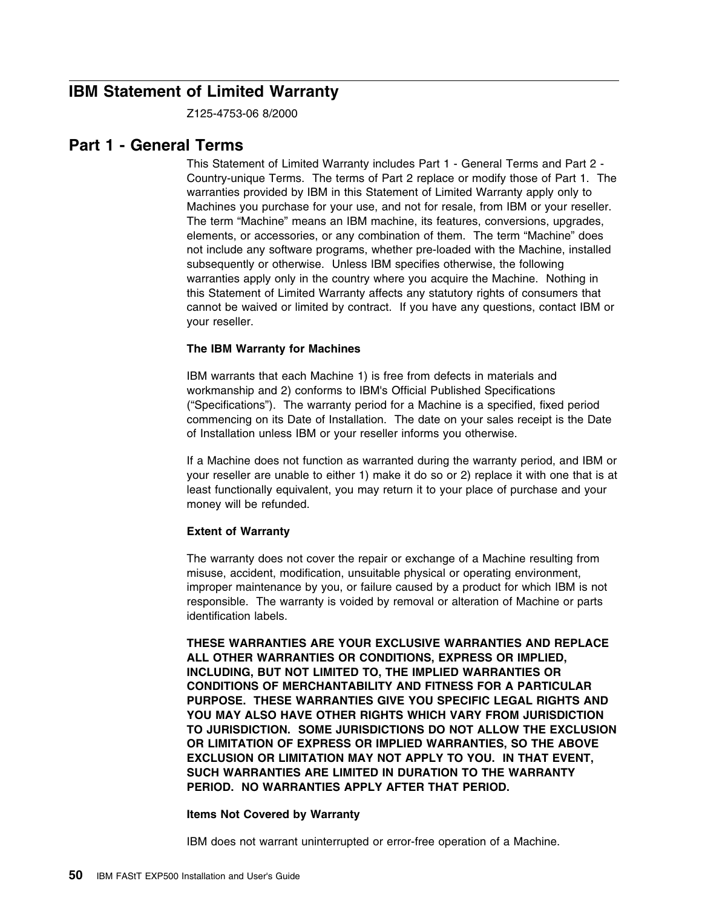## IBM Statement of Limited Warranty

Z125-4753-06 8/2000

## Part 1 - General Terms

This Statement of Limited Warranty includes Part 1 - General Terms and Part 2 - Country-unique Terms. The terms of Part 2 replace or modify those of Part 1. The warranties provided by IBM in this Statement of Limited Warranty apply only to Machines you purchase for your use, and not for resale, from IBM or your reseller. The term "Machine" means an IBM machine, its features, conversions, upgrades, elements, or accessories, or any combination of them. The term "Machine" does not include any software programs, whether pre-loaded with the Machine, installed subsequently or otherwise. Unless IBM specifies otherwise, the following warranties apply only in the country where you acquire the Machine. Nothing in this Statement of Limited Warranty affects any statutory rights of consumers that cannot be waived or limited by contract. If you have any questions, contact IBM or your reseller.

**The IBM Warranty for Machines**

IBM warrants that each Machine 1) is free from defects in materials and workmanship and 2) conforms to IBM's Official Published Specifications ("Specifications"). The warranty period for a Machine is a specified, fixed period commencing on its Date of Installation. The date on your sales receipt is the Date of Installation unless IBM or your reseller informs you otherwise.

If a Machine does not function as warranted during the warranty period, and IBM or your reseller are unable to either 1) make it do so or 2) replace it with one that is at least functionally equivalent, you may return it to your place of purchase and your money will be refunded.

**Extent of Warranty**

The warranty does not cover the repair or exchange of a Machine resulting from misuse, accident, modification, unsuitable physical or operating environment, improper maintenance by you, or failure caused by a product for which IBM is not responsible. The warranty is voided by removal or alteration of Machine or parts identification labels.

**THESE WARRANTIES ARE YOUR EXCLUSIVE WARRANTIES AND REPLACE ALL OTHER WARRANTIES OR CONDITIONS, EXPRESS OR IMPLIED, INCLUDING, BUT NOT LIMITED TO, THE IMPLIED WARRANTIES OR CONDITIONS OF MERCHANTABILITY AND FITNESS FOR A PARTICULAR PURPOSE. THESE WARRANTIES GIVE YOU SPECIFIC LEGAL RIGHTS AND YOU MAY ALSO HAVE OTHER RIGHTS WHICH VARY FROM JURISDICTION TO JURISDICTION. SOME JURISDICTIONS DO NOT ALLOW THE EXCLUSION OR LIMITATION OF EXPRESS OR IMPLIED WARRANTIES, SO THE ABOVE EXCLUSION OR LIMITATION MAY NOT APPLY TO YOU. IN THAT EVENT, SUCH WARRANTIES ARE LIMITED IN DURATION TO THE WARRANTY PERIOD. NO WARRANTIES APPLY AFTER THAT PERIOD.**

**Items Not Covered by Warranty**

IBM does not warrant uninterrupted or error-free operation of a Machine.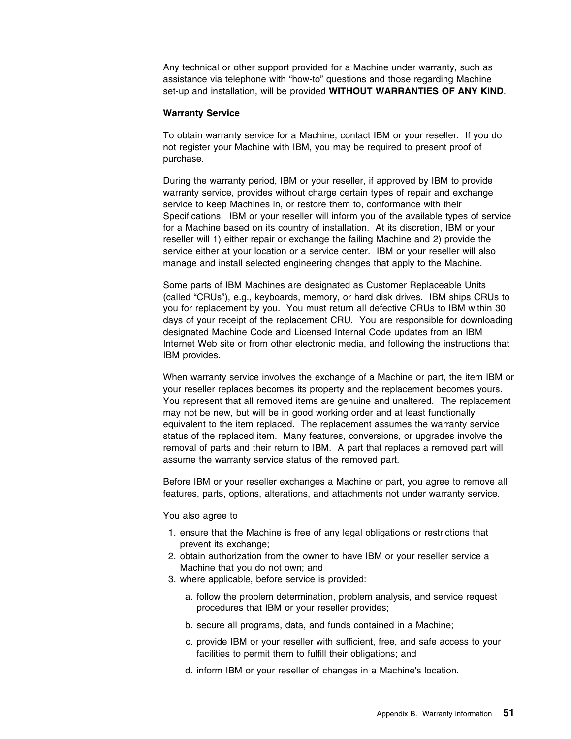Any technical or other support provided for a Machine under warranty, such as assistance via telephone with “how-to” questions and those regarding Machine set-up and installation, will be provided **WITHOUT WARRANTIES OF ANY KIND**.

**Warranty Service**

To obtain warranty service for a Machine, contact IBM or your reseller. If you do not register your Machine with IBM, you may be required to present proof of purchase.

During the warranty period, IBM or your reseller, if approved by IBM to provide warranty service, provides without charge certain types of repair and exchange service to keep Machines in, or restore them to, conformance with their Specifications. IBM or your reseller will inform you of the available types of service for a Machine based on its country of installation. At its discretion, IBM or your reseller will 1) either repair or exchange the failing Machine and 2) provide the service either at your location or a service center. IBM or your reseller will also manage and install selected engineering changes that apply to the Machine.

Some parts of IBM Machines are designated as Customer Replaceable Units (called “CRUs”), e.g., keyboards, memory, or hard disk drives. IBM ships CRUs to you for replacement by you. You must return all defective CRUs to IBM within 30 days of your receipt of the replacement CRU. You are responsible for downloading designated Machine Code and Licensed Internal Code updates from an IBM Internet Web site or from other electronic media, and following the instructions that IBM provides.

When warranty service involves the exchange of a Machine or part, the item IBM or your reseller replaces becomes its property and the replacement becomes yours. You represent that all removed items are genuine and unaltered. The replacement may not be new, but will be in good working order and at least functionally equivalent to the item replaced. The replacement assumes the warranty service status of the replaced item. Many features, conversions, or upgrades involve the removal of parts and their return to IBM. A part that replaces a removed part will assume the warranty service status of the removed part.

Before IBM or your reseller exchanges a Machine or part, you agree to remove all features, parts, options, alterations, and attachments not under warranty service.

You also agree to

1. ensure that the Machine is free of any legal obligations or restrictions that prevent its exchange;
2. obtain authorization from the owner to have IBM or your reseller service a Machine that you do not own; and
3. where applicable, before service is provided:
   a. follow the problem determination, problem analysis, and service request procedures that IBM or your reseller provides;
   b. secure all programs, data, and funds contained in a Machine;
   c. provide IBM or your reseller with sufficient, free, and safe access to your facilities to permit them to fulfill their obligations; and
   d. inform IBM or your reseller of changes in a Machine's location.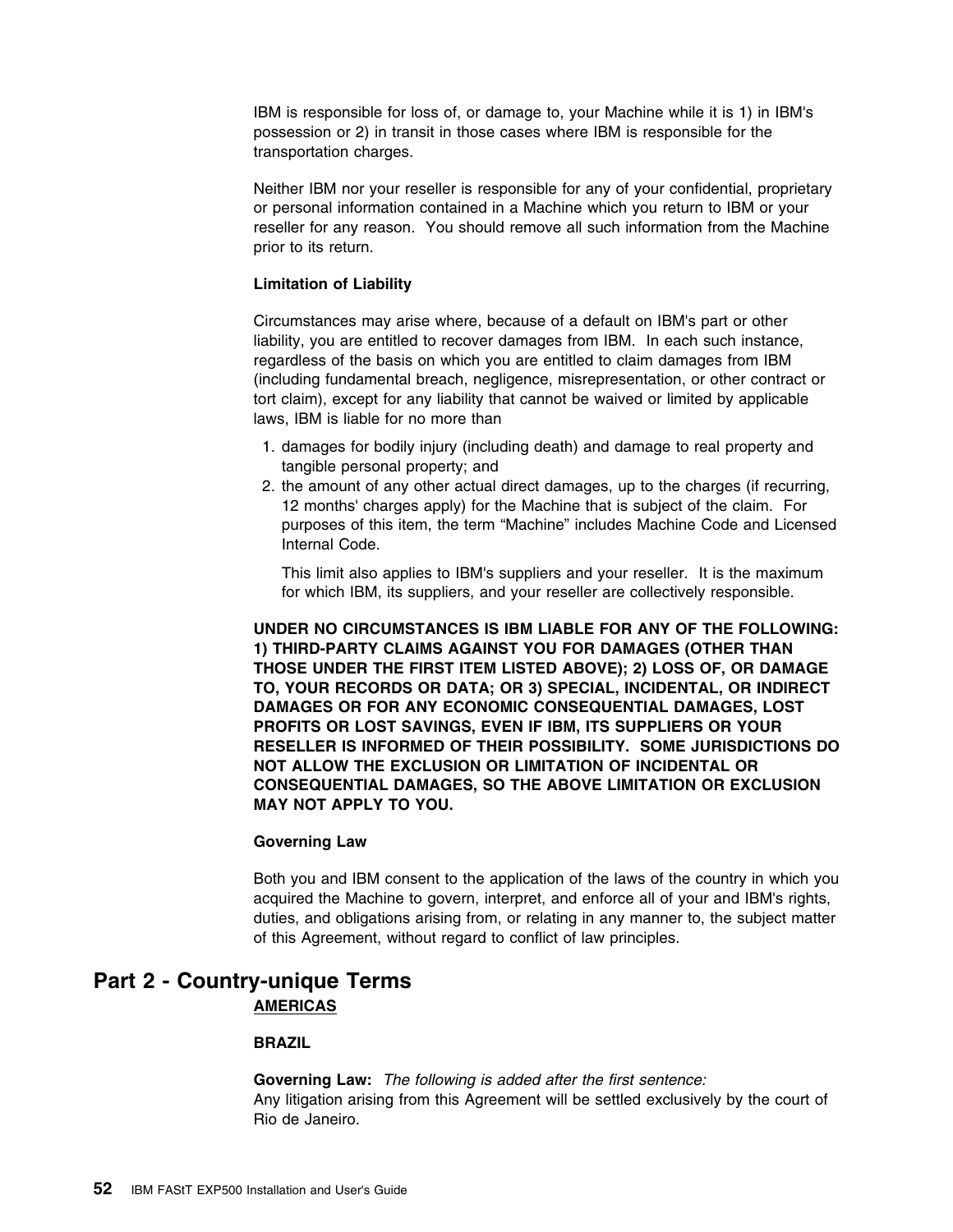IBM is responsible for loss of, or damage to, your Machine while it is 1) in IBM's possession or 2) in transit in those cases where IBM is responsible for the transportation charges.

Neither IBM nor your reseller is responsible for any of your confidential, proprietary or personal information contained in a Machine which you return to IBM or your reseller for any reason. You should remove all such information from the Machine prior to its return.

**Limitation of Liability**

Circumstances may arise where, because of a default on IBM's part or other liability, you are entitled to recover damages from IBM. In each such instance, regardless of the basis on which you are entitled to claim damages from IBM (including fundamental breach, negligence, misrepresentation, or other contract or tort claim), except for any liability that cannot be waived or limited by applicable laws, IBM is liable for no more than

1. damages for bodily injury (including death) and damage to real property and tangible personal property; and
2. the amount of any other actual direct damages, up to the charges (if recurring, 12 months' charges apply) for the Machine that is subject of the claim. For purposes of this item, the term "Machine" includes Machine Code and Licensed Internal Code.

   This limit also applies to IBM's suppliers and your reseller. It is the maximum for which IBM, its suppliers, and your reseller are collectively responsible.

**UNDER NO CIRCUMSTANCES IS IBM LIABLE FOR ANY OF THE FOLLOWING: 1) THIRD-PARTY CLAIMS AGAINST YOU FOR DAMAGES (OTHER THAN THOSE UNDER THE FIRST ITEM LISTED ABOVE); 2) LOSS OF, OR DAMAGE TO, YOUR RECORDS OR DATA; OR 3) SPECIAL, INCIDENTAL, OR INDIRECT DAMAGES OR FOR ANY ECONOMIC CONSEQUENTIAL DAMAGES, LOST PROFITS OR LOST SAVINGS, EVEN IF IBM, ITS SUPPLIERS OR YOUR RESELLER IS INFORMED OF THEIR POSSIBILITY. SOME JURISDICTIONS DO NOT ALLOW THE EXCLUSION OR LIMITATION OF INCIDENTAL OR CONSEQUENTIAL DAMAGES, SO THE ABOVE LIMITATION OR EXCLUSION MAY NOT APPLY TO YOU.**

**Governing Law**

Both you and IBM consent to the application of the laws of the country in which you acquired the Machine to govern, interpret, and enforce all of your and IBM's rights, duties, and obligations arising from, or relating in any manner to, the subject matter of this Agreement, without regard to conflict of law principles.

## Part 2 - Country-unique Terms

**AMERICAS**

**BRAZIL**

**Governing Law:** *The following is added after the first sentence:*
Any litigation arising from this Agreement will be settled exclusively by the court of Rio de Janeiro.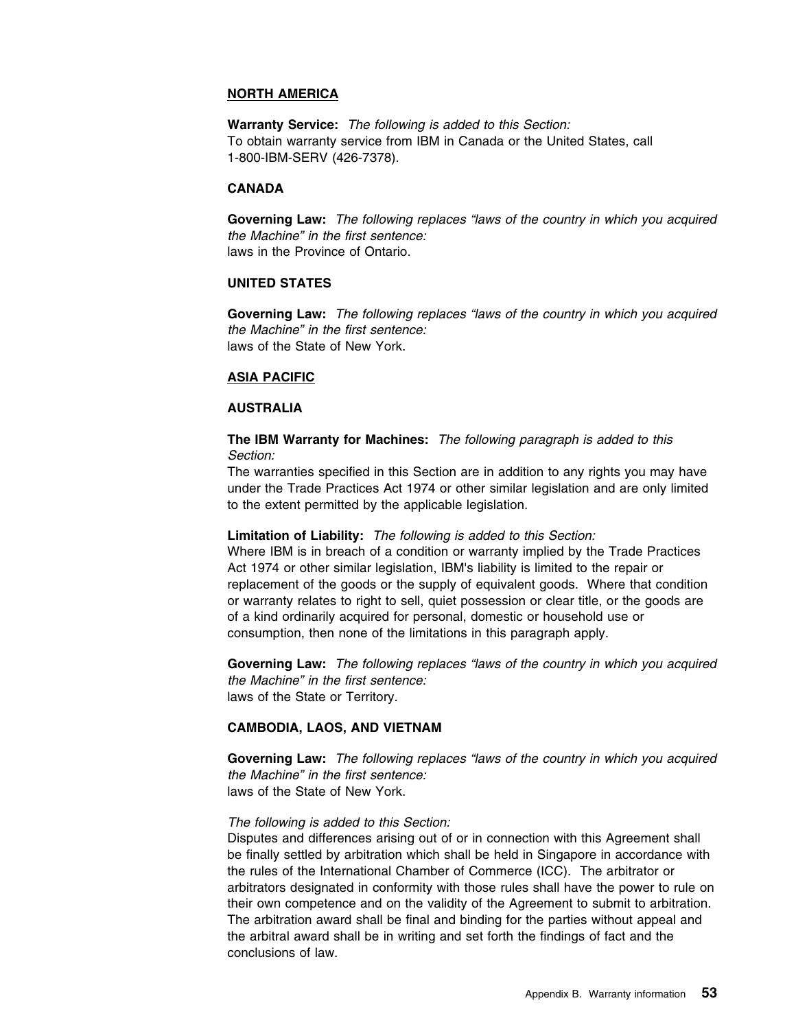## NORTH AMERICA

**Warranty Service:** *The following is added to this Section:*
To obtain warranty service from IBM in Canada or the United States, call 1-800-IBM-SERV (426-7378).

### CANADA

**Governing Law:** *The following replaces "laws of the country in which you acquired the Machine" in the first sentence:*
laws in the Province of Ontario.

### UNITED STATES

**Governing Law:** *The following replaces "laws of the country in which you acquired the Machine" in the first sentence:*
laws of the State of New York.

## ASIA PACIFIC

### AUSTRALIA

**The IBM Warranty for Machines:** *The following paragraph is added to this Section:*
The warranties specified in this Section are in addition to any rights you may have under the Trade Practices Act 1974 or other similar legislation and are only limited to the extent permitted by the applicable legislation.

**Limitation of Liability:** *The following is added to this Section:*
Where IBM is in breach of a condition or warranty implied by the Trade Practices Act 1974 or other similar legislation, IBM's liability is limited to the repair or replacement of the goods or the supply of equivalent goods. Where that condition or warranty relates to right to sell, quiet possession or clear title, or the goods are of a kind ordinarily acquired for personal, domestic or household use or consumption, then none of the limitations in this paragraph apply.

**Governing Law:** *The following replaces "laws of the country in which you acquired the Machine" in the first sentence:*
laws of the State or Territory.

### CAMBODIA, LAOS, AND VIETNAM

**Governing Law:** *The following replaces "laws of the country in which you acquired the Machine" in the first sentence:*
laws of the State of New York.

*The following is added to this Section:*
Disputes and differences arising out of or in connection with this Agreement shall be finally settled by arbitration which shall be held in Singapore in accordance with the rules of the International Chamber of Commerce (ICC). The arbitrator or arbitrators designated in conformity with those rules shall have the power to rule on their own competence and on the validity of the Agreement to submit to arbitration. The arbitration award shall be final and binding for the parties without appeal and the arbitral award shall be in writing and set forth the findings of fact and the conclusions of law.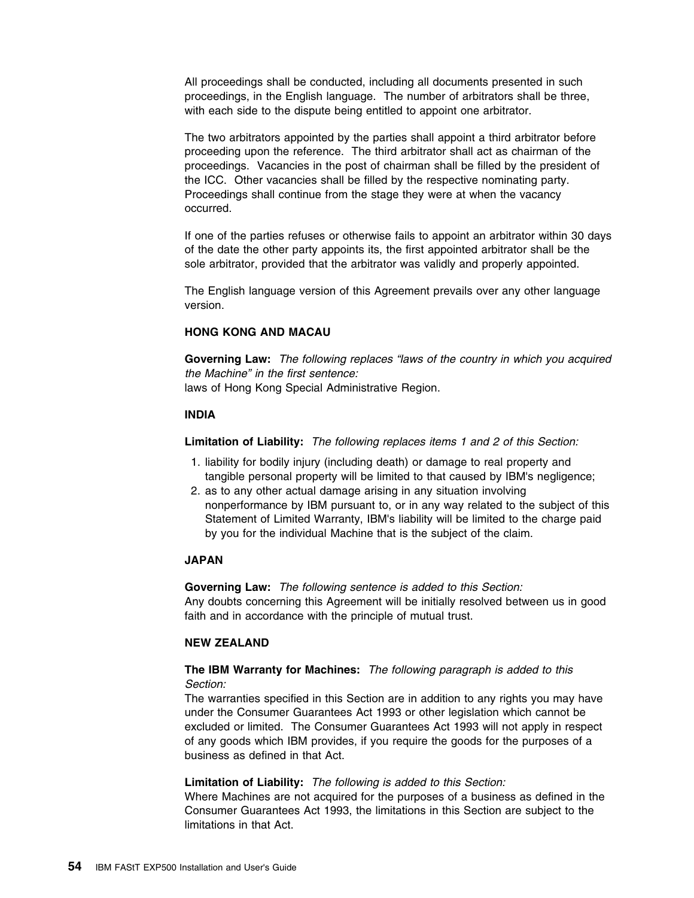All proceedings shall be conducted, including all documents presented in such proceedings, in the English language. The number of arbitrators shall be three, with each side to the dispute being entitled to appoint one arbitrator.

The two arbitrators appointed by the parties shall appoint a third arbitrator before proceeding upon the reference. The third arbitrator shall act as chairman of the proceedings. Vacancies in the post of chairman shall be filled by the president of the ICC. Other vacancies shall be filled by the respective nominating party. Proceedings shall continue from the stage they were at when the vacancy occurred.

If one of the parties refuses or otherwise fails to appoint an arbitrator within 30 days of the date the other party appoints its, the first appointed arbitrator shall be the sole arbitrator, provided that the arbitrator was validly and properly appointed.

The English language version of this Agreement prevails over any other language version.

**HONG KONG AND MACAU**

**Governing Law:** *The following replaces "laws of the country in which you acquired the Machine" in the first sentence:*
laws of Hong Kong Special Administrative Region.

**INDIA**

**Limitation of Liability:** *The following replaces items 1 and 2 of this Section:*

1. liability for bodily injury (including death) or damage to real property and tangible personal property will be limited to that caused by IBM's negligence;
2. as to any other actual damage arising in any situation involving nonperformance by IBM pursuant to, or in any way related to the subject of this Statement of Limited Warranty, IBM's liability will be limited to the charge paid by you for the individual Machine that is the subject of the claim.

**JAPAN**

**Governing Law:** *The following sentence is added to this Section:*
Any doubts concerning this Agreement will be initially resolved between us in good faith and in accordance with the principle of mutual trust.

**NEW ZEALAND**

**The IBM Warranty for Machines:** *The following paragraph is added to this Section:*
The warranties specified in this Section are in addition to any rights you may have under the Consumer Guarantees Act 1993 or other legislation which cannot be excluded or limited. The Consumer Guarantees Act 1993 will not apply in respect of any goods which IBM provides, if you require the goods for the purposes of a business as defined in that Act.

**Limitation of Liability:** *The following is added to this Section:*
Where Machines are not acquired for the purposes of a business as defined in the Consumer Guarantees Act 1993, the limitations in this Section are subject to the limitations in that Act.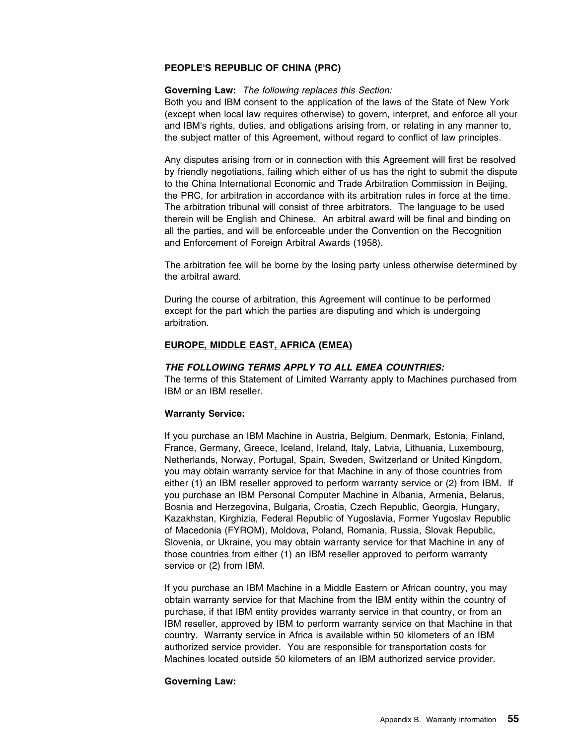**PEOPLE'S REPUBLIC OF CHINA (PRC)**

**Governing Law:** *The following replaces this Section:*
Both you and IBM consent to the application of the laws of the State of New York (except when local law requires otherwise) to govern, interpret, and enforce all your and IBM's rights, duties, and obligations arising from, or relating in any manner to, the subject matter of this Agreement, without regard to conflict of law principles.

Any disputes arising from or in connection with this Agreement will first be resolved by friendly negotiations, failing which either of us has the right to submit the dispute to the China International Economic and Trade Arbitration Commission in Beijing, the PRC, for arbitration in accordance with its arbitration rules in force at the time. The arbitration tribunal will consist of three arbitrators. The language to be used therein will be English and Chinese. An arbitral award will be final and binding on all the parties, and will be enforceable under the Convention on the Recognition and Enforcement of Foreign Arbitral Awards (1958).

The arbitration fee will be borne by the losing party unless otherwise determined by the arbitral award.

During the course of arbitration, this Agreement will continue to be performed except for the part which the parties are disputing and which is undergoing arbitration.

**EUROPE, MIDDLE EAST, AFRICA (EMEA)**

***THE FOLLOWING TERMS APPLY TO ALL EMEA COUNTRIES:***
The terms of this Statement of Limited Warranty apply to Machines purchased from IBM or an IBM reseller.

**Warranty Service:**

If you purchase an IBM Machine in Austria, Belgium, Denmark, Estonia, Finland, France, Germany, Greece, Iceland, Ireland, Italy, Latvia, Lithuania, Luxembourg, Netherlands, Norway, Portugal, Spain, Sweden, Switzerland or United Kingdom, you may obtain warranty service for that Machine in any of those countries from either (1) an IBM reseller approved to perform warranty service or (2) from IBM. If you purchase an IBM Personal Computer Machine in Albania, Armenia, Belarus, Bosnia and Herzegovina, Bulgaria, Croatia, Czech Republic, Georgia, Hungary, Kazakhstan, Kirghizia, Federal Republic of Yugoslavia, Former Yugoslav Republic of Macedonia (FYROM), Moldova, Poland, Romania, Russia, Slovak Republic, Slovenia, or Ukraine, you may obtain warranty service for that Machine in any of those countries from either (1) an IBM reseller approved to perform warranty service or (2) from IBM.

If you purchase an IBM Machine in a Middle Eastern or African country, you may obtain warranty service for that Machine from the IBM entity within the country of purchase, if that IBM entity provides warranty service in that country, or from an IBM reseller, approved by IBM to perform warranty service on that Machine in that country. Warranty service in Africa is available within 50 kilometers of an IBM authorized service provider. You are responsible for transportation costs for Machines located outside 50 kilometers of an IBM authorized service provider.

**Governing Law:**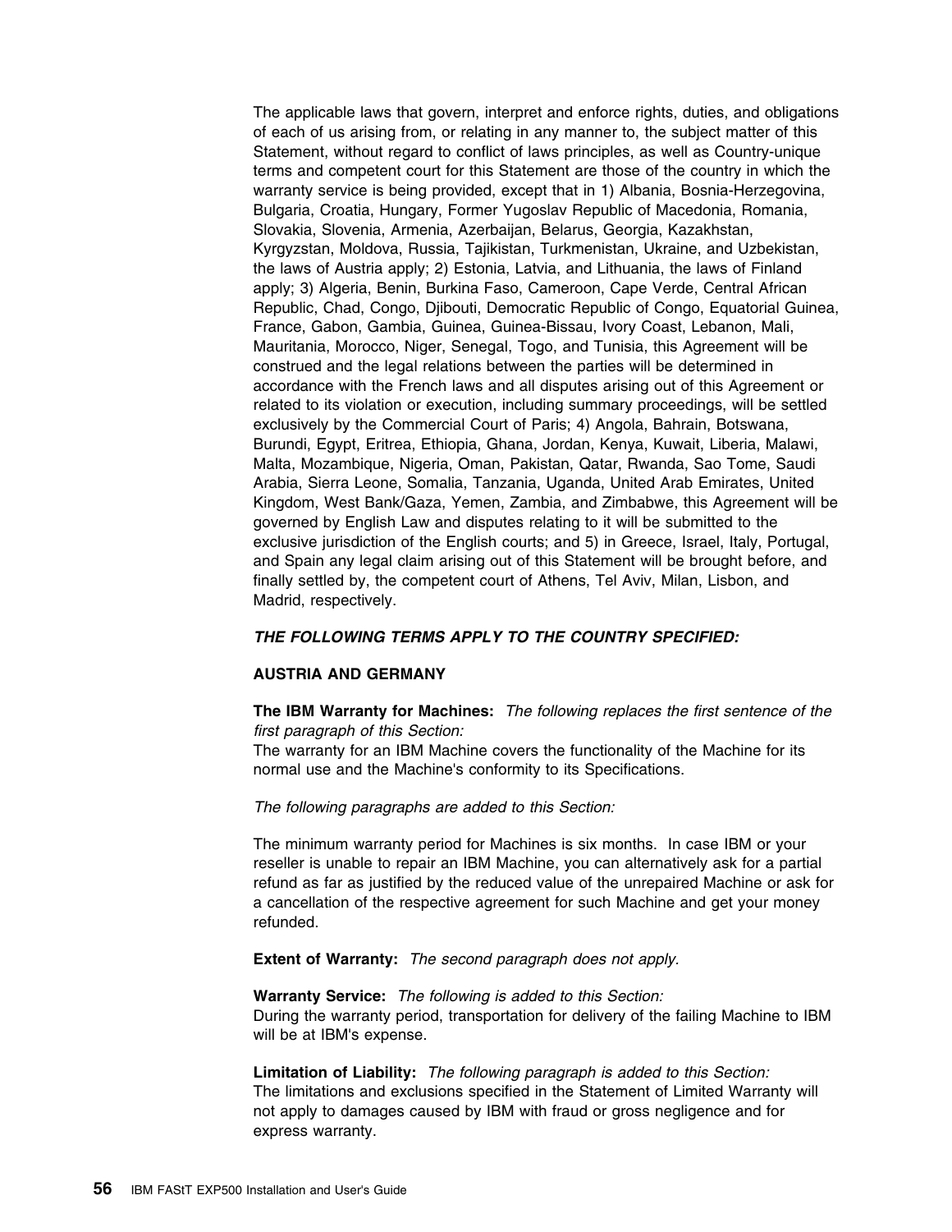The applicable laws that govern, interpret and enforce rights, duties, and obligations of each of us arising from, or relating in any manner to, the subject matter of this Statement, without regard to conflict of laws principles, as well as Country-unique terms and competent court for this Statement are those of the country in which the warranty service is being provided, except that in 1) Albania, Bosnia-Herzegovina, Bulgaria, Croatia, Hungary, Former Yugoslav Republic of Macedonia, Romania, Slovakia, Slovenia, Armenia, Azerbaijan, Belarus, Georgia, Kazakhstan, Kyrgyzstan, Moldova, Russia, Tajikistan, Turkmenistan, Ukraine, and Uzbekistan, the laws of Austria apply; 2) Estonia, Latvia, and Lithuania, the laws of Finland apply; 3) Algeria, Benin, Burkina Faso, Cameroon, Cape Verde, Central African Republic, Chad, Congo, Djibouti, Democratic Republic of Congo, Equatorial Guinea, France, Gabon, Gambia, Guinea, Guinea-Bissau, Ivory Coast, Lebanon, Mali, Mauritania, Morocco, Niger, Senegal, Togo, and Tunisia, this Agreement will be construed and the legal relations between the parties will be determined in accordance with the French laws and all disputes arising out of this Agreement or related to its violation or execution, including summary proceedings, will be settled exclusively by the Commercial Court of Paris; 4) Angola, Bahrain, Botswana, Burundi, Egypt, Eritrea, Ethiopia, Ghana, Jordan, Kenya, Kuwait, Liberia, Malawi, Malta, Mozambique, Nigeria, Oman, Pakistan, Qatar, Rwanda, Sao Tome, Saudi Arabia, Sierra Leone, Somalia, Tanzania, Uganda, United Arab Emirates, United Kingdom, West Bank/Gaza, Yemen, Zambia, and Zimbabwe, this Agreement will be governed by English Law and disputes relating to it will be submitted to the exclusive jurisdiction of the English courts; and 5) in Greece, Israel, Italy, Portugal, and Spain any legal claim arising out of this Statement will be brought before, and finally settled by, the competent court of Athens, Tel Aviv, Milan, Lisbon, and Madrid, respectively.

***THE FOLLOWING TERMS APPLY TO THE COUNTRY SPECIFIED:***

**AUSTRIA AND GERMANY**

**The IBM Warranty for Machines:** *The following replaces the first sentence of the first paragraph of this Section:*
The warranty for an IBM Machine covers the functionality of the Machine for its normal use and the Machine's conformity to its Specifications.

*The following paragraphs are added to this Section:*

The minimum warranty period for Machines is six months. In case IBM or your reseller is unable to repair an IBM Machine, you can alternatively ask for a partial refund as far as justified by the reduced value of the unrepaired Machine or ask for a cancellation of the respective agreement for such Machine and get your money refunded.

**Extent of Warranty:** *The second paragraph does not apply.*

**Warranty Service:** *The following is added to this Section:*
During the warranty period, transportation for delivery of the failing Machine to IBM will be at IBM's expense.

**Limitation of Liability:** *The following paragraph is added to this Section:*
The limitations and exclusions specified in the Statement of Limited Warranty will not apply to damages caused by IBM with fraud or gross negligence and for express warranty.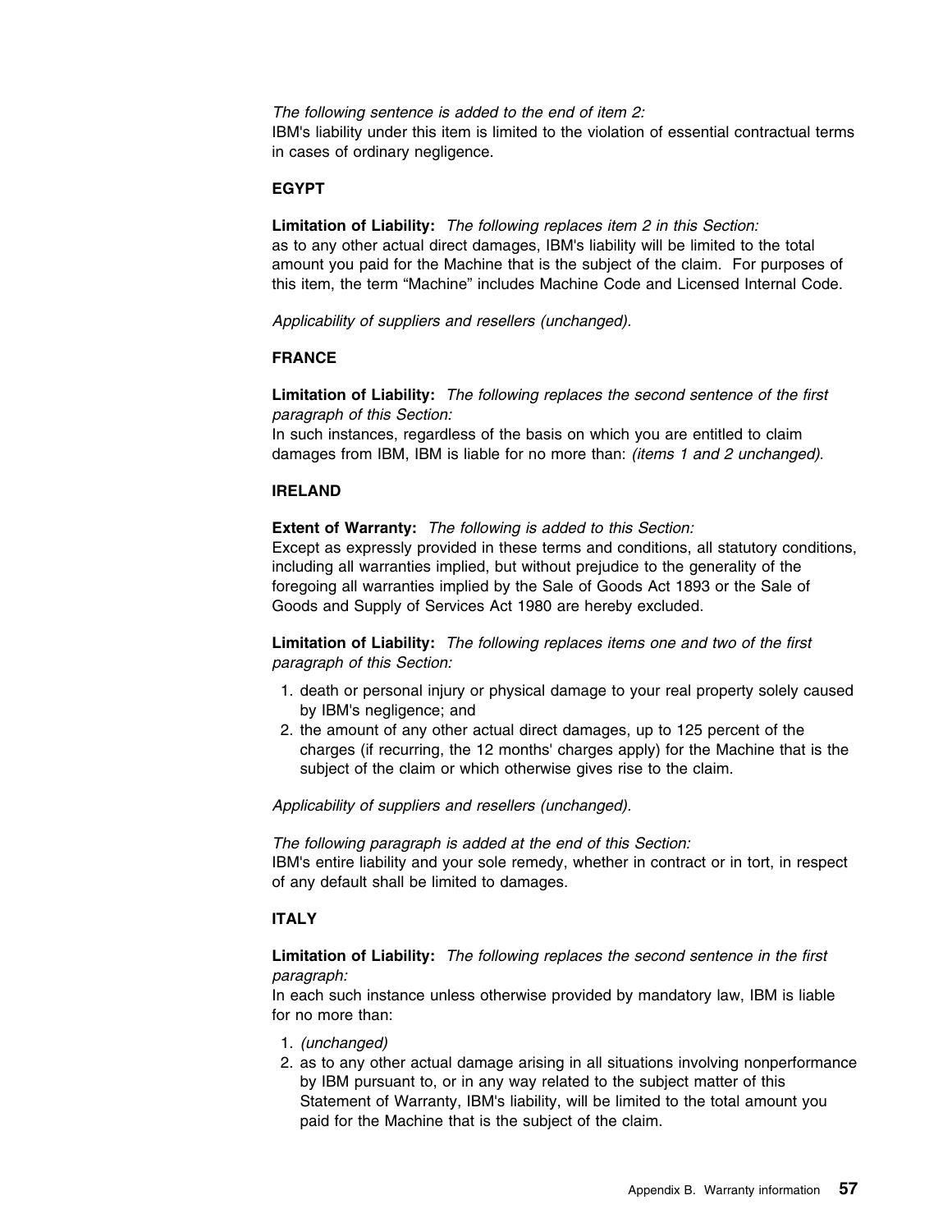*The following sentence is added to the end of item 2:*
IBM's liability under this item is limited to the violation of essential contractual terms in cases of ordinary negligence.

**EGYPT**

**Limitation of Liability:** *The following replaces item 2 in this Section:*
as to any other actual direct damages, IBM's liability will be limited to the total amount you paid for the Machine that is the subject of the claim. For purposes of this item, the term "Machine" includes Machine Code and Licensed Internal Code.

*Applicability of suppliers and resellers (unchanged).*

**FRANCE**

**Limitation of Liability:** *The following replaces the second sentence of the first paragraph of this Section:*
In such instances, regardless of the basis on which you are entitled to claim damages from IBM, IBM is liable for no more than: *(items 1 and 2 unchanged).*

**IRELAND**

**Extent of Warranty:** *The following is added to this Section:*
Except as expressly provided in these terms and conditions, all statutory conditions, including all warranties implied, but without prejudice to the generality of the foregoing all warranties implied by the Sale of Goods Act 1893 or the Sale of Goods and Supply of Services Act 1980 are hereby excluded.

**Limitation of Liability:** *The following replaces items one and two of the first paragraph of this Section:*

1. death or personal injury or physical damage to your real property solely caused by IBM's negligence; and
2. the amount of any other actual direct damages, up to 125 percent of the charges (if recurring, the 12 months' charges apply) for the Machine that is the subject of the claim or which otherwise gives rise to the claim.

*Applicability of suppliers and resellers (unchanged).*

*The following paragraph is added at the end of this Section:*
IBM's entire liability and your sole remedy, whether in contract or in tort, in respect of any default shall be limited to damages.

**ITALY**

**Limitation of Liability:** *The following replaces the second sentence in the first paragraph:*
In each such instance unless otherwise provided by mandatory law, IBM is liable for no more than:

1. *(unchanged)*
2. as to any other actual damage arising in all situations involving nonperformance by IBM pursuant to, or in any way related to the subject matter of this Statement of Warranty, IBM's liability, will be limited to the total amount you paid for the Machine that is the subject of the claim.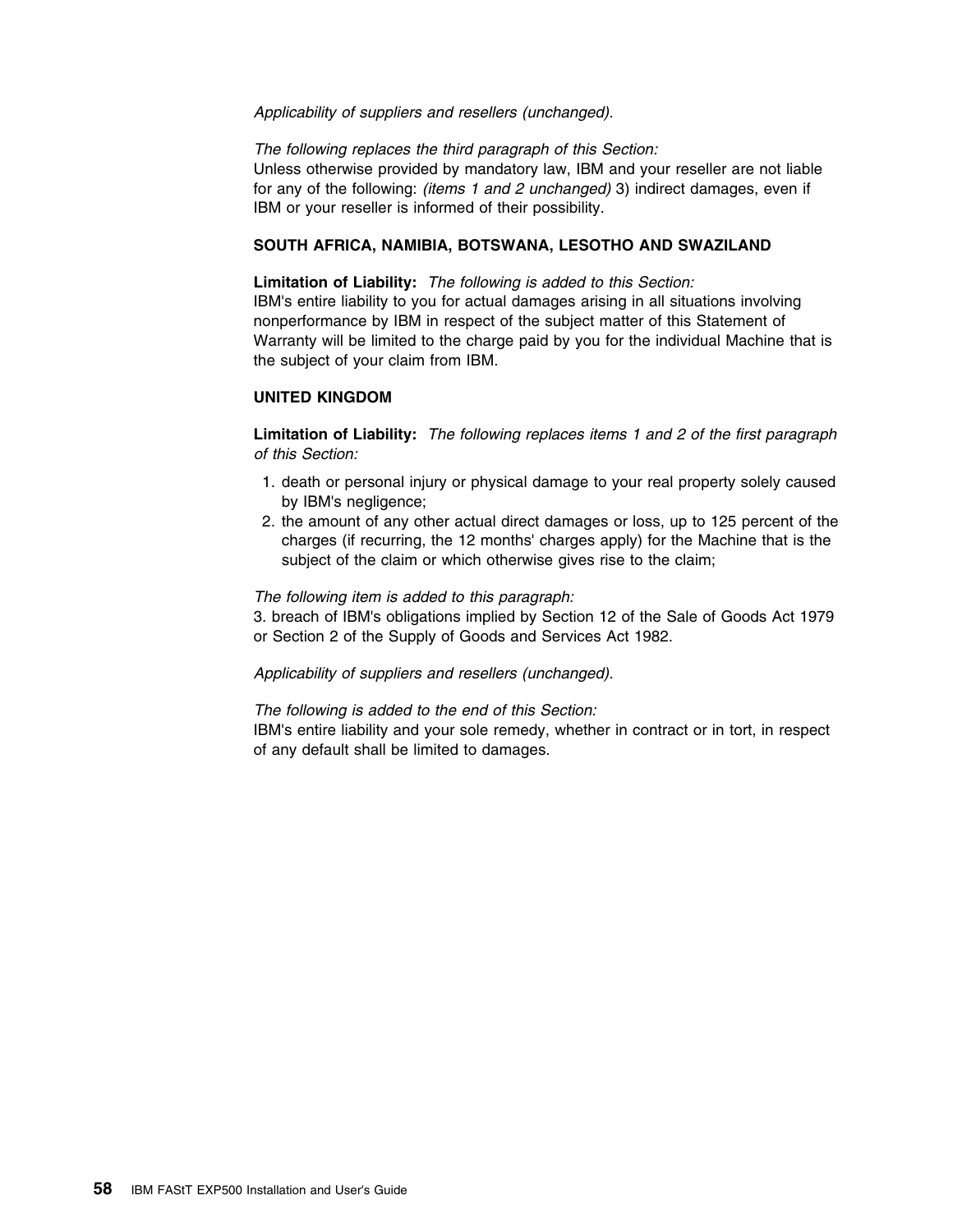*Applicability of suppliers and resellers (unchanged).*

*The following replaces the third paragraph of this Section:*
Unless otherwise provided by mandatory law, IBM and your reseller are not liable for any of the following: *(items 1 and 2 unchanged)* 3) indirect damages, even if IBM or your reseller is informed of their possibility.

**SOUTH AFRICA, NAMIBIA, BOTSWANA, LESOTHO AND SWAZILAND**

**Limitation of Liability:** *The following is added to this Section:*
IBM's entire liability to you for actual damages arising in all situations involving nonperformance by IBM in respect of the subject matter of this Statement of Warranty will be limited to the charge paid by you for the individual Machine that is the subject of your claim from IBM.

**UNITED KINGDOM**

**Limitation of Liability:** *The following replaces items 1 and 2 of the first paragraph of this Section:*

1. death or personal injury or physical damage to your real property solely caused by IBM's negligence;
2. the amount of any other actual direct damages or loss, up to 125 percent of the charges (if recurring, the 12 months' charges apply) for the Machine that is the subject of the claim or which otherwise gives rise to the claim;

*The following item is added to this paragraph:*
3. breach of IBM's obligations implied by Section 12 of the Sale of Goods Act 1979 or Section 2 of the Supply of Goods and Services Act 1982.

*Applicability of suppliers and resellers (unchanged).*

*The following is added to the end of this Section:*
IBM's entire liability and your sole remedy, whether in contract or in tort, in respect of any default shall be limited to damages.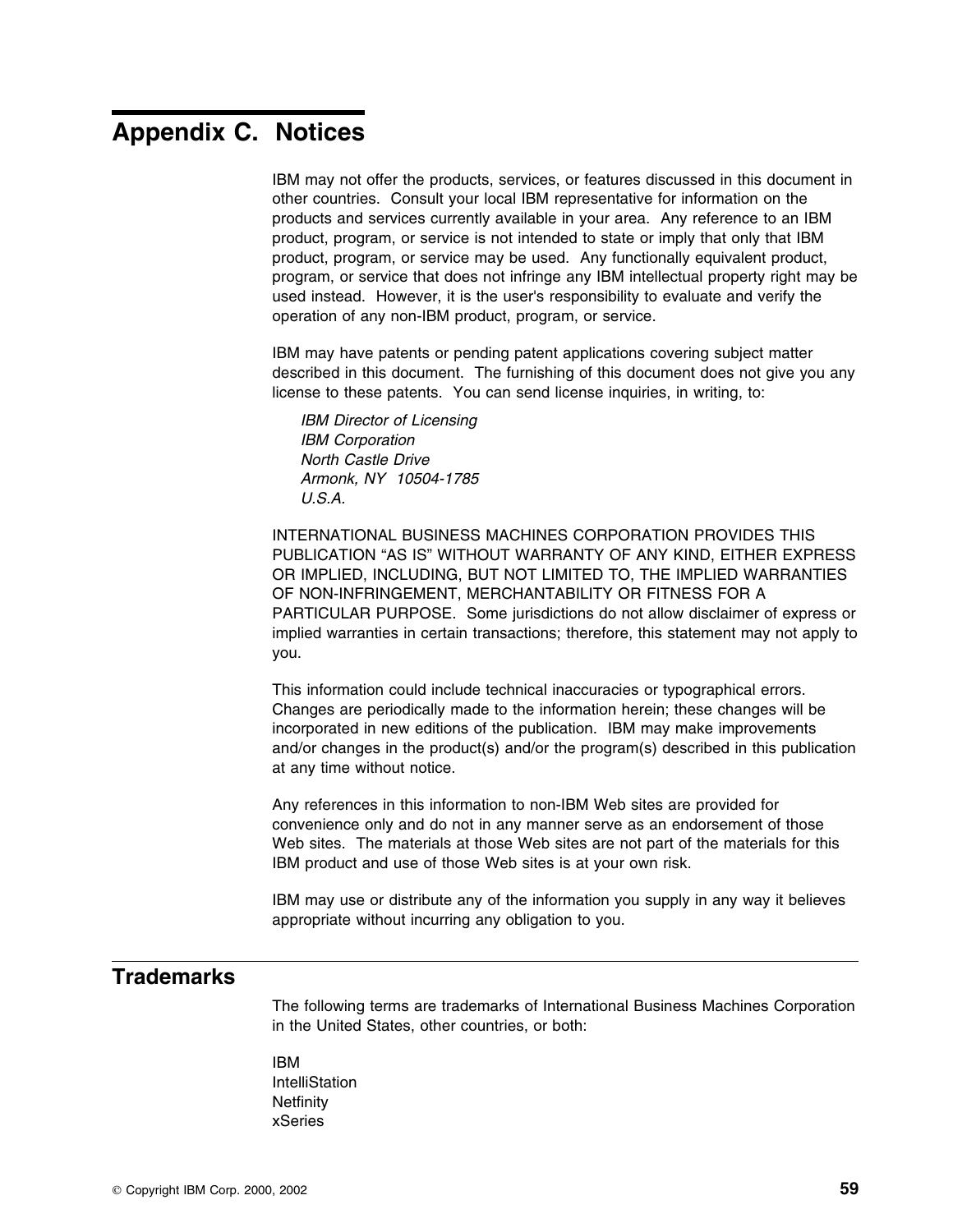# Appendix C. Notices

IBM may not offer the products, services, or features discussed in this document in other countries. Consult your local IBM representative for information on the products and services currently available in your area. Any reference to an IBM product, program, or service is not intended to state or imply that only that IBM product, program, or service may be used. Any functionally equivalent product, program, or service that does not infringe any IBM intellectual property right may be used instead. However, it is the user's responsibility to evaluate and verify the operation of any non-IBM product, program, or service.

IBM may have patents or pending patent applications covering subject matter described in this document. The furnishing of this document does not give you any license to these patents. You can send license inquiries, in writing, to:

*IBM Director of Licensing*
*IBM Corporation*
*North Castle Drive*
*Armonk, NY 10504-1785*
*U.S.A.*

INTERNATIONAL BUSINESS MACHINES CORPORATION PROVIDES THIS PUBLICATION "AS IS" WITHOUT WARRANTY OF ANY KIND, EITHER EXPRESS OR IMPLIED, INCLUDING, BUT NOT LIMITED TO, THE IMPLIED WARRANTIES OF NON-INFRINGEMENT, MERCHANTABILITY OR FITNESS FOR A PARTICULAR PURPOSE. Some jurisdictions do not allow disclaimer of express or implied warranties in certain transactions; therefore, this statement may not apply to you.

This information could include technical inaccuracies or typographical errors. Changes are periodically made to the information herein; these changes will be incorporated in new editions of the publication. IBM may make improvements and/or changes in the product(s) and/or the program(s) described in this publication at any time without notice.

Any references in this information to non-IBM Web sites are provided for convenience only and do not in any manner serve as an endorsement of those Web sites. The materials at those Web sites are not part of the materials for this IBM product and use of those Web sites is at your own risk.

IBM may use or distribute any of the information you supply in any way it believes appropriate without incurring any obligation to you.

## Trademarks

The following terms are trademarks of International Business Machines Corporation in the United States, other countries, or both:

IBM
IntelliStation
Netfinity
xSeries

© Copyright IBM Corp. 2000, 2002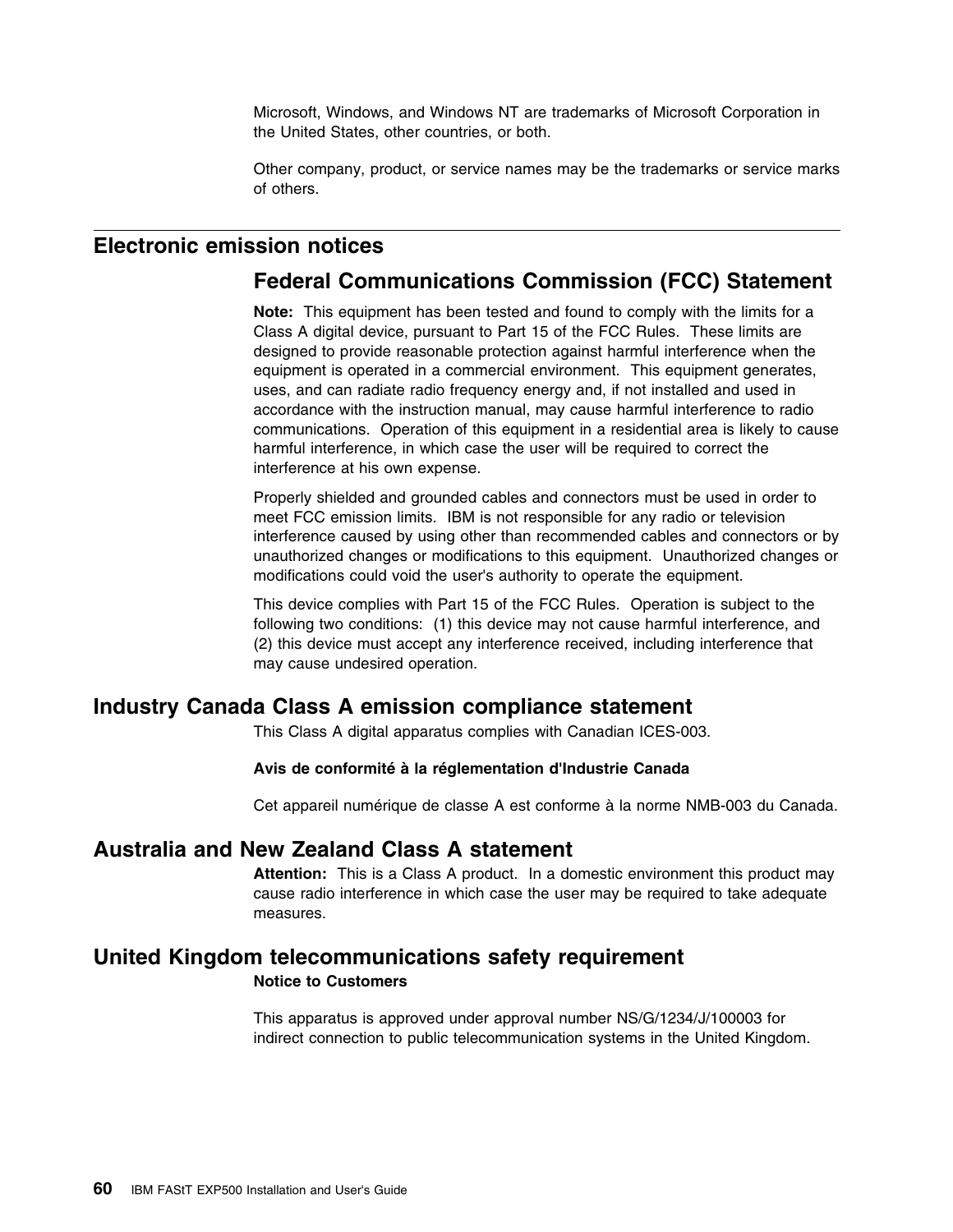Microsoft, Windows, and Windows NT are trademarks of Microsoft Corporation in the United States, other countries, or both.

Other company, product, or service names may be the trademarks or service marks of others.

## Electronic emission notices

### Federal Communications Commission (FCC) Statement

**Note:** This equipment has been tested and found to comply with the limits for a Class A digital device, pursuant to Part 15 of the FCC Rules. These limits are designed to provide reasonable protection against harmful interference when the equipment is operated in a commercial environment. This equipment generates, uses, and can radiate radio frequency energy and, if not installed and used in accordance with the instruction manual, may cause harmful interference to radio communications. Operation of this equipment in a residential area is likely to cause harmful interference, in which case the user will be required to correct the interference at his own expense.

Properly shielded and grounded cables and connectors must be used in order to meet FCC emission limits. IBM is not responsible for any radio or television interference caused by using other than recommended cables and connectors or by unauthorized changes or modifications to this equipment. Unauthorized changes or modifications could void the user's authority to operate the equipment.

This device complies with Part 15 of the FCC Rules. Operation is subject to the following two conditions: (1) this device may not cause harmful interference, and (2) this device must accept any interference received, including interference that may cause undesired operation.

## Industry Canada Class A emission compliance statement

This Class A digital apparatus complies with Canadian ICES-003.

**Avis de conformité à la réglementation d'Industrie Canada**

Cet appareil numérique de classe A est conforme à la norme NMB-003 du Canada.

## Australia and New Zealand Class A statement

**Attention:** This is a Class A product. In a domestic environment this product may cause radio interference in which case the user may be required to take adequate measures.

## United Kingdom telecommunications safety requirement

**Notice to Customers**

This apparatus is approved under approval number NS/G/1234/J/100003 for indirect connection to public telecommunication systems in the United Kingdom.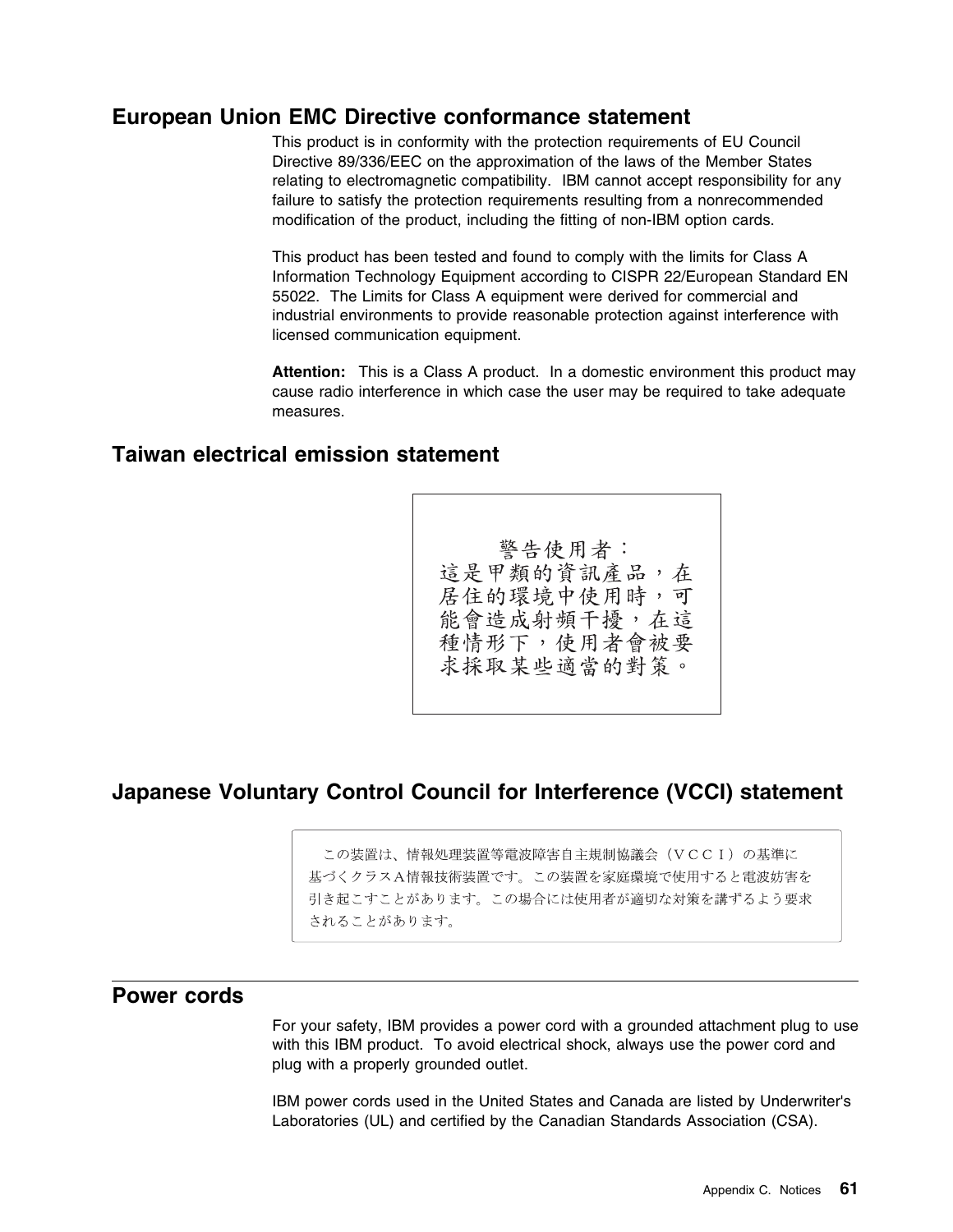## European Union EMC Directive conformance statement

This product is in conformity with the protection requirements of EU Council Directive 89/336/EEC on the approximation of the laws of the Member States relating to electromagnetic compatibility. IBM cannot accept responsibility for any failure to satisfy the protection requirements resulting from a nonrecommended modification of the product, including the fitting of non-IBM option cards.

This product has been tested and found to comply with the limits for Class A Information Technology Equipment according to CISPR 22/European Standard EN 55022. The Limits for Class A equipment were derived for commercial and industrial environments to provide reasonable protection against interference with licensed communication equipment.

**Attention:** This is a Class A product. In a domestic environment this product may cause radio interference in which case the user may be required to take adequate measures.

## Taiwan electrical emission statement

警告使用者：
這是甲類的資訊產品，在居住的環境中使用時，可能會造成射頻干擾，在這種情形下，使用者會被要求採取某些適當的對策。

## Japanese Voluntary Control Council for Interference (VCCI) statement

この装置は、情報処理装置等電波障害自主規制協議会（ＶＣＣＩ）の基準に基づくクラスＡ情報技術装置です。この装置を家庭環境で使用すると電波妨害を引き起こすことがあります。この場合には使用者が適切な対策を講ずるよう要求されることがあります。

## Power cords

For your safety, IBM provides a power cord with a grounded attachment plug to use with this IBM product. To avoid electrical shock, always use the power cord and plug with a properly grounded outlet.

IBM power cords used in the United States and Canada are listed by Underwriter's Laboratories (UL) and certified by the Canadian Standards Association (CSA).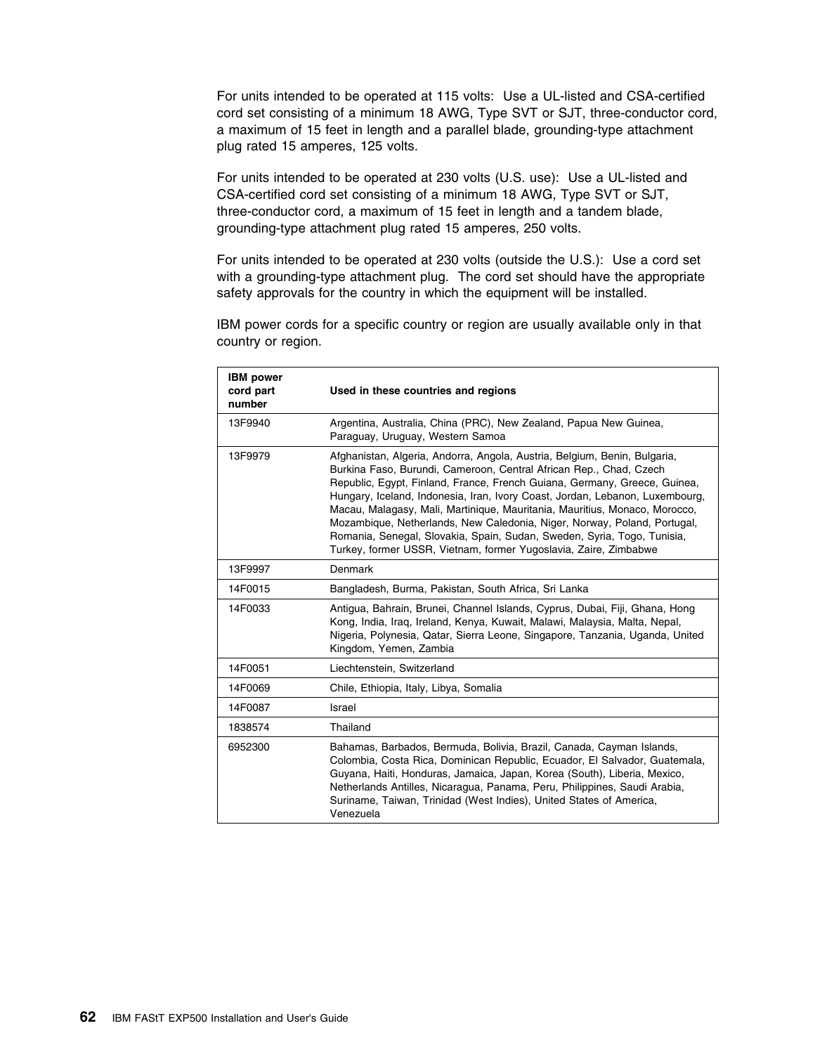For units intended to be operated at 115 volts: Use a UL-listed and CSA-certified cord set consisting of a minimum 18 AWG, Type SVT or SJT, three-conductor cord, a maximum of 15 feet in length and a parallel blade, grounding-type attachment plug rated 15 amperes, 125 volts.

For units intended to be operated at 230 volts (U.S. use): Use a UL-listed and CSA-certified cord set consisting of a minimum 18 AWG, Type SVT or SJT, three-conductor cord, a maximum of 15 feet in length and a tandem blade, grounding-type attachment plug rated 15 amperes, 250 volts.

For units intended to be operated at 230 volts (outside the U.S.): Use a cord set with a grounding-type attachment plug. The cord set should have the appropriate safety approvals for the country in which the equipment will be installed.

IBM power cords for a specific country or region are usually available only in that country or region.

| IBM power cord part number | Used in these countries and regions |
|---|---|
| 13F9940 | Argentina, Australia, China (PRC), New Zealand, Papua New Guinea, Paraguay, Uruguay, Western Samoa |
| 13F9979 | Afghanistan, Algeria, Andorra, Angola, Austria, Belgium, Benin, Bulgaria, Burkina Faso, Burundi, Cameroon, Central African Rep., Chad, Czech Republic, Egypt, Finland, France, French Guiana, Germany, Greece, Guinea, Hungary, Iceland, Indonesia, Iran, Ivory Coast, Jordan, Lebanon, Luxembourg, Macau, Malagasy, Mali, Martinique, Mauritania, Mauritius, Monaco, Morocco, Mozambique, Netherlands, New Caledonia, Niger, Norway, Poland, Portugal, Romania, Senegal, Slovakia, Spain, Sudan, Sweden, Syria, Togo, Tunisia, Turkey, former USSR, Vietnam, former Yugoslavia, Zaire, Zimbabwe |
| 13F9997 | Denmark |
| 14F0015 | Bangladesh, Burma, Pakistan, South Africa, Sri Lanka |
| 14F0033 | Antigua, Bahrain, Brunei, Channel Islands, Cyprus, Dubai, Fiji, Ghana, Hong Kong, India, Iraq, Ireland, Kenya, Kuwait, Malawi, Malaysia, Malta, Nepal, Nigeria, Polynesia, Qatar, Sierra Leone, Singapore, Tanzania, Uganda, United Kingdom, Yemen, Zambia |
| 14F0051 | Liechtenstein, Switzerland |
| 14F0069 | Chile, Ethiopia, Italy, Libya, Somalia |
| 14F0087 | Israel |
| 1838574 | Thailand |
| 6952300 | Bahamas, Barbados, Bermuda, Bolivia, Brazil, Canada, Cayman Islands, Colombia, Costa Rica, Dominican Republic, Ecuador, El Salvador, Guatemala, Guyana, Haiti, Honduras, Jamaica, Japan, Korea (South), Liberia, Mexico, Netherlands Antilles, Nicaragua, Panama, Peru, Philippines, Saudi Arabia, Suriname, Taiwan, Trinidad (West Indies), United States of America, Venezuela |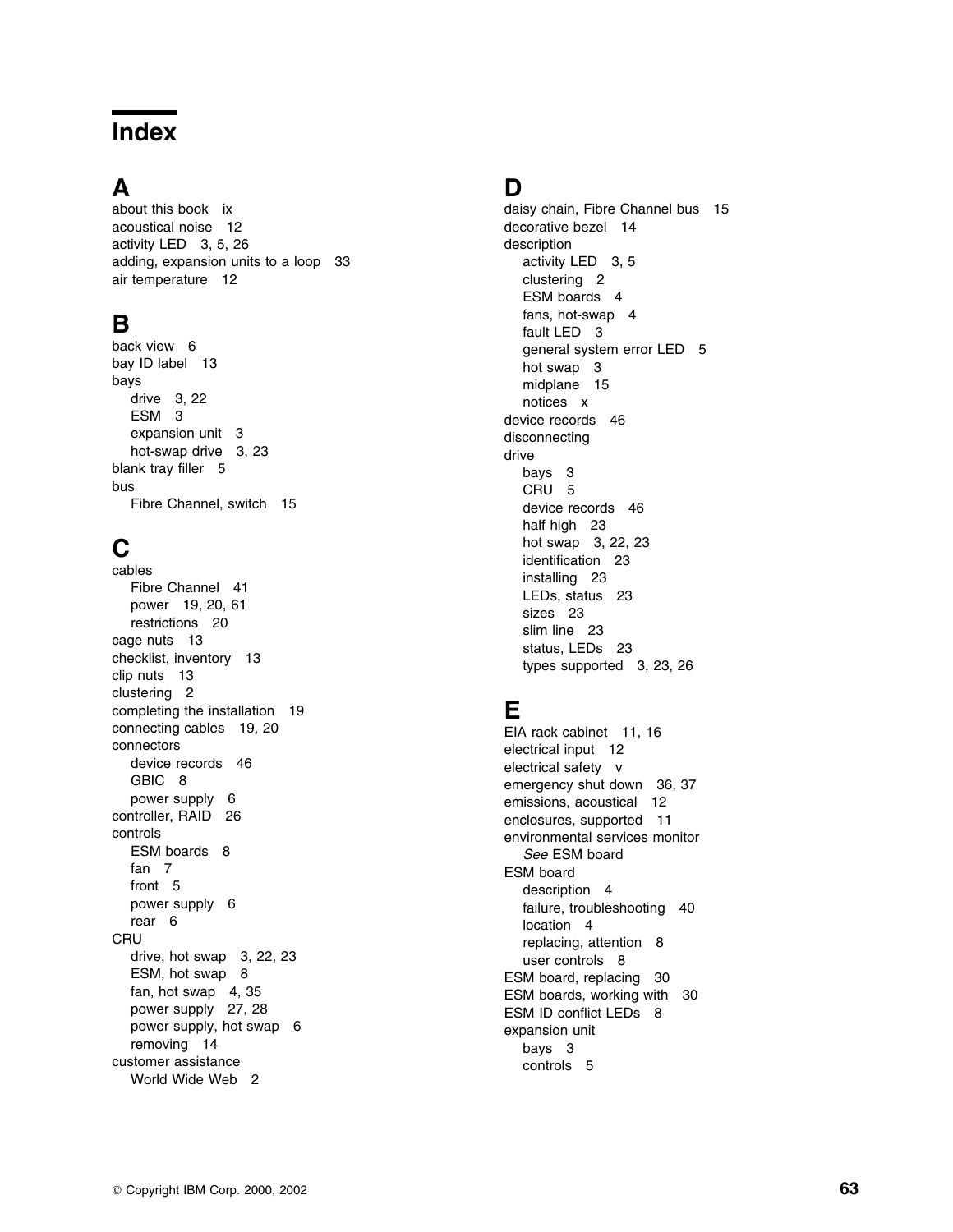# Index

## A

about this book ix
acoustical noise 12
activity LED 3, 5, 26
adding, expansion units to a loop 33
air temperature 12

## B

back view 6
bay ID label 13
bays
- drive 3, 22
- ESM 3
- expansion unit 3
- hot-swap drive 3, 23

blank tray filler 5
bus
- Fibre Channel, switch 15

## C

cables
- Fibre Channel 41
- power 19, 20, 61
- restrictions 20

cage nuts 13
checklist, inventory 13
clip nuts 13
clustering 2
completing the installation 19
connecting cables 19, 20
connectors
- device records 46
- GBIC 8
- power supply 6

controller, RAID 26
controls
- ESM boards 8
- fan 7
- front 5
- power supply 6
- rear 6

CRU
- drive, hot swap 3, 22, 23
- ESM, hot swap 8
- fan, hot swap 4, 35
- power supply 27, 28
- power supply, hot swap 6
- removing 14

customer assistance
- World Wide Web 2

## D

daisy chain, Fibre Channel bus 15
decorative bezel 14
description
- activity LED 3, 5
- clustering 2
- ESM boards 4
- fans, hot-swap 4
- fault LED 3
- general system error LED 5
- hot swap 3
- midplane 15
- notices x

device records 46
disconnecting
drive
- bays 3
- CRU 5
- device records 46
- half high 23
- hot swap 3, 22, 23
- identification 23
- installing 23
- LEDs, status 23
- sizes 23
- slim line 23
- status, LEDs 23
- types supported 3, 23, 26

## E

EIA rack cabinet 11, 16
electrical input 12
electrical safety v
emergency shut down 36, 37
emissions, acoustical 12
enclosures, supported 11
environmental services monitor
- *See* ESM board

ESM board
- description 4
- failure, troubleshooting 40
- location 4
- replacing, attention 8
- user controls 8

ESM board, replacing 30
ESM boards, working with 30
ESM ID conflict LEDs 8
expansion unit
- bays 3
- controls 5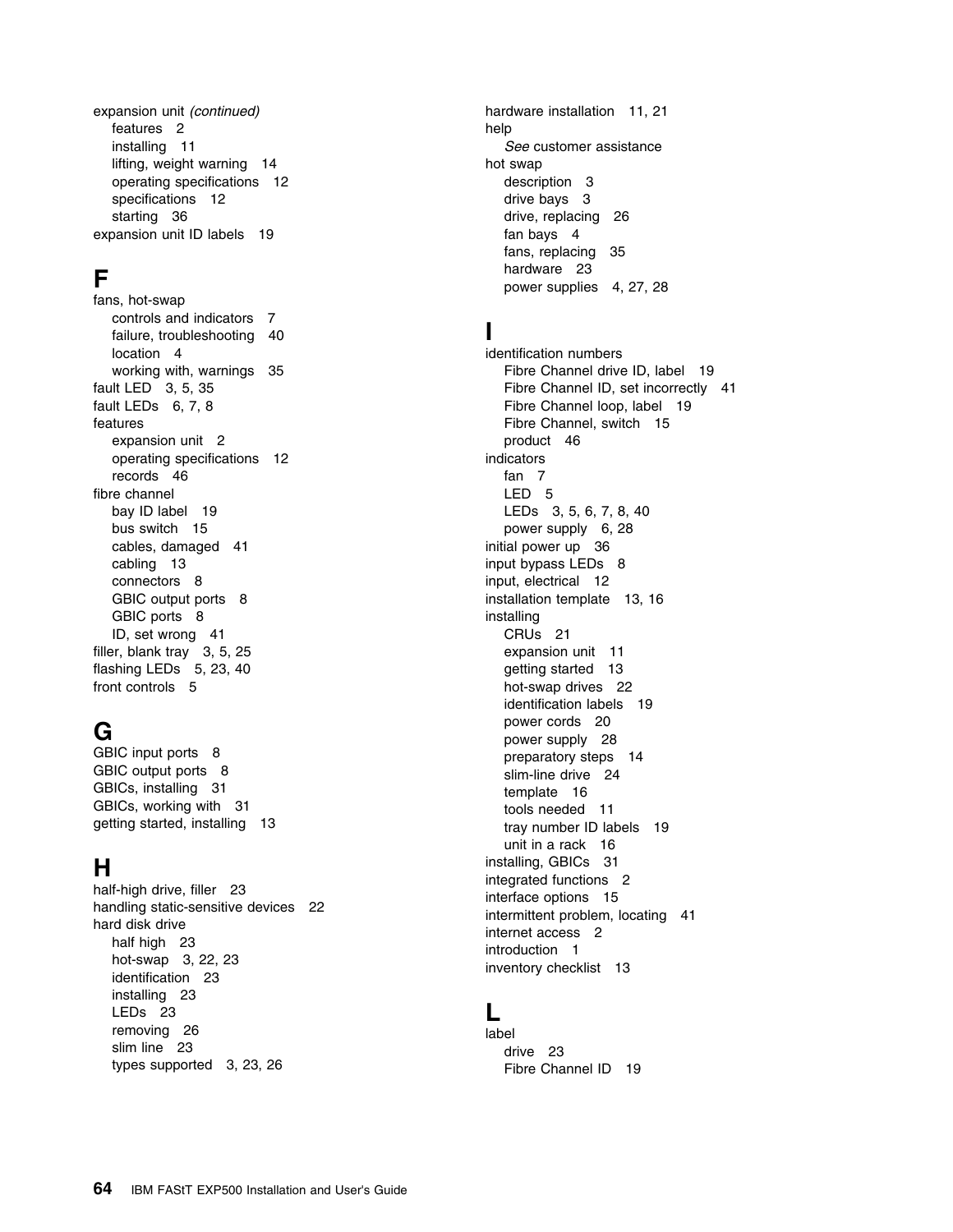expansion unit *(continued)*
- features 2
- installing 11
- lifting, weight warning 14
- operating specifications 12
- specifications 12
- starting 36

expansion unit ID labels 19

## F

fans, hot-swap
- controls and indicators 7
- failure, troubleshooting 40
- location 4
- working with, warnings 35

fault LED 3, 5, 35

fault LEDs 6, 7, 8

features
- expansion unit 2
- operating specifications 12
- records 46

fibre channel
- bay ID label 19
- bus switch 15
- cables, damaged 41
- cabling 13
- connectors 8
- GBIC output ports 8
- GBIC ports 8
- ID, set wrong 41

filler, blank tray 3, 5, 25

flashing LEDs 5, 23, 40

front controls 5

## G

GBIC input ports 8

GBIC output ports 8

GBICs, installing 31

GBICs, working with 31

getting started, installing 13

## H

half-high drive, filler 23

handling static-sensitive devices 22

hard disk drive
- half high 23
- hot-swap 3, 22, 23
- identification 23
- installing 23
- LEDs 23
- removing 26
- slim line 23
- types supported 3, 23, 26

hardware installation 11, 21

help
- *See* customer assistance

hot swap
- description 3
- drive bays 3
- drive, replacing 26
- fan bays 4
- fans, replacing 35
- hardware 23
- power supplies 4, 27, 28

## I

identification numbers
- Fibre Channel drive ID, label 19
- Fibre Channel ID, set incorrectly 41
- Fibre Channel loop, label 19
- Fibre Channel, switch 15
- product 46

indicators
- fan 7
- LED 5
- LEDs 3, 5, 6, 7, 8, 40
- power supply 6, 28

initial power up 36

input bypass LEDs 8

input, electrical 12

installation template 13, 16

installing
- CRUs 21
- expansion unit 11
- getting started 13
- hot-swap drives 22
- identification labels 19
- power cords 20
- power supply 28
- preparatory steps 14
- slim-line drive 24
- template 16
- tools needed 11
- tray number ID labels 19
- unit in a rack 16

installing, GBICs 31

integrated functions 2

interface options 15

intermittent problem, locating 41

internet access 2

introduction 1

inventory checklist 13

## L

label
- drive 23
- Fibre Channel ID 19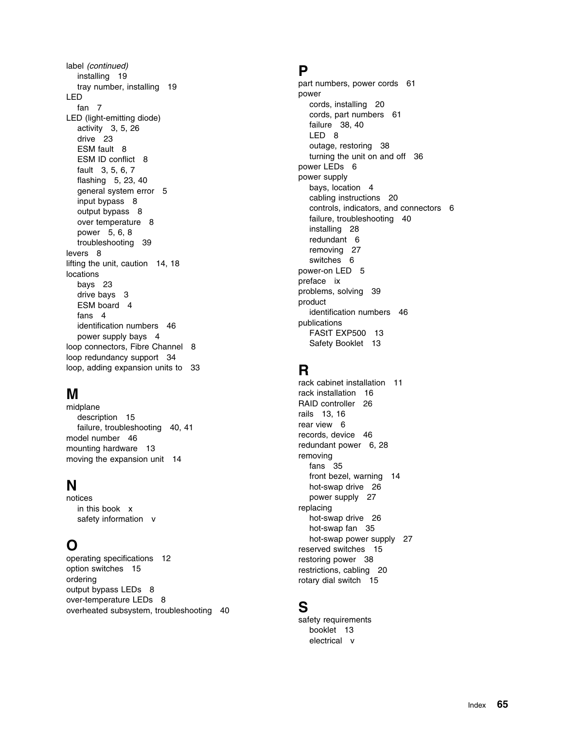label *(continued)*
- installing 19
- tray number, installing 19

LED
- fan 7

LED (light-emitting diode)
- activity 3, 5, 26
- drive 23
- ESM fault 8
- ESM ID conflict 8
- fault 3, 5, 6, 7
- flashing 5, 23, 40
- general system error 5
- input bypass 8
- output bypass 8
- over temperature 8
- power 5, 6, 8
- troubleshooting 39

levers 8
lifting the unit, caution 14, 18
locations
- bays 23
- drive bays 3
- ESM board 4
- fans 4
- identification numbers 46
- power supply bays 4

loop connectors, Fibre Channel 8
loop redundancy support 34
loop, adding expansion units to 33

## M

midplane
- description 15
- failure, troubleshooting 40, 41

model number 46
mounting hardware 13
moving the expansion unit 14

## N

notices
- in this book x
- safety information v

## O

operating specifications 12
option switches 15
ordering
output bypass LEDs 8
over-temperature LEDs 8
overheated subsystem, troubleshooting 40

## P

part numbers, power cords 61
power
- cords, installing 20
- cords, part numbers 61
- failure 38, 40
- LED 8
- outage, restoring 38
- turning the unit on and off 36

power LEDs 6
power supply
- bays, location 4
- cabling instructions 20
- controls, indicators, and connectors 6
- failure, troubleshooting 40
- installing 28
- redundant 6
- removing 27
- switches 6

power-on LED 5
preface ix
problems, solving 39
product
- identification numbers 46

publications
- FAStT EXP500 13
- Safety Booklet 13

## R

rack cabinet installation 11
rack installation 16
RAID controller 26
rails 13, 16
rear view 6
records, device 46
redundant power 6, 28
removing
- fans 35
- front bezel, warning 14
- hot-swap drive 26
- power supply 27

replacing
- hot-swap drive 26
- hot-swap fan 35
- hot-swap power supply 27

reserved switches 15
restoring power 38
restrictions, cabling 20
rotary dial switch 15

## S

safety requirements
- booklet 13
- electrical v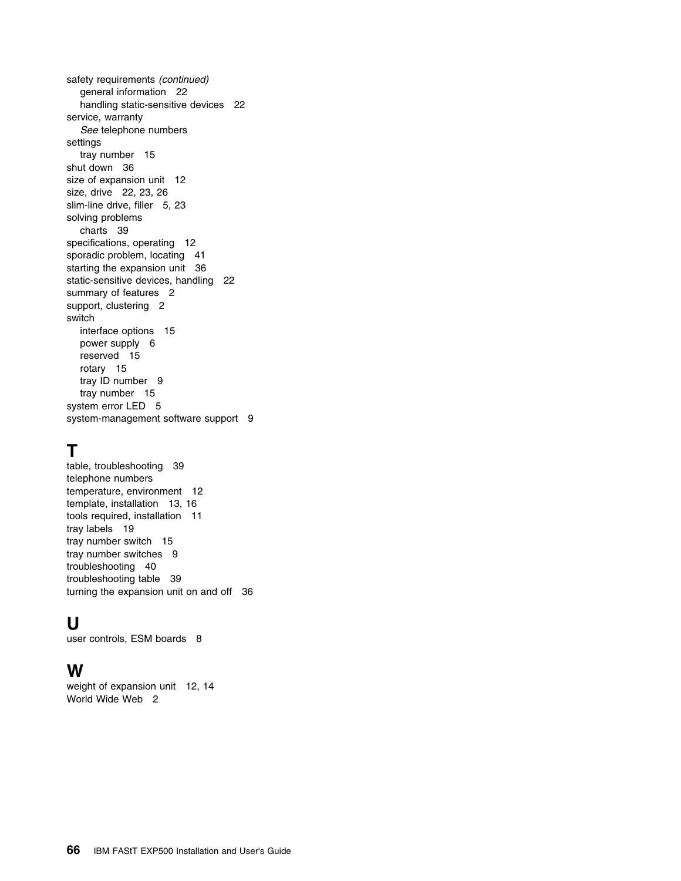safety requirements *(continued)*
 general information 22
 handling static-sensitive devices 22
service, warranty
 *See* telephone numbers
settings
 tray number 15
shut down 36
size of expansion unit 12
size, drive 22, 23, 26
slim-line drive, filler 5, 23
solving problems
 charts 39
specifications, operating 12
sporadic problem, locating 41
starting the expansion unit 36
static-sensitive devices, handling 22
summary of features 2
support, clustering 2
switch
 interface options 15
 power supply 6
 reserved 15
 rotary 15
 tray ID number 9
 tray number 15
system error LED 5
system-management software support 9

## T

table, troubleshooting 39
telephone numbers
temperature, environment 12
template, installation 13, 16
tools required, installation 11
tray labels 19
tray number switch 15
tray number switches 9
troubleshooting 40
troubleshooting table 39
turning the expansion unit on and off 36

## U

user controls, ESM boards 8

## W

weight of expansion unit 12, 14
World Wide Web 2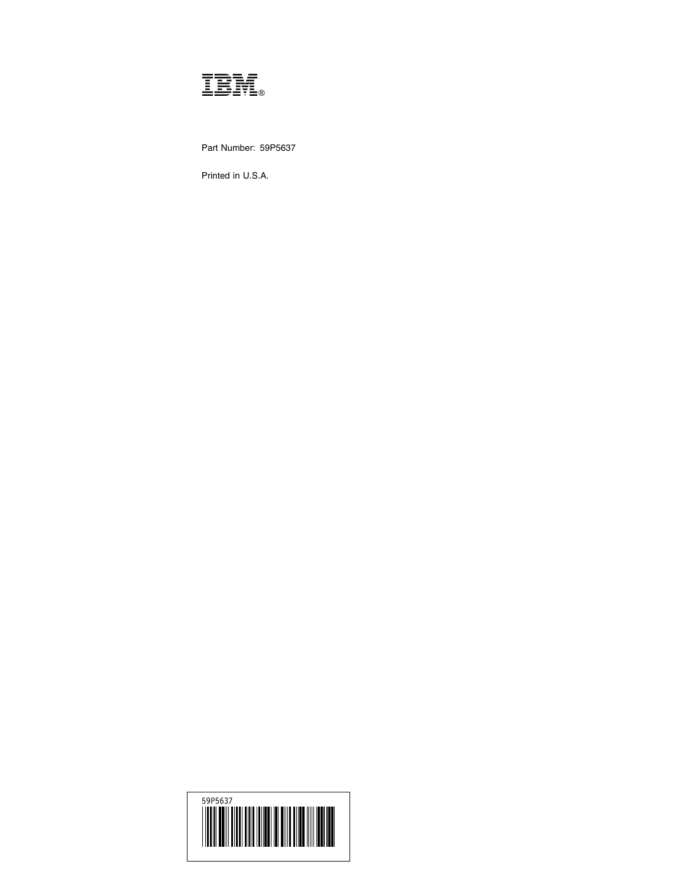IBM®

Part Number: 59P5637

Printed in U.S.A.

59P5637